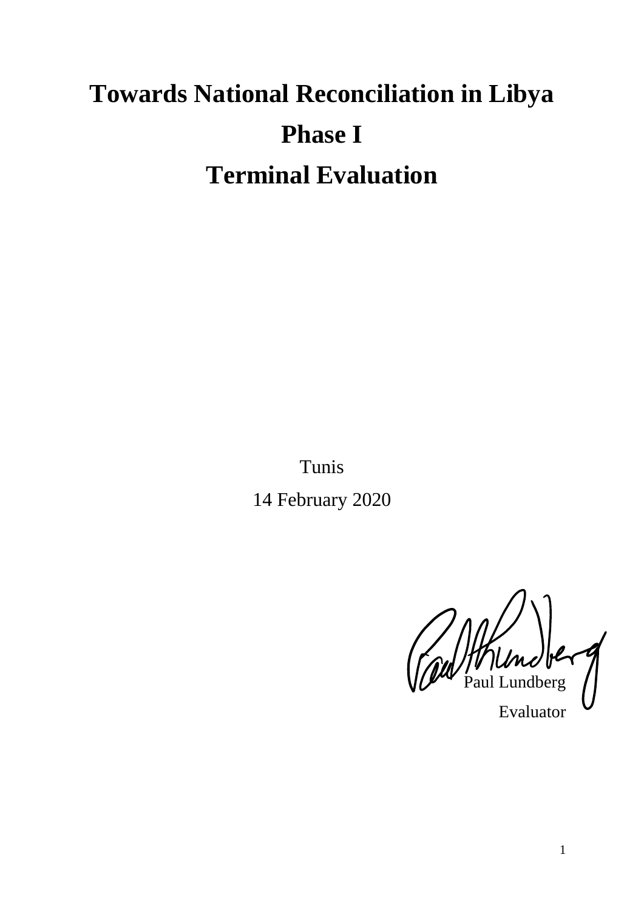# Towards National Reconciliation in Libya

# Phase I

# Terminal Evaluation

Tunis

14 February 2020

Paul Lundberg

Evaluator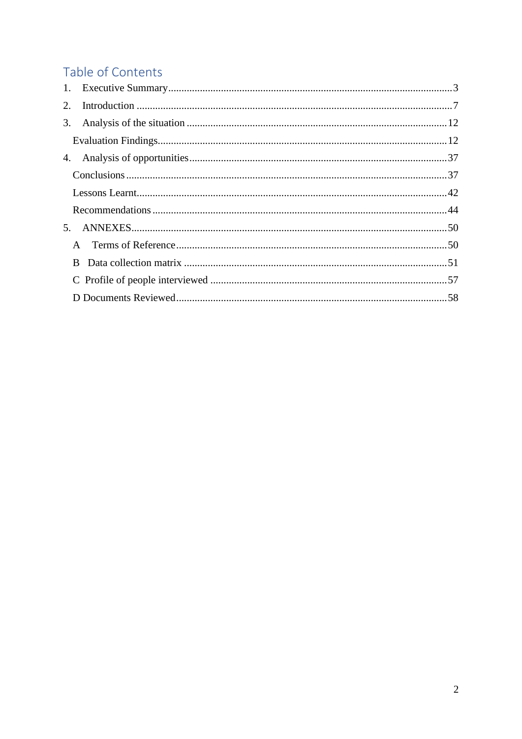# Table of Contents

1. Executive Summary ........ 3
2. Introduction ........ 7
3. Analysis of the situation ........ 12
   - Evaluation Findings ........ 12
4. Analysis of opportunities ........ 37
   - Conclusions ........ 37
   - Lessons Learnt ........ 42
   - Recommendations ........ 44
5. ANNEXES ........ 50
   - A Terms of Reference ........ 50
   - B Data collection matrix ........ 51
   - C Profile of people interviewed ........ 57
   - D Documents Reviewed ........ 58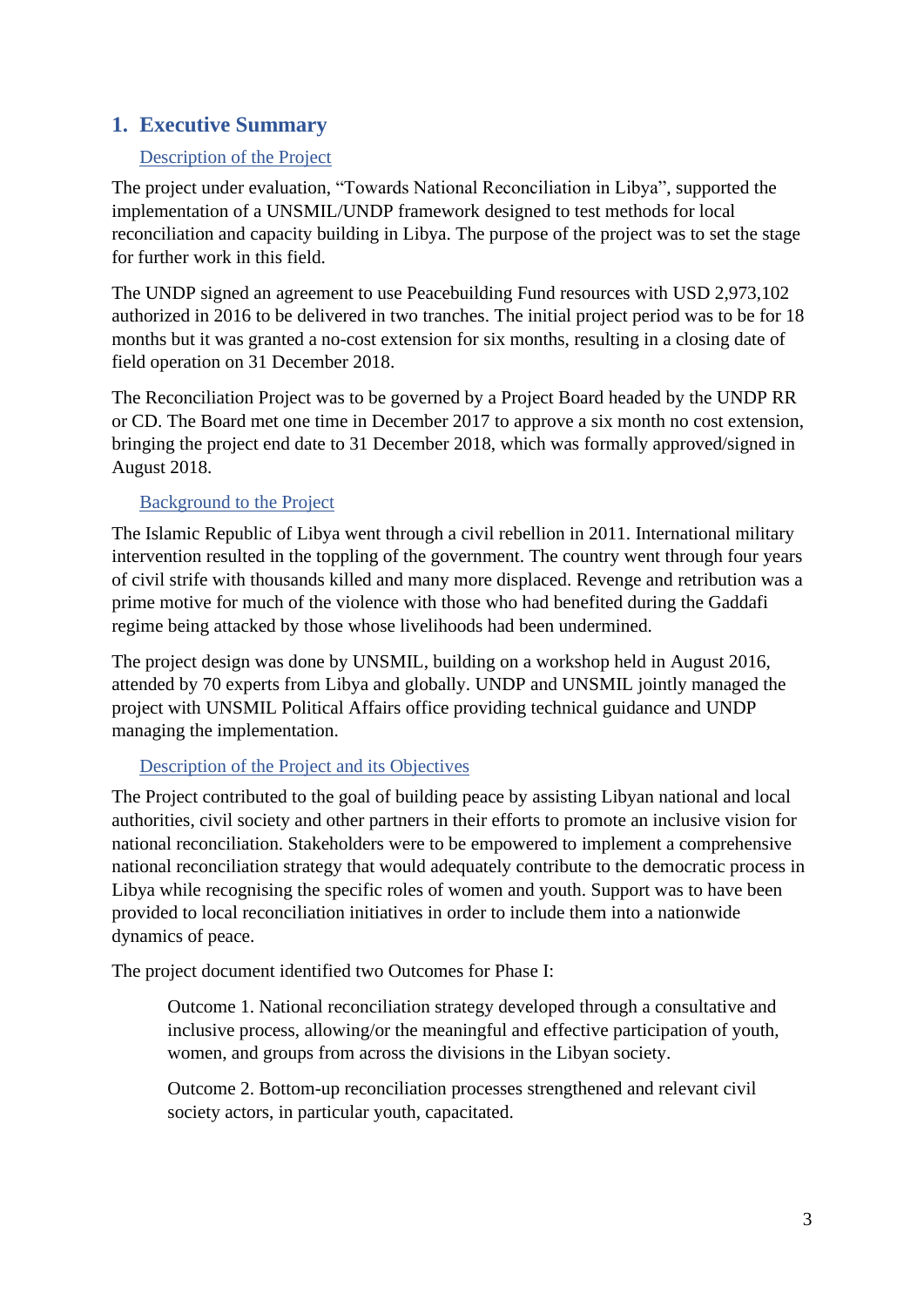# 1. Executive Summary

### Description of the Project

The project under evaluation, "Towards National Reconciliation in Libya", supported the implementation of a UNSMIL/UNDP framework designed to test methods for local reconciliation and capacity building in Libya. The purpose of the project was to set the stage for further work in this field.

The UNDP signed an agreement to use Peacebuilding Fund resources with USD 2,973,102 authorized in 2016 to be delivered in two tranches. The initial project period was to be for 18 months but it was granted a no-cost extension for six months, resulting in a closing date of field operation on 31 December 2018.

The Reconciliation Project was to be governed by a Project Board headed by the UNDP RR or CD. The Board met one time in December 2017 to approve a six month no cost extension, bringing the project end date to 31 December 2018, which was formally approved/signed in August 2018.

### Background to the Project

The Islamic Republic of Libya went through a civil rebellion in 2011. International military intervention resulted in the toppling of the government. The country went through four years of civil strife with thousands killed and many more displaced. Revenge and retribution was a prime motive for much of the violence with those who had benefited during the Gaddafi regime being attacked by those whose livelihoods had been undermined.

The project design was done by UNSMIL, building on a workshop held in August 2016, attended by 70 experts from Libya and globally. UNDP and UNSMIL jointly managed the project with UNSMIL Political Affairs office providing technical guidance and UNDP managing the implementation.

### Description of the Project and its Objectives

The Project contributed to the goal of building peace by assisting Libyan national and local authorities, civil society and other partners in their efforts to promote an inclusive vision for national reconciliation. Stakeholders were to be empowered to implement a comprehensive national reconciliation strategy that would adequately contribute to the democratic process in Libya while recognising the specific roles of women and youth. Support was to have been provided to local reconciliation initiatives in order to include them into a nationwide dynamics of peace.

The project document identified two Outcomes for Phase I:

> Outcome 1. National reconciliation strategy developed through a consultative and inclusive process, allowing/or the meaningful and effective participation of youth, women, and groups from across the divisions in the Libyan society.
>
> Outcome 2. Bottom-up reconciliation processes strengthened and relevant civil society actors, in particular youth, capacitated.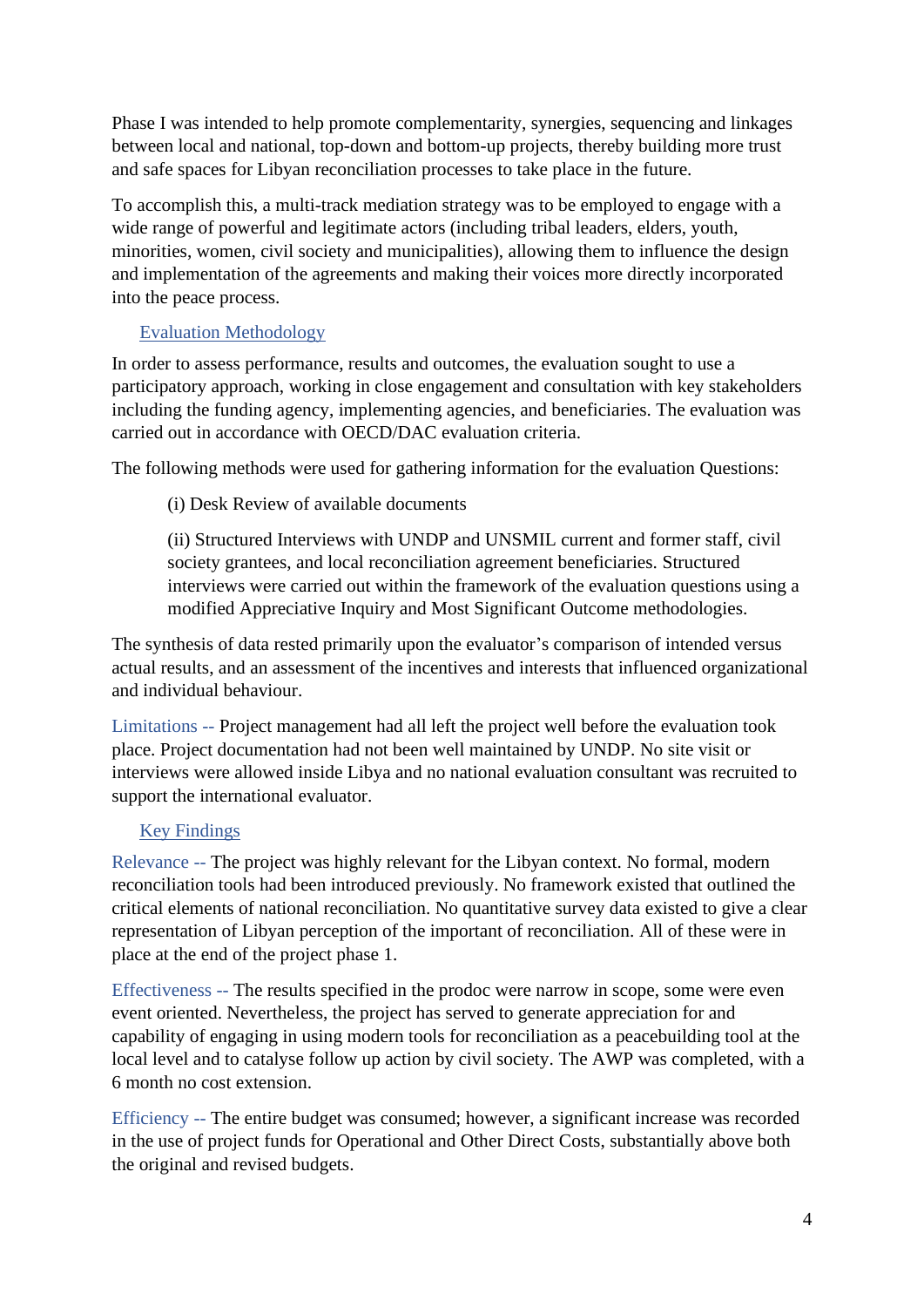Phase I was intended to help promote complementarity, synergies, sequencing and linkages between local and national, top-down and bottom-up projects, thereby building more trust and safe spaces for Libyan reconciliation processes to take place in the future.

To accomplish this, a multi-track mediation strategy was to be employed to engage with a wide range of powerful and legitimate actors (including tribal leaders, elders, youth, minorities, women, civil society and municipalities), allowing them to influence the design and implementation of the agreements and making their voices more directly incorporated into the peace process.

### Evaluation Methodology

In order to assess performance, results and outcomes, the evaluation sought to use a participatory approach, working in close engagement and consultation with key stakeholders including the funding agency, implementing agencies, and beneficiaries. The evaluation was carried out in accordance with OECD/DAC evaluation criteria.

The following methods were used for gathering information for the evaluation Questions:

(i) Desk Review of available documents

(ii) Structured Interviews with UNDP and UNSMIL current and former staff, civil society grantees, and local reconciliation agreement beneficiaries. Structured interviews were carried out within the framework of the evaluation questions using a modified Appreciative Inquiry and Most Significant Outcome methodologies.

The synthesis of data rested primarily upon the evaluator's comparison of intended versus actual results, and an assessment of the incentives and interests that influenced organizational and individual behaviour.

Limitations -- Project management had all left the project well before the evaluation took place. Project documentation had not been well maintained by UNDP. No site visit or interviews were allowed inside Libya and no national evaluation consultant was recruited to support the international evaluator.

### Key Findings

Relevance -- The project was highly relevant for the Libyan context. No formal, modern reconciliation tools had been introduced previously. No framework existed that outlined the critical elements of national reconciliation. No quantitative survey data existed to give a clear representation of Libyan perception of the important of reconciliation. All of these were in place at the end of the project phase 1.

Effectiveness -- The results specified in the prodoc were narrow in scope, some were even event oriented. Nevertheless, the project has served to generate appreciation for and capability of engaging in using modern tools for reconciliation as a peacebuilding tool at the local level and to catalyse follow up action by civil society. The AWP was completed, with a 6 month no cost extension.

Efficiency -- The entire budget was consumed; however, a significant increase was recorded in the use of project funds for Operational and Other Direct Costs, substantially above both the original and revised budgets.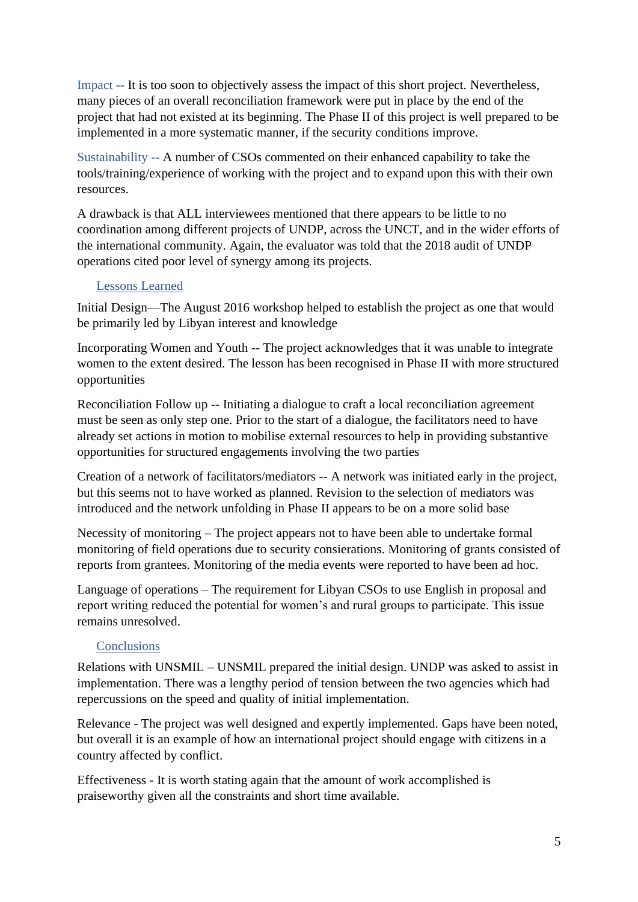Impact -- It is too soon to objectively assess the impact of this short project. Nevertheless, many pieces of an overall reconciliation framework were put in place by the end of the project that had not existed at its beginning. The Phase II of this project is well prepared to be implemented in a more systematic manner, if the security conditions improve.

Sustainability -- A number of CSOs commented on their enhanced capability to take the tools/training/experience of working with the project and to expand upon this with their own resources.

A drawback is that ALL interviewees mentioned that there appears to be little to no coordination among different projects of UNDP, across the UNCT, and in the wider efforts of the international community. Again, the evaluator was told that the 2018 audit of UNDP operations cited poor level of synergy among its projects.

## Lessons Learned

Initial Design—The August 2016 workshop helped to establish the project as one that would be primarily led by Libyan interest and knowledge

Incorporating Women and Youth -- The project acknowledges that it was unable to integrate women to the extent desired. The lesson has been recognised in Phase II with more structured opportunities

Reconciliation Follow up -- Initiating a dialogue to craft a local reconciliation agreement must be seen as only step one. Prior to the start of a dialogue, the facilitators need to have already set actions in motion to mobilise external resources to help in providing substantive opportunities for structured engagements involving the two parties

Creation of a network of facilitators/mediators -- A network was initiated early in the project, but this seems not to have worked as planned. Revision to the selection of mediators was introduced and the network unfolding in Phase II appears to be on a more solid base

Necessity of monitoring – The project appears not to have been able to undertake formal monitoring of field operations due to security consierations. Monitoring of grants consisted of reports from grantees. Monitoring of the media events were reported to have been ad hoc.

Language of operations – The requirement for Libyan CSOs to use English in proposal and report writing reduced the potential for women's and rural groups to participate. This issue remains unresolved.

## Conclusions

Relations with UNSMIL – UNSMIL prepared the initial design. UNDP was asked to assist in implementation. There was a lengthy period of tension between the two agencies which had repercussions on the speed and quality of initial implementation.

Relevance - The project was well designed and expertly implemented. Gaps have been noted, but overall it is an example of how an international project should engage with citizens in a country affected by conflict.

Effectiveness - It is worth stating again that the amount of work accomplished is praiseworthy given all the constraints and short time available.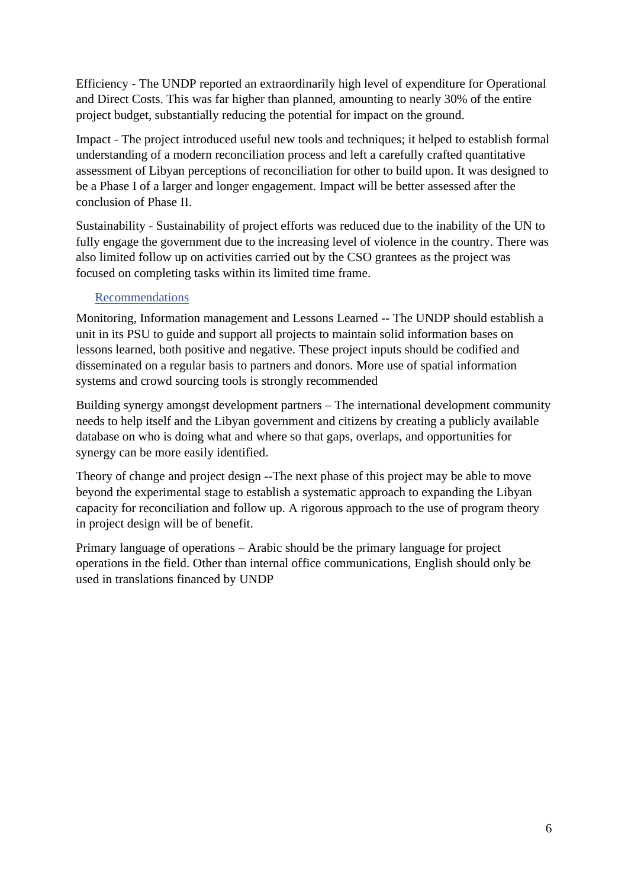Efficiency - The UNDP reported an extraordinarily high level of expenditure for Operational and Direct Costs. This was far higher than planned, amounting to nearly 30% of the entire project budget, substantially reducing the potential for impact on the ground.

Impact - The project introduced useful new tools and techniques; it helped to establish formal understanding of a modern reconciliation process and left a carefully crafted quantitative assessment of Libyan perceptions of reconciliation for other to build upon. It was designed to be a Phase I of a larger and longer engagement. Impact will be better assessed after the conclusion of Phase II.

Sustainability - Sustainability of project efforts was reduced due to the inability of the UN to fully engage the government due to the increasing level of violence in the country. There was also limited follow up on activities carried out by the CSO grantees as the project was focused on completing tasks within its limited time frame.

## Recommendations

Monitoring, Information management and Lessons Learned -- The UNDP should establish a unit in its PSU to guide and support all projects to maintain solid information bases on lessons learned, both positive and negative. These project inputs should be codified and disseminated on a regular basis to partners and donors. More use of spatial information systems and crowd sourcing tools is strongly recommended

Building synergy amongst development partners – The international development community needs to help itself and the Libyan government and citizens by creating a publicly available database on who is doing what and where so that gaps, overlaps, and opportunities for synergy can be more easily identified.

Theory of change and project design --The next phase of this project may be able to move beyond the experimental stage to establish a systematic approach to expanding the Libyan capacity for reconciliation and follow up. A rigorous approach to the use of program theory in project design will be of benefit.

Primary language of operations – Arabic should be the primary language for project operations in the field. Other than internal office communications, English should only be used in translations financed by UNDP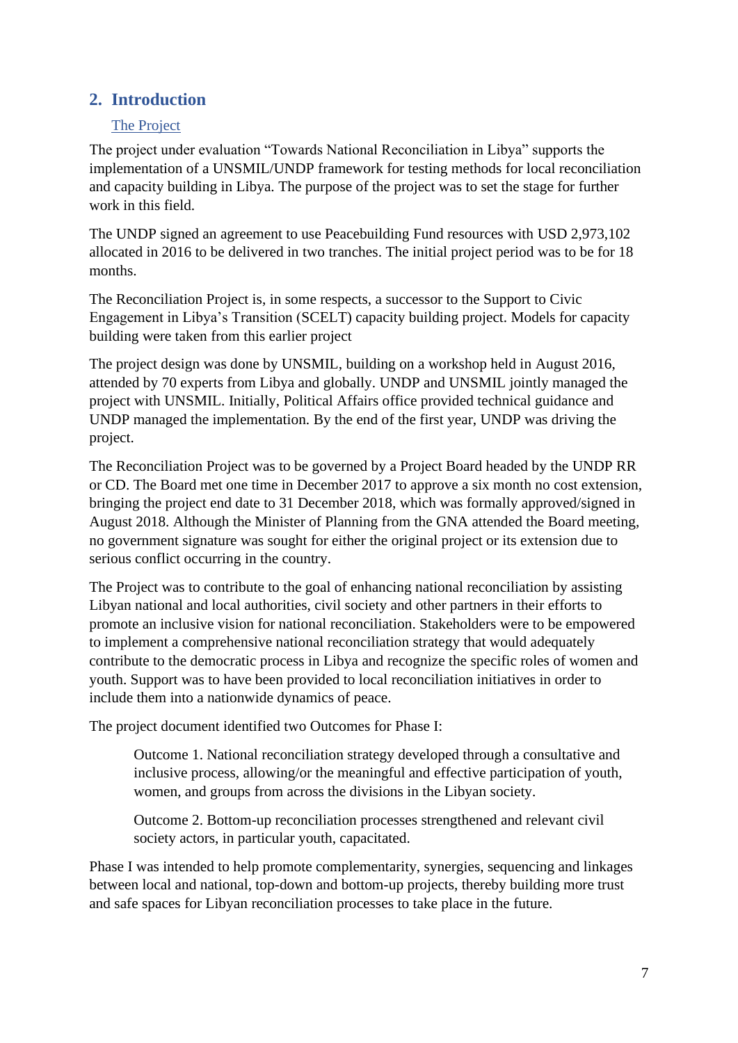## 2. Introduction

### The Project

The project under evaluation "Towards National Reconciliation in Libya" supports the implementation of a UNSMIL/UNDP framework for testing methods for local reconciliation and capacity building in Libya. The purpose of the project was to set the stage for further work in this field.

The UNDP signed an agreement to use Peacebuilding Fund resources with USD 2,973,102 allocated in 2016 to be delivered in two tranches. The initial project period was to be for 18 months.

The Reconciliation Project is, in some respects, a successor to the Support to Civic Engagement in Libya's Transition (SCELT) capacity building project. Models for capacity building were taken from this earlier project

The project design was done by UNSMIL, building on a workshop held in August 2016, attended by 70 experts from Libya and globally. UNDP and UNSMIL jointly managed the project with UNSMIL. Initially, Political Affairs office provided technical guidance and UNDP managed the implementation. By the end of the first year, UNDP was driving the project.

The Reconciliation Project was to be governed by a Project Board headed by the UNDP RR or CD. The Board met one time in December 2017 to approve a six month no cost extension, bringing the project end date to 31 December 2018, which was formally approved/signed in August 2018. Although the Minister of Planning from the GNA attended the Board meeting, no government signature was sought for either the original project or its extension due to serious conflict occurring in the country.

The Project was to contribute to the goal of enhancing national reconciliation by assisting Libyan national and local authorities, civil society and other partners in their efforts to promote an inclusive vision for national reconciliation. Stakeholders were to be empowered to implement a comprehensive national reconciliation strategy that would adequately contribute to the democratic process in Libya and recognize the specific roles of women and youth. Support was to have been provided to local reconciliation initiatives in order to include them into a nationwide dynamics of peace.

The project document identified two Outcomes for Phase I:

> Outcome 1. National reconciliation strategy developed through a consultative and inclusive process, allowing/or the meaningful and effective participation of youth, women, and groups from across the divisions in the Libyan society.
>
> Outcome 2. Bottom-up reconciliation processes strengthened and relevant civil society actors, in particular youth, capacitated.

Phase I was intended to help promote complementarity, synergies, sequencing and linkages between local and national, top-down and bottom-up projects, thereby building more trust and safe spaces for Libyan reconciliation processes to take place in the future.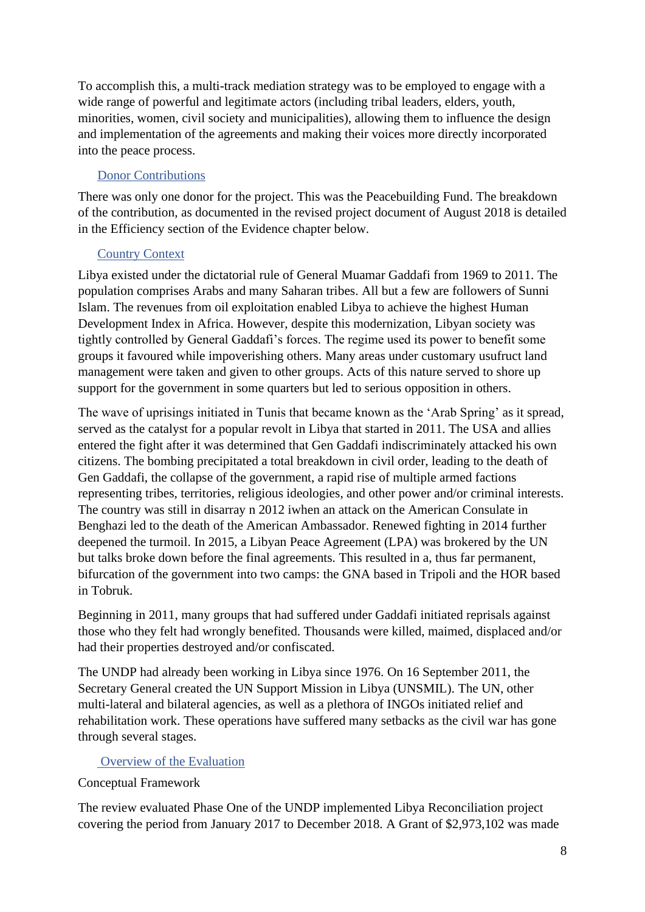To accomplish this, a multi-track mediation strategy was to be employed to engage with a wide range of powerful and legitimate actors (including tribal leaders, elders, youth, minorities, women, civil society and municipalities), allowing them to influence the design and implementation of the agreements and making their voices more directly incorporated into the peace process.

### Donor Contributions

There was only one donor for the project. This was the Peacebuilding Fund. The breakdown of the contribution, as documented in the revised project document of August 2018 is detailed in the Efficiency section of the Evidence chapter below.

### Country Context

Libya existed under the dictatorial rule of General Muamar Gaddafi from 1969 to 2011. The population comprises Arabs and many Saharan tribes. All but a few are followers of Sunni Islam. The revenues from oil exploitation enabled Libya to achieve the highest Human Development Index in Africa. However, despite this modernization, Libyan society was tightly controlled by General Gaddafi's forces. The regime used its power to benefit some groups it favoured while impoverishing others. Many areas under customary usufruct land management were taken and given to other groups. Acts of this nature served to shore up support for the government in some quarters but led to serious opposition in others.

The wave of uprisings initiated in Tunis that became known as the 'Arab Spring' as it spread, served as the catalyst for a popular revolt in Libya that started in 2011. The USA and allies entered the fight after it was determined that Gen Gaddafi indiscriminately attacked his own citizens. The bombing precipitated a total breakdown in civil order, leading to the death of Gen Gaddafi, the collapse of the government, a rapid rise of multiple armed factions representing tribes, territories, religious ideologies, and other power and/or criminal interests. The country was still in disarray n 2012 iwhen an attack on the American Consulate in Benghazi led to the death of the American Ambassador. Renewed fighting in 2014 further deepened the turmoil. In 2015, a Libyan Peace Agreement (LPA) was brokered by the UN but talks broke down before the final agreements. This resulted in a, thus far permanent, bifurcation of the government into two camps: the GNA based in Tripoli and the HOR based in Tobruk.

Beginning in 2011, many groups that had suffered under Gaddafi initiated reprisals against those who they felt had wrongly benefited. Thousands were killed, maimed, displaced and/or had their properties destroyed and/or confiscated.

The UNDP had already been working in Libya since 1976. On 16 September 2011, the Secretary General created the UN Support Mission in Libya (UNSMIL). The UN, other multi-lateral and bilateral agencies, as well as a plethora of INGOs initiated relief and rehabilitation work. These operations have suffered many setbacks as the civil war has gone through several stages.

### Overview of the Evaluation

Conceptual Framework

The review evaluated Phase One of the UNDP implemented Libya Reconciliation project covering the period from January 2017 to December 2018. A Grant of $2,973,102 was made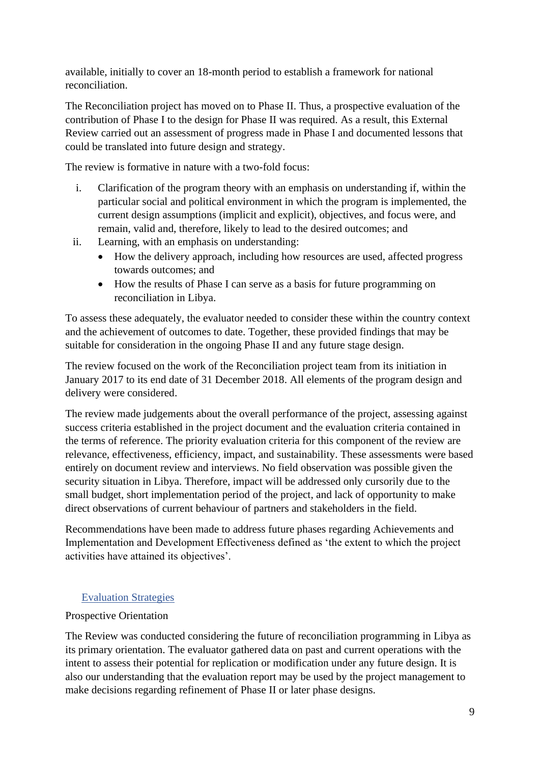available, initially to cover an 18-month period to establish a framework for national reconciliation.

The Reconciliation project has moved on to Phase II. Thus, a prospective evaluation of the contribution of Phase I to the design for Phase II was required. As a result, this External Review carried out an assessment of progress made in Phase I and documented lessons that could be translated into future design and strategy.

The review is formative in nature with a two-fold focus:

i. Clarification of the program theory with an emphasis on understanding if, within the particular social and political environment in which the program is implemented, the current design assumptions (implicit and explicit), objectives, and focus were, and remain, valid and, therefore, likely to lead to the desired outcomes; and
ii. Learning, with an emphasis on understanding:
    - How the delivery approach, including how resources are used, affected progress towards outcomes; and
    - How the results of Phase I can serve as a basis for future programming on reconciliation in Libya.

To assess these adequately, the evaluator needed to consider these within the country context and the achievement of outcomes to date. Together, these provided findings that may be suitable for consideration in the ongoing Phase II and any future stage design.

The review focused on the work of the Reconciliation project team from its initiation in January 2017 to its end date of 31 December 2018. All elements of the program design and delivery were considered.

The review made judgements about the overall performance of the project, assessing against success criteria established in the project document and the evaluation criteria contained in the terms of reference. The priority evaluation criteria for this component of the review are relevance, effectiveness, efficiency, impact, and sustainability. These assessments were based entirely on document review and interviews. No field observation was possible given the security situation in Libya. Therefore, impact will be addressed only cursorily due to the small budget, short implementation period of the project, and lack of opportunity to make direct observations of current behaviour of partners and stakeholders in the field.

Recommendations have been made to address future phases regarding Achievements and Implementation and Development Effectiveness defined as 'the extent to which the project activities have attained its objectives'.

## Evaluation Strategies

### Prospective Orientation

The Review was conducted considering the future of reconciliation programming in Libya as its primary orientation. The evaluator gathered data on past and current operations with the intent to assess their potential for replication or modification under any future design. It is also our understanding that the evaluation report may be used by the project management to make decisions regarding refinement of Phase II or later phase designs.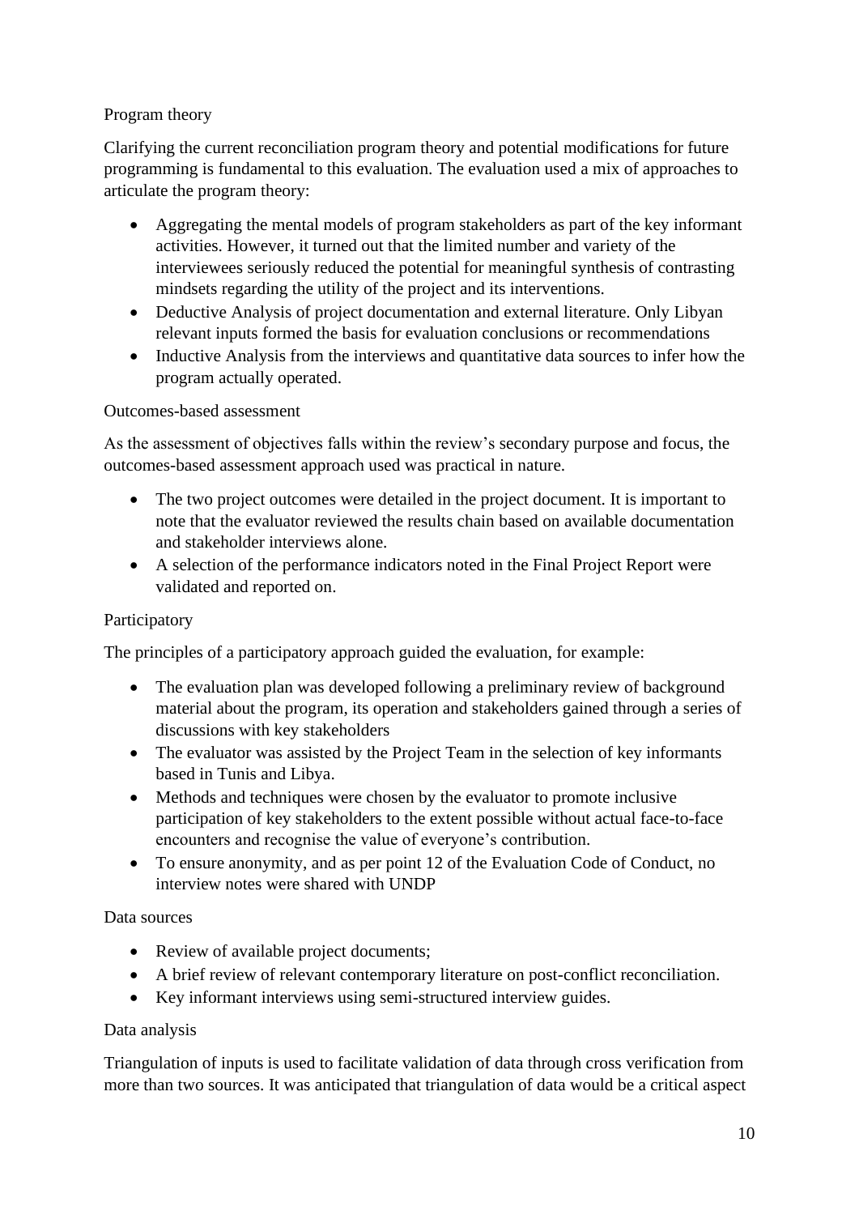Program theory

Clarifying the current reconciliation program theory and potential modifications for future programming is fundamental to this evaluation. The evaluation used a mix of approaches to articulate the program theory:

- Aggregating the mental models of program stakeholders as part of the key informant activities. However, it turned out that the limited number and variety of the interviewees seriously reduced the potential for meaningful synthesis of contrasting mindsets regarding the utility of the project and its interventions.
- Deductive Analysis of project documentation and external literature. Only Libyan relevant inputs formed the basis for evaluation conclusions or recommendations
- Inductive Analysis from the interviews and quantitative data sources to infer how the program actually operated.

Outcomes-based assessment

As the assessment of objectives falls within the review's secondary purpose and focus, the outcomes-based assessment approach used was practical in nature.

- The two project outcomes were detailed in the project document. It is important to note that the evaluator reviewed the results chain based on available documentation and stakeholder interviews alone.
- A selection of the performance indicators noted in the Final Project Report were validated and reported on.

Participatory

The principles of a participatory approach guided the evaluation, for example:

- The evaluation plan was developed following a preliminary review of background material about the program, its operation and stakeholders gained through a series of discussions with key stakeholders
- The evaluator was assisted by the Project Team in the selection of key informants based in Tunis and Libya.
- Methods and techniques were chosen by the evaluator to promote inclusive participation of key stakeholders to the extent possible without actual face-to-face encounters and recognise the value of everyone's contribution.
- To ensure anonymity, and as per point 12 of the Evaluation Code of Conduct, no interview notes were shared with UNDP

Data sources

- Review of available project documents;
- A brief review of relevant contemporary literature on post-conflict reconciliation.
- Key informant interviews using semi-structured interview guides.

Data analysis

Triangulation of inputs is used to facilitate validation of data through cross verification from more than two sources. It was anticipated that triangulation of data would be a critical aspect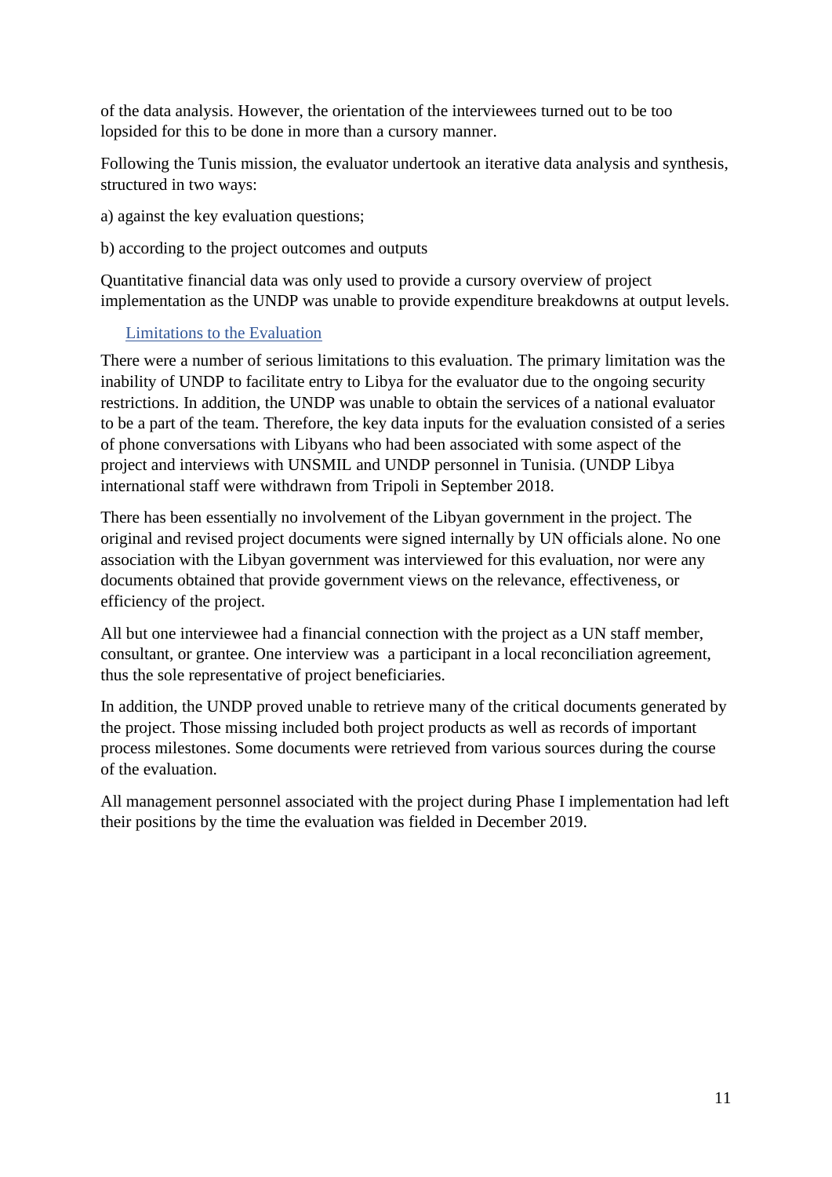of the data analysis. However, the orientation of the interviewees turned out to be too lopsided for this to be done in more than a cursory manner.

Following the Tunis mission, the evaluator undertook an iterative data analysis and synthesis, structured in two ways:

a) against the key evaluation questions;

b) according to the project outcomes and outputs

Quantitative financial data was only used to provide a cursory overview of project implementation as the UNDP was unable to provide expenditure breakdowns at output levels.

### Limitations to the Evaluation

There were a number of serious limitations to this evaluation. The primary limitation was the inability of UNDP to facilitate entry to Libya for the evaluator due to the ongoing security restrictions. In addition, the UNDP was unable to obtain the services of a national evaluator to be a part of the team. Therefore, the key data inputs for the evaluation consisted of a series of phone conversations with Libyans who had been associated with some aspect of the project and interviews with UNSMIL and UNDP personnel in Tunisia. (UNDP Libya international staff were withdrawn from Tripoli in September 2018.

There has been essentially no involvement of the Libyan government in the project. The original and revised project documents were signed internally by UN officials alone. No one association with the Libyan government was interviewed for this evaluation, nor were any documents obtained that provide government views on the relevance, effectiveness, or efficiency of the project.

All but one interviewee had a financial connection with the project as a UN staff member, consultant, or grantee. One interview was  a participant in a local reconciliation agreement, thus the sole representative of project beneficiaries.

In addition, the UNDP proved unable to retrieve many of the critical documents generated by the project. Those missing included both project products as well as records of important process milestones. Some documents were retrieved from various sources during the course of the evaluation.

All management personnel associated with the project during Phase I implementation had left their positions by the time the evaluation was fielded in December 2019.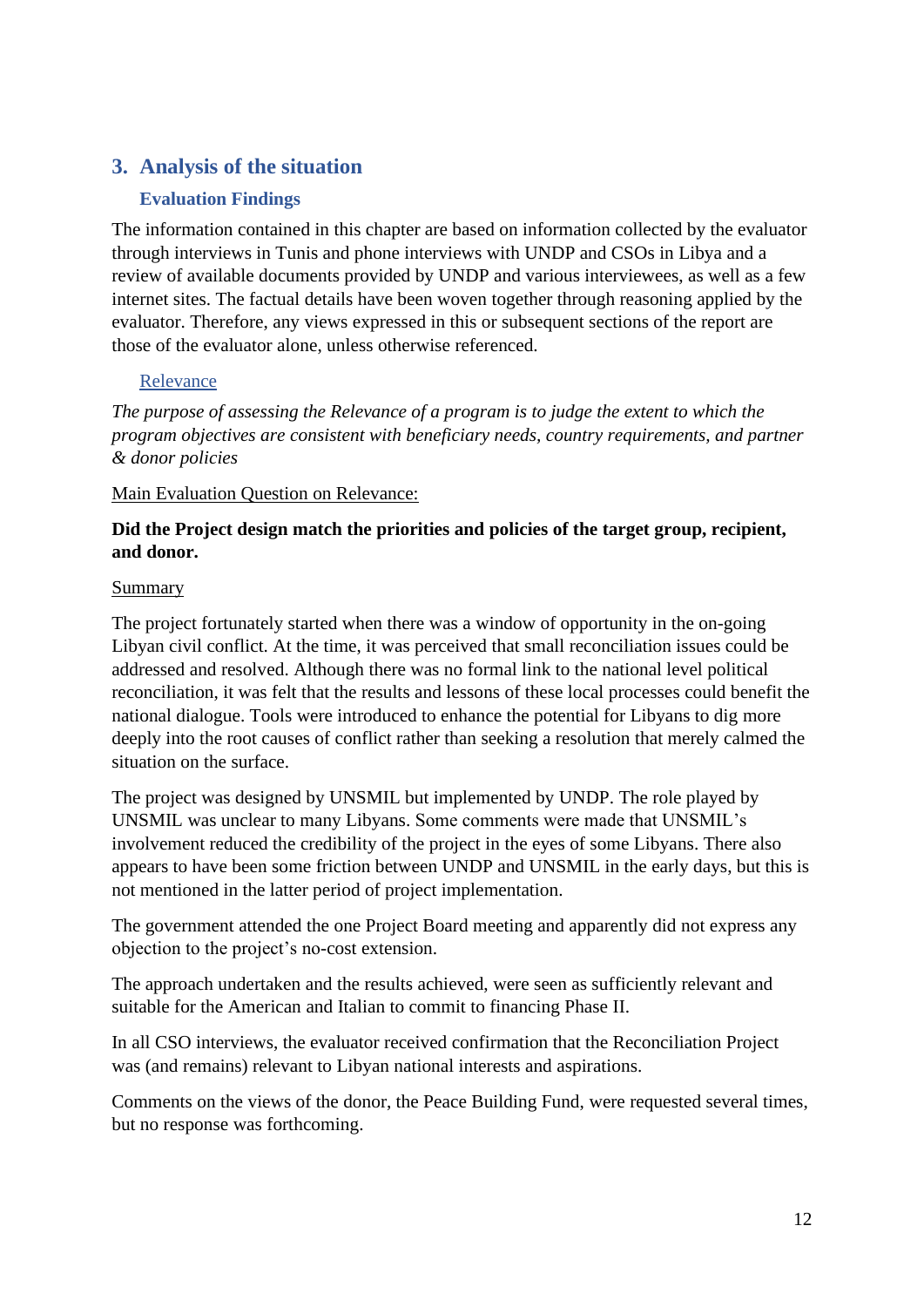## 3. Analysis of the situation

### Evaluation Findings

The information contained in this chapter are based on information collected by the evaluator through interviews in Tunis and phone interviews with UNDP and CSOs in Libya and a review of available documents provided by UNDP and various interviewees, as well as a few internet sites. The factual details have been woven together through reasoning applied by the evaluator. Therefore, any views expressed in this or subsequent sections of the report are those of the evaluator alone, unless otherwise referenced.

#### Relevance

*The purpose of assessing the Relevance of a program is to judge the extent to which the program objectives are consistent with beneficiary needs, country requirements, and partner & donor policies*

Main Evaluation Question on Relevance:

**Did the Project design match the priorities and policies of the target group, recipient, and donor.**

Summary

The project fortunately started when there was a window of opportunity in the on-going Libyan civil conflict. At the time, it was perceived that small reconciliation issues could be addressed and resolved. Although there was no formal link to the national level political reconciliation, it was felt that the results and lessons of these local processes could benefit the national dialogue. Tools were introduced to enhance the potential for Libyans to dig more deeply into the root causes of conflict rather than seeking a resolution that merely calmed the situation on the surface.

The project was designed by UNSMIL but implemented by UNDP. The role played by UNSMIL was unclear to many Libyans. Some comments were made that UNSMIL's involvement reduced the credibility of the project in the eyes of some Libyans. There also appears to have been some friction between UNDP and UNSMIL in the early days, but this is not mentioned in the latter period of project implementation.

The government attended the one Project Board meeting and apparently did not express any objection to the project's no-cost extension.

The approach undertaken and the results achieved, were seen as sufficiently relevant and suitable for the American and Italian to commit to financing Phase II.

In all CSO interviews, the evaluator received confirmation that the Reconciliation Project was (and remains) relevant to Libyan national interests and aspirations.

Comments on the views of the donor, the Peace Building Fund, were requested several times, but no response was forthcoming.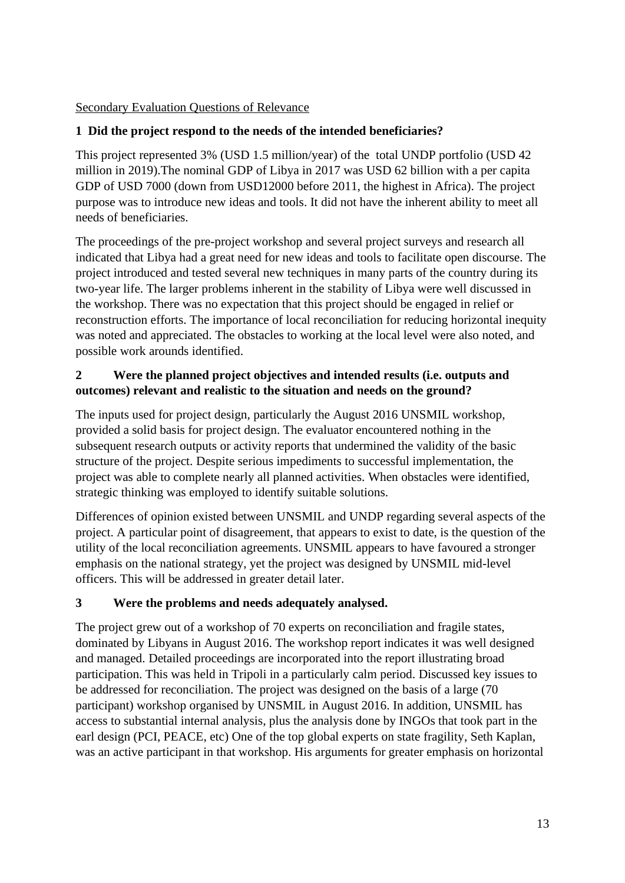<u>Secondary Evaluation Questions of Relevance</u>

**1 Did the project respond to the needs of the intended beneficiaries?**

This project represented 3% (USD 1.5 million/year) of the total UNDP portfolio (USD 42 million in 2019).The nominal GDP of Libya in 2017 was USD 62 billion with a per capita GDP of USD 7000 (down from USD12000 before 2011, the highest in Africa). The project purpose was to introduce new ideas and tools. It did not have the inherent ability to meet all needs of beneficiaries.

The proceedings of the pre-project workshop and several project surveys and research all indicated that Libya had a great need for new ideas and tools to facilitate open discourse. The project introduced and tested several new techniques in many parts of the country during its two-year life. The larger problems inherent in the stability of Libya were well discussed in the workshop. There was no expectation that this project should be engaged in relief or reconstruction efforts. The importance of local reconciliation for reducing horizontal inequity was noted and appreciated. The obstacles to working at the local level were also noted, and possible work arounds identified.

**2 Were the planned project objectives and intended results (i.e. outputs and outcomes) relevant and realistic to the situation and needs on the ground?**

The inputs used for project design, particularly the August 2016 UNSMIL workshop, provided a solid basis for project design. The evaluator encountered nothing in the subsequent research outputs or activity reports that undermined the validity of the basic structure of the project. Despite serious impediments to successful implementation, the project was able to complete nearly all planned activities. When obstacles were identified, strategic thinking was employed to identify suitable solutions.

Differences of opinion existed between UNSMIL and UNDP regarding several aspects of the project. A particular point of disagreement, that appears to exist to date, is the question of the utility of the local reconciliation agreements. UNSMIL appears to have favoured a stronger emphasis on the national strategy, yet the project was designed by UNSMIL mid-level officers. This will be addressed in greater detail later.

**3 Were the problems and needs adequately analysed.**

The project grew out of a workshop of 70 experts on reconciliation and fragile states, dominated by Libyans in August 2016. The workshop report indicates it was well designed and managed. Detailed proceedings are incorporated into the report illustrating broad participation. This was held in Tripoli in a particularly calm period. Discussed key issues to be addressed for reconciliation. The project was designed on the basis of a large (70 participant) workshop organised by UNSMIL in August 2016. In addition, UNSMIL has access to substantial internal analysis, plus the analysis done by INGOs that took part in the earl design (PCI, PEACE, etc) One of the top global experts on state fragility, Seth Kaplan, was an active participant in that workshop. His arguments for greater emphasis on horizontal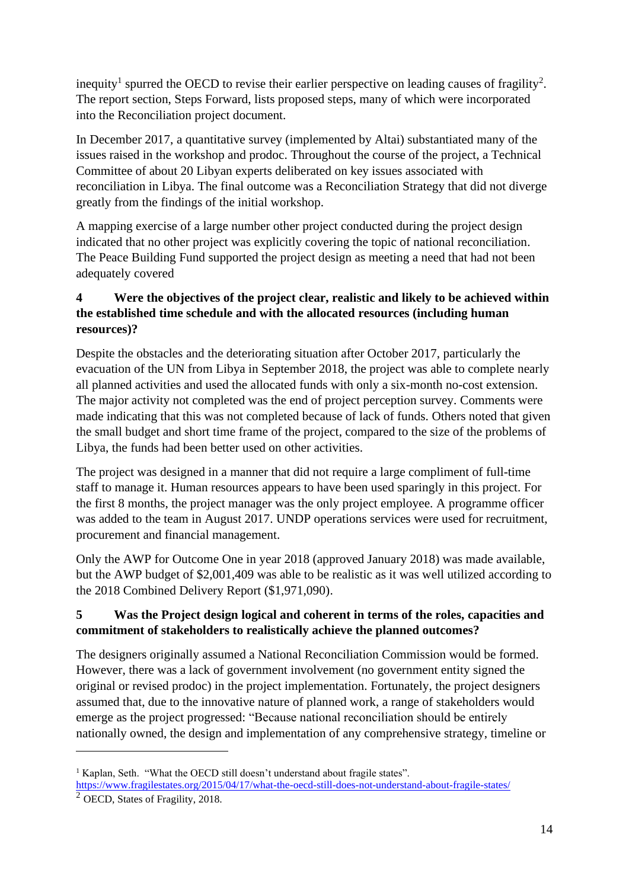inequity[1] spurred the OECD to revise their earlier perspective on leading causes of fragility[2]. The report section, Steps Forward, lists proposed steps, many of which were incorporated into the Reconciliation project document.

In December 2017, a quantitative survey (implemented by Altai) substantiated many of the issues raised in the workshop and prodoc. Throughout the course of the project, a Technical Committee of about 20 Libyan experts deliberated on key issues associated with reconciliation in Libya. The final outcome was a Reconciliation Strategy that did not diverge greatly from the findings of the initial workshop.

A mapping exercise of a large number other project conducted during the project design indicated that no other project was explicitly covering the topic of national reconciliation. The Peace Building Fund supported the project design as meeting a need that had not been adequately covered

### 4 Were the objectives of the project clear, realistic and likely to be achieved within the established time schedule and with the allocated resources (including human resources)?

Despite the obstacles and the deteriorating situation after October 2017, particularly the evacuation of the UN from Libya in September 2018, the project was able to complete nearly all planned activities and used the allocated funds with only a six-month no-cost extension. The major activity not completed was the end of project perception survey. Comments were made indicating that this was not completed because of lack of funds. Others noted that given the small budget and short time frame of the project, compared to the size of the problems of Libya, the funds had been better used on other activities.

The project was designed in a manner that did not require a large compliment of full-time staff to manage it. Human resources appears to have been used sparingly in this project. For the first 8 months, the project manager was the only project employee. A programme officer was added to the team in August 2017. UNDP operations services were used for recruitment, procurement and financial management.

Only the AWP for Outcome One in year 2018 (approved January 2018) was made available, but the AWP budget of $2,001,409 was able to be realistic as it was well utilized according to the 2018 Combined Delivery Report ($1,971,090).

### 5 Was the Project design logical and coherent in terms of the roles, capacities and commitment of stakeholders to realistically achieve the planned outcomes?

The designers originally assumed a National Reconciliation Commission would be formed. However, there was a lack of government involvement (no government entity signed the original or revised prodoc) in the project implementation. Fortunately, the project designers assumed that, due to the innovative nature of planned work, a range of stakeholders would emerge as the project progressed: "Because national reconciliation should be entirely nationally owned, the design and implementation of any comprehensive strategy, timeline or

---

[1] Kaplan, Seth. "What the OECD still doesn't understand about fragile states". https://www.fragilestates.org/2015/04/17/what-the-oecd-still-does-not-understand-about-fragile-states/

[2] OECD, States of Fragility, 2018.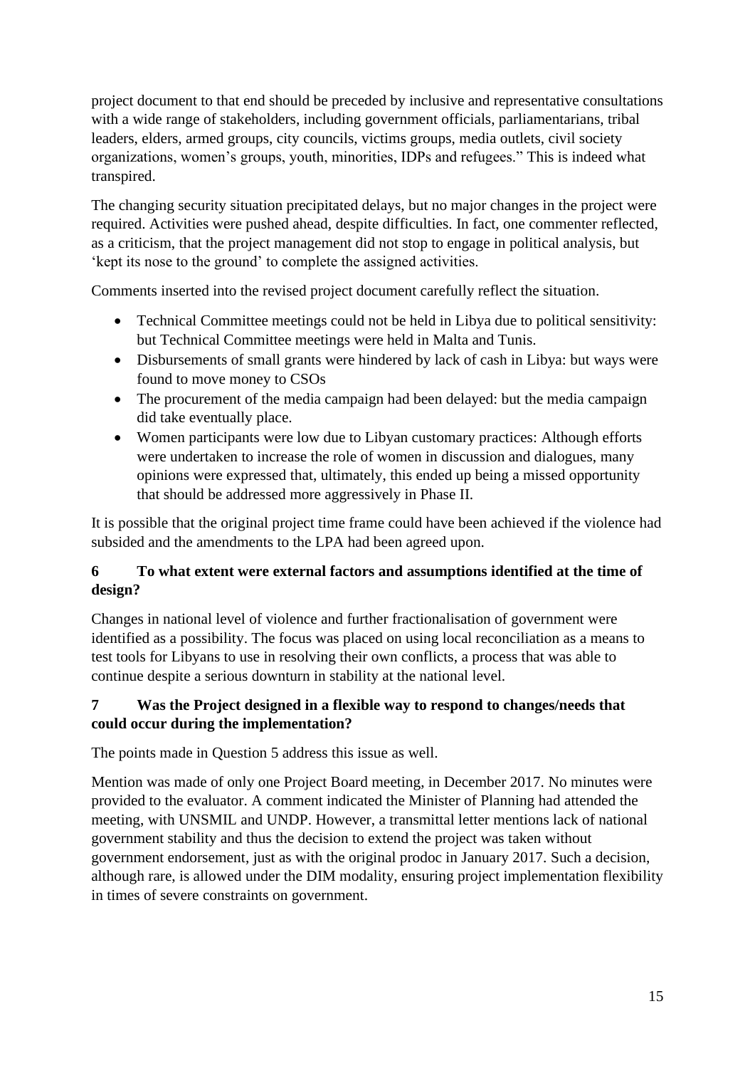project document to that end should be preceded by inclusive and representative consultations with a wide range of stakeholders, including government officials, parliamentarians, tribal leaders, elders, armed groups, city councils, victims groups, media outlets, civil society organizations, women's groups, youth, minorities, IDPs and refugees." This is indeed what transpired.

The changing security situation precipitated delays, but no major changes in the project were required. Activities were pushed ahead, despite difficulties. In fact, one commenter reflected, as a criticism, that the project management did not stop to engage in political analysis, but 'kept its nose to the ground' to complete the assigned activities.

Comments inserted into the revised project document carefully reflect the situation.

- Technical Committee meetings could not be held in Libya due to political sensitivity: but Technical Committee meetings were held in Malta and Tunis.
- Disbursements of small grants were hindered by lack of cash in Libya: but ways were found to move money to CSOs
- The procurement of the media campaign had been delayed: but the media campaign did take eventually place.
- Women participants were low due to Libyan customary practices: Although efforts were undertaken to increase the role of women in discussion and dialogues, many opinions were expressed that, ultimately, this ended up being a missed opportunity that should be addressed more aggressively in Phase II.

It is possible that the original project time frame could have been achieved if the violence had subsided and the amendments to the LPA had been agreed upon.

### 6 To what extent were external factors and assumptions identified at the time of design?

Changes in national level of violence and further fractionalisation of government were identified as a possibility. The focus was placed on using local reconciliation as a means to test tools for Libyans to use in resolving their own conflicts, a process that was able to continue despite a serious downturn in stability at the national level.

### 7 Was the Project designed in a flexible way to respond to changes/needs that could occur during the implementation?

The points made in Question 5 address this issue as well.

Mention was made of only one Project Board meeting, in December 2017. No minutes were provided to the evaluator. A comment indicated the Minister of Planning had attended the meeting, with UNSMIL and UNDP. However, a transmittal letter mentions lack of national government stability and thus the decision to extend the project was taken without government endorsement, just as with the original prodoc in January 2017. Such a decision, although rare, is allowed under the DIM modality, ensuring project implementation flexibility in times of severe constraints on government.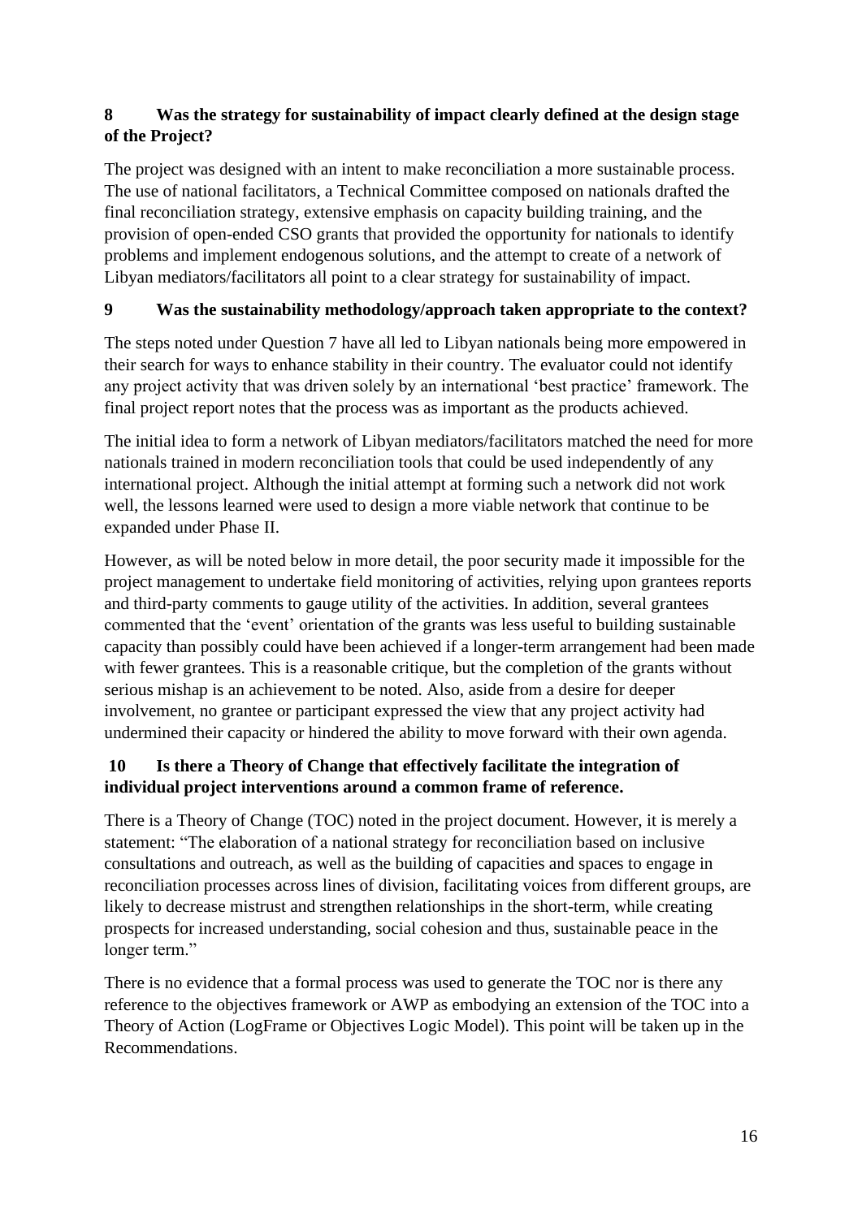### 8 Was the strategy for sustainability of impact clearly defined at the design stage of the Project?

The project was designed with an intent to make reconciliation a more sustainable process. The use of national facilitators, a Technical Committee composed on nationals drafted the final reconciliation strategy, extensive emphasis on capacity building training, and the provision of open-ended CSO grants that provided the opportunity for nationals to identify problems and implement endogenous solutions, and the attempt to create of a network of Libyan mediators/facilitators all point to a clear strategy for sustainability of impact.

### 9 Was the sustainability methodology/approach taken appropriate to the context?

The steps noted under Question 7 have all led to Libyan nationals being more empowered in their search for ways to enhance stability in their country. The evaluator could not identify any project activity that was driven solely by an international 'best practice' framework. The final project report notes that the process was as important as the products achieved.

The initial idea to form a network of Libyan mediators/facilitators matched the need for more nationals trained in modern reconciliation tools that could be used independently of any international project. Although the initial attempt at forming such a network did not work well, the lessons learned were used to design a more viable network that continue to be expanded under Phase II.

However, as will be noted below in more detail, the poor security made it impossible for the project management to undertake field monitoring of activities, relying upon grantees reports and third-party comments to gauge utility of the activities. In addition, several grantees commented that the 'event' orientation of the grants was less useful to building sustainable capacity than possibly could have been achieved if a longer-term arrangement had been made with fewer grantees. This is a reasonable critique, but the completion of the grants without serious mishap is an achievement to be noted. Also, aside from a desire for deeper involvement, no grantee or participant expressed the view that any project activity had undermined their capacity or hindered the ability to move forward with their own agenda.

### 10 Is there a Theory of Change that effectively facilitate the integration of individual project interventions around a common frame of reference.

There is a Theory of Change (TOC) noted in the project document. However, it is merely a statement: "The elaboration of a national strategy for reconciliation based on inclusive consultations and outreach, as well as the building of capacities and spaces to engage in reconciliation processes across lines of division, facilitating voices from different groups, are likely to decrease mistrust and strengthen relationships in the short-term, while creating prospects for increased understanding, social cohesion and thus, sustainable peace in the longer term."

There is no evidence that a formal process was used to generate the TOC nor is there any reference to the objectives framework or AWP as embodying an extension of the TOC into a Theory of Action (LogFrame or Objectives Logic Model). This point will be taken up in the Recommendations.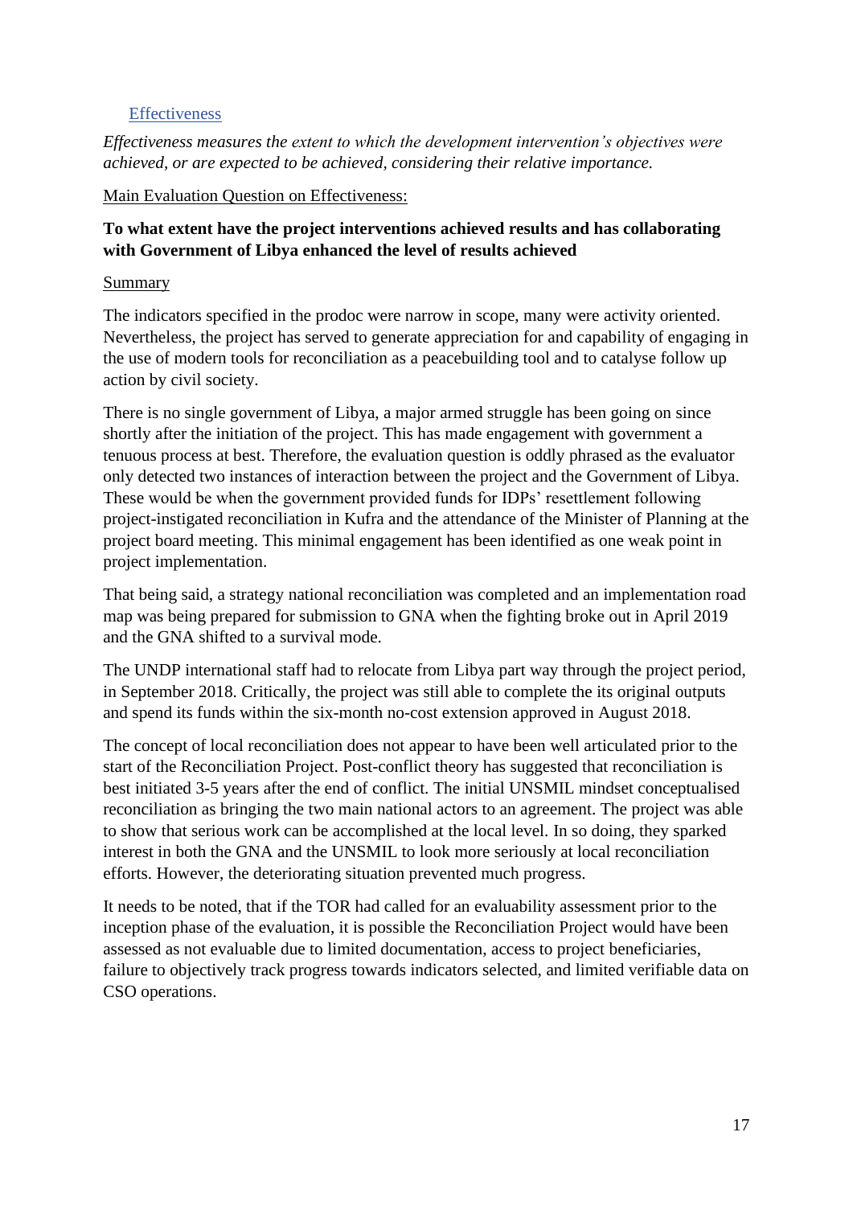### Effectiveness

*Effectiveness measures the extent to which the development intervention's objectives were achieved, or are expected to be achieved, considering their relative importance.*

Main Evaluation Question on Effectiveness:

**To what extent have the project interventions achieved results and has collaborating with Government of Libya enhanced the level of results achieved**

Summary

The indicators specified in the prodoc were narrow in scope, many were activity oriented. Nevertheless, the project has served to generate appreciation for and capability of engaging in the use of modern tools for reconciliation as a peacebuilding tool and to catalyse follow up action by civil society.

There is no single government of Libya, a major armed struggle has been going on since shortly after the initiation of the project. This has made engagement with government a tenuous process at best. Therefore, the evaluation question is oddly phrased as the evaluator only detected two instances of interaction between the project and the Government of Libya. These would be when the government provided funds for IDPs' resettlement following project-instigated reconciliation in Kufra and the attendance of the Minister of Planning at the project board meeting. This minimal engagement has been identified as one weak point in project implementation.

That being said, a strategy national reconciliation was completed and an implementation road map was being prepared for submission to GNA when the fighting broke out in April 2019 and the GNA shifted to a survival mode.

The UNDP international staff had to relocate from Libya part way through the project period, in September 2018. Critically, the project was still able to complete the its original outputs and spend its funds within the six-month no-cost extension approved in August 2018.

The concept of local reconciliation does not appear to have been well articulated prior to the start of the Reconciliation Project. Post-conflict theory has suggested that reconciliation is best initiated 3-5 years after the end of conflict. The initial UNSMIL mindset conceptualised reconciliation as bringing the two main national actors to an agreement. The project was able to show that serious work can be accomplished at the local level. In so doing, they sparked interest in both the GNA and the UNSMIL to look more seriously at local reconciliation efforts. However, the deteriorating situation prevented much progress.

It needs to be noted, that if the TOR had called for an evaluability assessment prior to the inception phase of the evaluation, it is possible the Reconciliation Project would have been assessed as not evaluable due to limited documentation, access to project beneficiaries, failure to objectively track progress towards indicators selected, and limited verifiable data on CSO operations.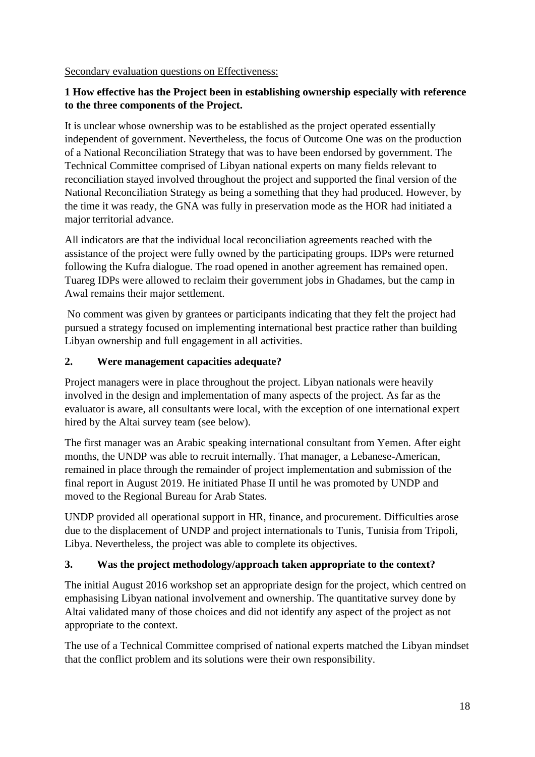Secondary evaluation questions on Effectiveness:

**1 How effective has the Project been in establishing ownership especially with reference to the three components of the Project.**

It is unclear whose ownership was to be established as the project operated essentially independent of government. Nevertheless, the focus of Outcome One was on the production of a National Reconciliation Strategy that was to have been endorsed by government. The Technical Committee comprised of Libyan national experts on many fields relevant to reconciliation stayed involved throughout the project and supported the final version of the National Reconciliation Strategy as being a something that they had produced. However, by the time it was ready, the GNA was fully in preservation mode as the HOR had initiated a major territorial advance.

All indicators are that the individual local reconciliation agreements reached with the assistance of the project were fully owned by the participating groups. IDPs were returned following the Kufra dialogue. The road opened in another agreement has remained open. Tuareg IDPs were allowed to reclaim their government jobs in Ghadames, but the camp in Awal remains their major settlement.

No comment was given by grantees or participants indicating that they felt the project had pursued a strategy focused on implementing international best practice rather than building Libyan ownership and full engagement in all activities.

**2. Were management capacities adequate?**

Project managers were in place throughout the project. Libyan nationals were heavily involved in the design and implementation of many aspects of the project. As far as the evaluator is aware, all consultants were local, with the exception of one international expert hired by the Altai survey team (see below).

The first manager was an Arabic speaking international consultant from Yemen. After eight months, the UNDP was able to recruit internally. That manager, a Lebanese-American, remained in place through the remainder of project implementation and submission of the final report in August 2019. He initiated Phase II until he was promoted by UNDP and moved to the Regional Bureau for Arab States.

UNDP provided all operational support in HR, finance, and procurement. Difficulties arose due to the displacement of UNDP and project internationals to Tunis, Tunisia from Tripoli, Libya. Nevertheless, the project was able to complete its objectives.

**3. Was the project methodology/approach taken appropriate to the context?**

The initial August 2016 workshop set an appropriate design for the project, which centred on emphasising Libyan national involvement and ownership. The quantitative survey done by Altai validated many of those choices and did not identify any aspect of the project as not appropriate to the context.

The use of a Technical Committee comprised of national experts matched the Libyan mindset that the conflict problem and its solutions were their own responsibility.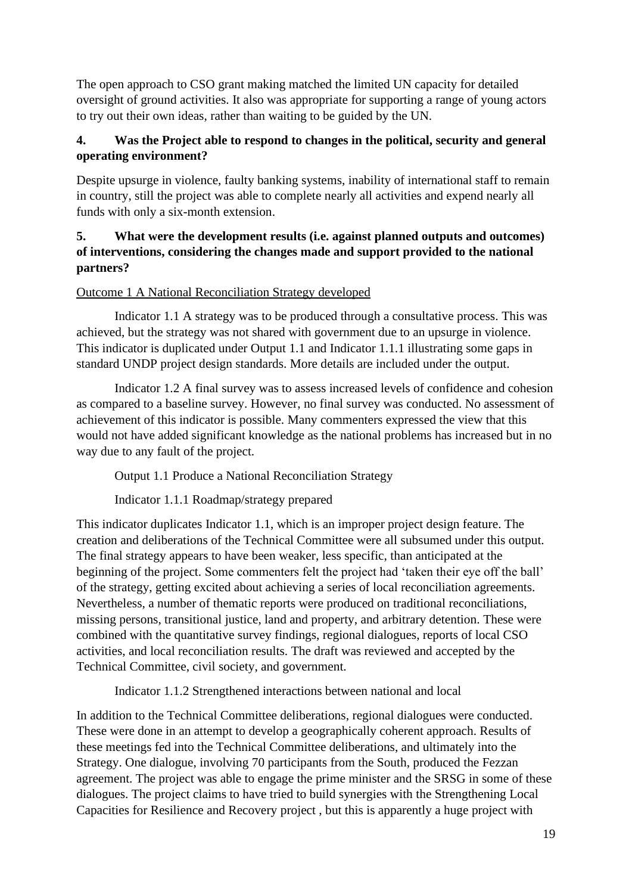The open approach to CSO grant making matched the limited UN capacity for detailed oversight of ground activities. It also was appropriate for supporting a range of young actors to try out their own ideas, rather than waiting to be guided by the UN.

**4. Was the Project able to respond to changes in the political, security and general operating environment?**

Despite upsurge in violence, faulty banking systems, inability of international staff to remain in country, still the project was able to complete nearly all activities and expend nearly all funds with only a six-month extension.

**5. What were the development results (i.e. against planned outputs and outcomes) of interventions, considering the changes made and support provided to the national partners?**

<u>Outcome 1 A National Reconciliation Strategy developed</u>

Indicator 1.1 A strategy was to be produced through a consultative process. This was achieved, but the strategy was not shared with government due to an upsurge in violence. This indicator is duplicated under Output 1.1 and Indicator 1.1.1 illustrating some gaps in standard UNDP project design standards. More details are included under the output.

Indicator 1.2 A final survey was to assess increased levels of confidence and cohesion as compared to a baseline survey. However, no final survey was conducted. No assessment of achievement of this indicator is possible. Many commenters expressed the view that this would not have added significant knowledge as the national problems has increased but in no way due to any fault of the project.

Output 1.1 Produce a National Reconciliation Strategy

Indicator 1.1.1 Roadmap/strategy prepared

This indicator duplicates Indicator 1.1, which is an improper project design feature. The creation and deliberations of the Technical Committee were all subsumed under this output. The final strategy appears to have been weaker, less specific, than anticipated at the beginning of the project. Some commenters felt the project had 'taken their eye off the ball' of the strategy, getting excited about achieving a series of local reconciliation agreements. Nevertheless, a number of thematic reports were produced on traditional reconciliations, missing persons, transitional justice, land and property, and arbitrary detention. These were combined with the quantitative survey findings, regional dialogues, reports of local CSO activities, and local reconciliation results. The draft was reviewed and accepted by the Technical Committee, civil society, and government.

Indicator 1.1.2 Strengthened interactions between national and local

In addition to the Technical Committee deliberations, regional dialogues were conducted. These were done in an attempt to develop a geographically coherent approach. Results of these meetings fed into the Technical Committee deliberations, and ultimately into the Strategy. One dialogue, involving 70 participants from the South, produced the Fezzan agreement. The project was able to engage the prime minister and the SRSG in some of these dialogues. The project claims to have tried to build synergies with the Strengthening Local Capacities for Resilience and Recovery project , but this is apparently a huge project with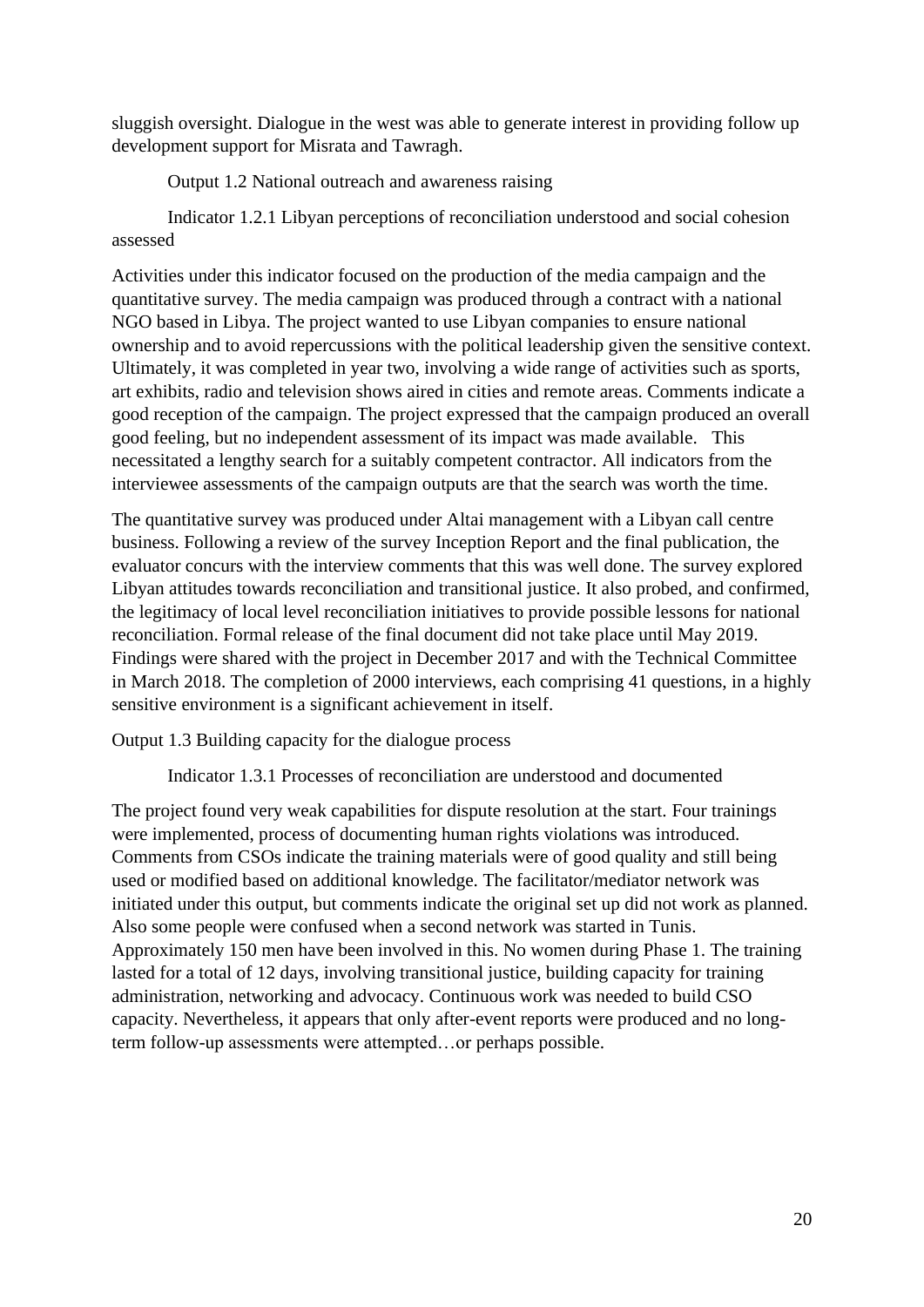sluggish oversight. Dialogue in the west was able to generate interest in providing follow up development support for Misrata and Tawragh.

Output 1.2 National outreach and awareness raising

Indicator 1.2.1 Libyan perceptions of reconciliation understood and social cohesion assessed

Activities under this indicator focused on the production of the media campaign and the quantitative survey. The media campaign was produced through a contract with a national NGO based in Libya. The project wanted to use Libyan companies to ensure national ownership and to avoid repercussions with the political leadership given the sensitive context. Ultimately, it was completed in year two, involving a wide range of activities such as sports, art exhibits, radio and television shows aired in cities and remote areas. Comments indicate a good reception of the campaign. The project expressed that the campaign produced an overall good feeling, but no independent assessment of its impact was made available. This necessitated a lengthy search for a suitably competent contractor. All indicators from the interviewee assessments of the campaign outputs are that the search was worth the time.

The quantitative survey was produced under Altai management with a Libyan call centre business. Following a review of the survey Inception Report and the final publication, the evaluator concurs with the interview comments that this was well done. The survey explored Libyan attitudes towards reconciliation and transitional justice. It also probed, and confirmed, the legitimacy of local level reconciliation initiatives to provide possible lessons for national reconciliation. Formal release of the final document did not take place until May 2019. Findings were shared with the project in December 2017 and with the Technical Committee in March 2018. The completion of 2000 interviews, each comprising 41 questions, in a highly sensitive environment is a significant achievement in itself.

Output 1.3 Building capacity for the dialogue process

Indicator 1.3.1 Processes of reconciliation are understood and documented

The project found very weak capabilities for dispute resolution at the start. Four trainings were implemented, process of documenting human rights violations was introduced. Comments from CSOs indicate the training materials were of good quality and still being used or modified based on additional knowledge. The facilitator/mediator network was initiated under this output, but comments indicate the original set up did not work as planned. Also some people were confused when a second network was started in Tunis. Approximately 150 men have been involved in this. No women during Phase 1. The training lasted for a total of 12 days, involving transitional justice, building capacity for training administration, networking and advocacy. Continuous work was needed to build CSO capacity. Nevertheless, it appears that only after-event reports were produced and no long-term follow-up assessments were attempted…or perhaps possible.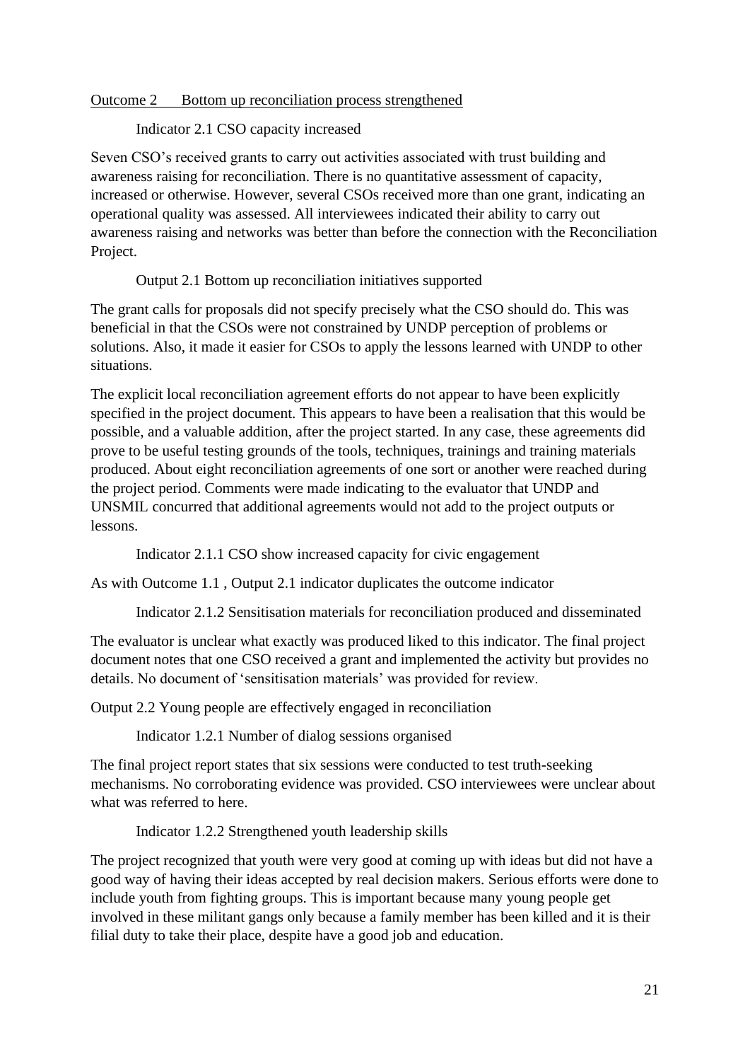Outcome 2 Bottom up reconciliation process strengthened

Indicator 2.1 CSO capacity increased

Seven CSO's received grants to carry out activities associated with trust building and awareness raising for reconciliation. There is no quantitative assessment of capacity, increased or otherwise. However, several CSOs received more than one grant, indicating an operational quality was assessed. All interviewees indicated their ability to carry out awareness raising and networks was better than before the connection with the Reconciliation Project.

Output 2.1 Bottom up reconciliation initiatives supported

The grant calls for proposals did not specify precisely what the CSO should do. This was beneficial in that the CSOs were not constrained by UNDP perception of problems or solutions. Also, it made it easier for CSOs to apply the lessons learned with UNDP to other situations.

The explicit local reconciliation agreement efforts do not appear to have been explicitly specified in the project document. This appears to have been a realisation that this would be possible, and a valuable addition, after the project started. In any case, these agreements did prove to be useful testing grounds of the tools, techniques, trainings and training materials produced. About eight reconciliation agreements of one sort or another were reached during the project period. Comments were made indicating to the evaluator that UNDP and UNSMIL concurred that additional agreements would not add to the project outputs or lessons.

Indicator 2.1.1 CSO show increased capacity for civic engagement

As with Outcome 1.1 , Output 2.1 indicator duplicates the outcome indicator

Indicator 2.1.2 Sensitisation materials for reconciliation produced and disseminated

The evaluator is unclear what exactly was produced liked to this indicator. The final project document notes that one CSO received a grant and implemented the activity but provides no details. No document of 'sensitisation materials' was provided for review.

Output 2.2 Young people are effectively engaged in reconciliation

Indicator 1.2.1 Number of dialog sessions organised

The final project report states that six sessions were conducted to test truth-seeking mechanisms. No corroborating evidence was provided. CSO interviewees were unclear about what was referred to here.

Indicator 1.2.2 Strengthened youth leadership skills

The project recognized that youth were very good at coming up with ideas but did not have a good way of having their ideas accepted by real decision makers. Serious efforts were done to include youth from fighting groups. This is important because many young people get involved in these militant gangs only because a family member has been killed and it is their filial duty to take their place, despite have a good job and education.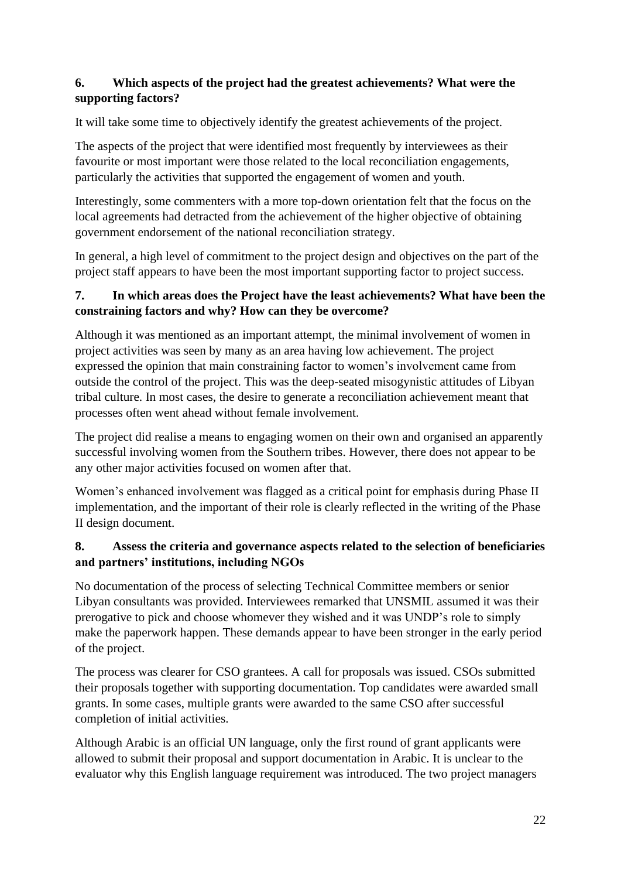### 6. Which aspects of the project had the greatest achievements? What were the supporting factors?

It will take some time to objectively identify the greatest achievements of the project.

The aspects of the project that were identified most frequently by interviewees as their favourite or most important were those related to the local reconciliation engagements, particularly the activities that supported the engagement of women and youth.

Interestingly, some commenters with a more top-down orientation felt that the focus on the local agreements had detracted from the achievement of the higher objective of obtaining government endorsement of the national reconciliation strategy.

In general, a high level of commitment to the project design and objectives on the part of the project staff appears to have been the most important supporting factor to project success.

### 7. In which areas does the Project have the least achievements? What have been the constraining factors and why? How can they be overcome?

Although it was mentioned as an important attempt, the minimal involvement of women in project activities was seen by many as an area having low achievement. The project expressed the opinion that main constraining factor to women's involvement came from outside the control of the project. This was the deep-seated misogynistic attitudes of Libyan tribal culture. In most cases, the desire to generate a reconciliation achievement meant that processes often went ahead without female involvement.

The project did realise a means to engaging women on their own and organised an apparently successful involving women from the Southern tribes. However, there does not appear to be any other major activities focused on women after that.

Women's enhanced involvement was flagged as a critical point for emphasis during Phase II implementation, and the important of their role is clearly reflected in the writing of the Phase II design document.

### 8. Assess the criteria and governance aspects related to the selection of beneficiaries and partners' institutions, including NGOs

No documentation of the process of selecting Technical Committee members or senior Libyan consultants was provided. Interviewees remarked that UNSMIL assumed it was their prerogative to pick and choose whomever they wished and it was UNDP's role to simply make the paperwork happen. These demands appear to have been stronger in the early period of the project.

The process was clearer for CSO grantees. A call for proposals was issued. CSOs submitted their proposals together with supporting documentation. Top candidates were awarded small grants. In some cases, multiple grants were awarded to the same CSO after successful completion of initial activities.

Although Arabic is an official UN language, only the first round of grant applicants were allowed to submit their proposal and support documentation in Arabic. It is unclear to the evaluator why this English language requirement was introduced. The two project managers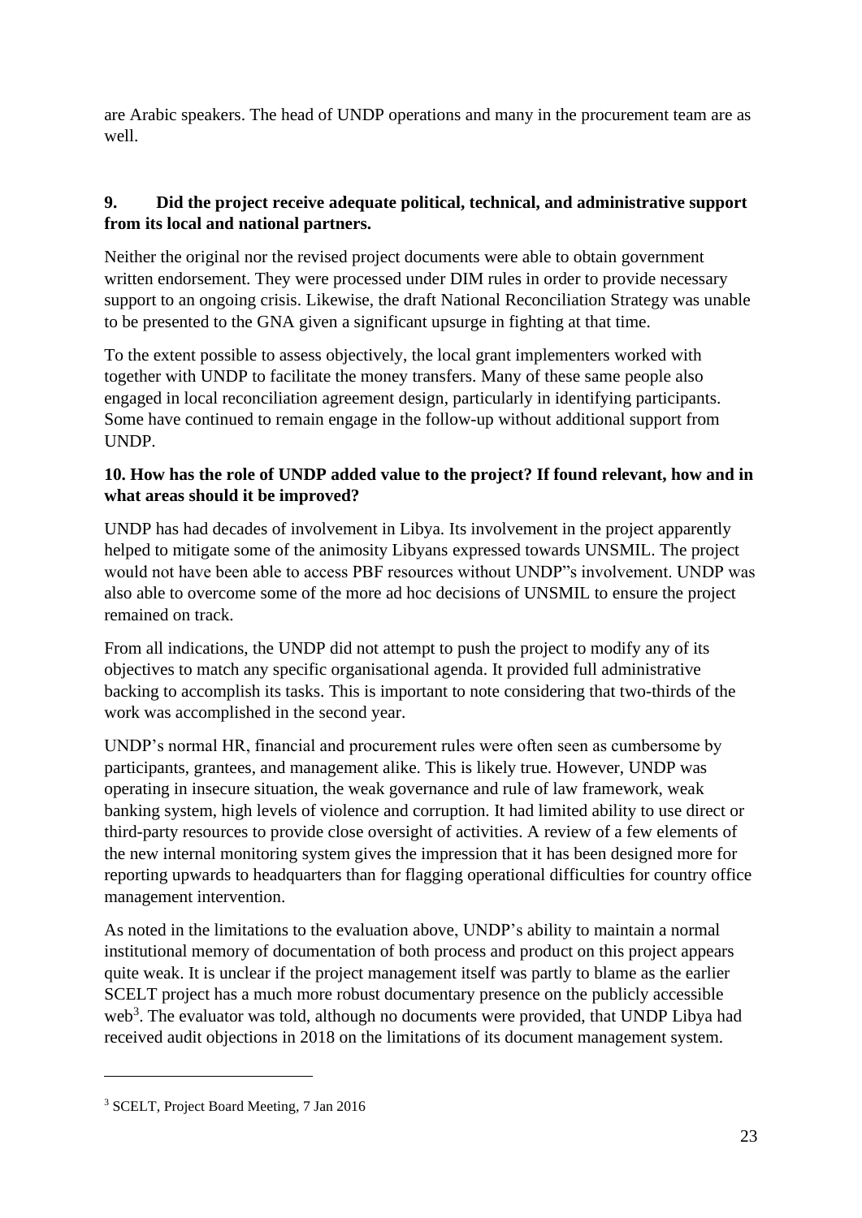are Arabic speakers. The head of UNDP operations and many in the procurement team are as well.

**9. Did the project receive adequate political, technical, and administrative support from its local and national partners.**

Neither the original nor the revised project documents were able to obtain government written endorsement. They were processed under DIM rules in order to provide necessary support to an ongoing crisis. Likewise, the draft National Reconciliation Strategy was unable to be presented to the GNA given a significant upsurge in fighting at that time.

To the extent possible to assess objectively, the local grant implementers worked with together with UNDP to facilitate the money transfers. Many of these same people also engaged in local reconciliation agreement design, particularly in identifying participants. Some have continued to remain engage in the follow-up without additional support from UNDP.

**10. How has the role of UNDP added value to the project? If found relevant, how and in what areas should it be improved?**

UNDP has had decades of involvement in Libya. Its involvement in the project apparently helped to mitigate some of the animosity Libyans expressed towards UNSMIL. The project would not have been able to access PBF resources without UNDP"s involvement. UNDP was also able to overcome some of the more ad hoc decisions of UNSMIL to ensure the project remained on track.

From all indications, the UNDP did not attempt to push the project to modify any of its objectives to match any specific organisational agenda. It provided full administrative backing to accomplish its tasks. This is important to note considering that two-thirds of the work was accomplished in the second year.

UNDP's normal HR, financial and procurement rules were often seen as cumbersome by participants, grantees, and management alike. This is likely true. However, UNDP was operating in insecure situation, the weak governance and rule of law framework, weak banking system, high levels of violence and corruption. It had limited ability to use direct or third-party resources to provide close oversight of activities. A review of a few elements of the new internal monitoring system gives the impression that it has been designed more for reporting upwards to headquarters than for flagging operational difficulties for country office management intervention.

As noted in the limitations to the evaluation above, UNDP's ability to maintain a normal institutional memory of documentation of both process and product on this project appears quite weak. It is unclear if the project management itself was partly to blame as the earlier SCELT project has a much more robust documentary presence on the publicly accessible web[3]. The evaluator was told, although no documents were provided, that UNDP Libya had received audit objections in 2018 on the limitations of its document management system.

[3] SCELT, Project Board Meeting, 7 Jan 2016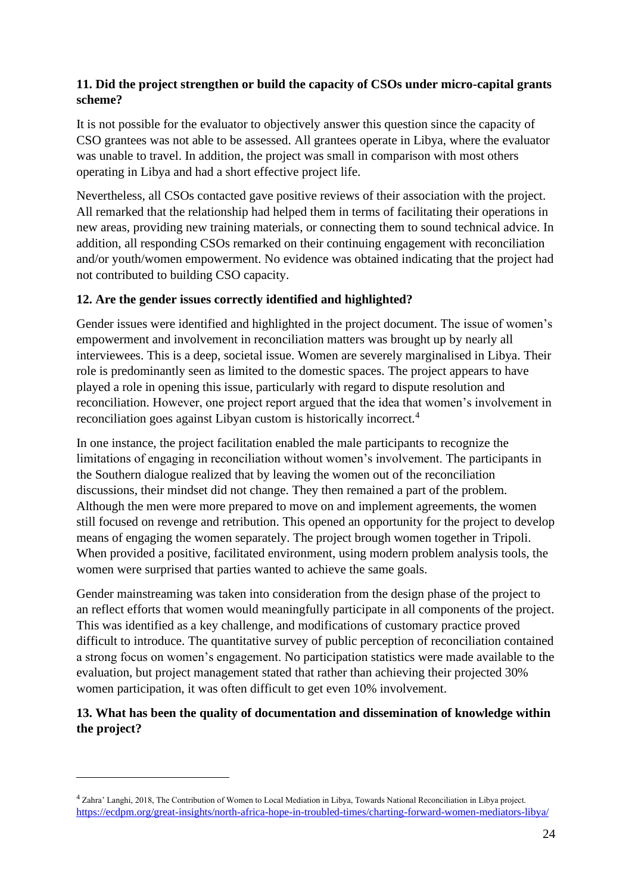**11. Did the project strengthen or build the capacity of CSOs under micro-capital grants scheme?**

It is not possible for the evaluator to objectively answer this question since the capacity of CSO grantees was not able to be assessed. All grantees operate in Libya, where the evaluator was unable to travel. In addition, the project was small in comparison with most others operating in Libya and had a short effective project life.

Nevertheless, all CSOs contacted gave positive reviews of their association with the project. All remarked that the relationship had helped them in terms of facilitating their operations in new areas, providing new training materials, or connecting them to sound technical advice. In addition, all responding CSOs remarked on their continuing engagement with reconciliation and/or youth/women empowerment. No evidence was obtained indicating that the project had not contributed to building CSO capacity.

**12. Are the gender issues correctly identified and highlighted?**

Gender issues were identified and highlighted in the project document. The issue of women's empowerment and involvement in reconciliation matters was brought up by nearly all interviewees. This is a deep, societal issue. Women are severely marginalised in Libya. Their role is predominantly seen as limited to the domestic spaces. The project appears to have played a role in opening this issue, particularly with regard to dispute resolution and reconciliation. However, one project report argued that the idea that women's involvement in reconciliation goes against Libyan custom is historically incorrect.[4]

In one instance, the project facilitation enabled the male participants to recognize the limitations of engaging in reconciliation without women's involvement. The participants in the Southern dialogue realized that by leaving the women out of the reconciliation discussions, their mindset did not change. They then remained a part of the problem. Although the men were more prepared to move on and implement agreements, the women still focused on revenge and retribution. This opened an opportunity for the project to develop means of engaging the women separately. The project brough women together in Tripoli. When provided a positive, facilitated environment, using modern problem analysis tools, the women were surprised that parties wanted to achieve the same goals.

Gender mainstreaming was taken into consideration from the design phase of the project to an reflect efforts that women would meaningfully participate in all components of the project. This was identified as a key challenge, and modifications of customary practice proved difficult to introduce. The quantitative survey of public perception of reconciliation contained a strong focus on women's engagement. No participation statistics were made available to the evaluation, but project management stated that rather than achieving their projected 30% women participation, it was often difficult to get even 10% involvement.

**13. What has been the quality of documentation and dissemination of knowledge within the project?**

---

[4] Zahra' Langhi, 2018, The Contribution of Women to Local Mediation in Libya, Towards National Reconciliation in Libya project. https://ecdpm.org/great-insights/north-africa-hope-in-troubled-times/charting-forward-women-mediators-libya/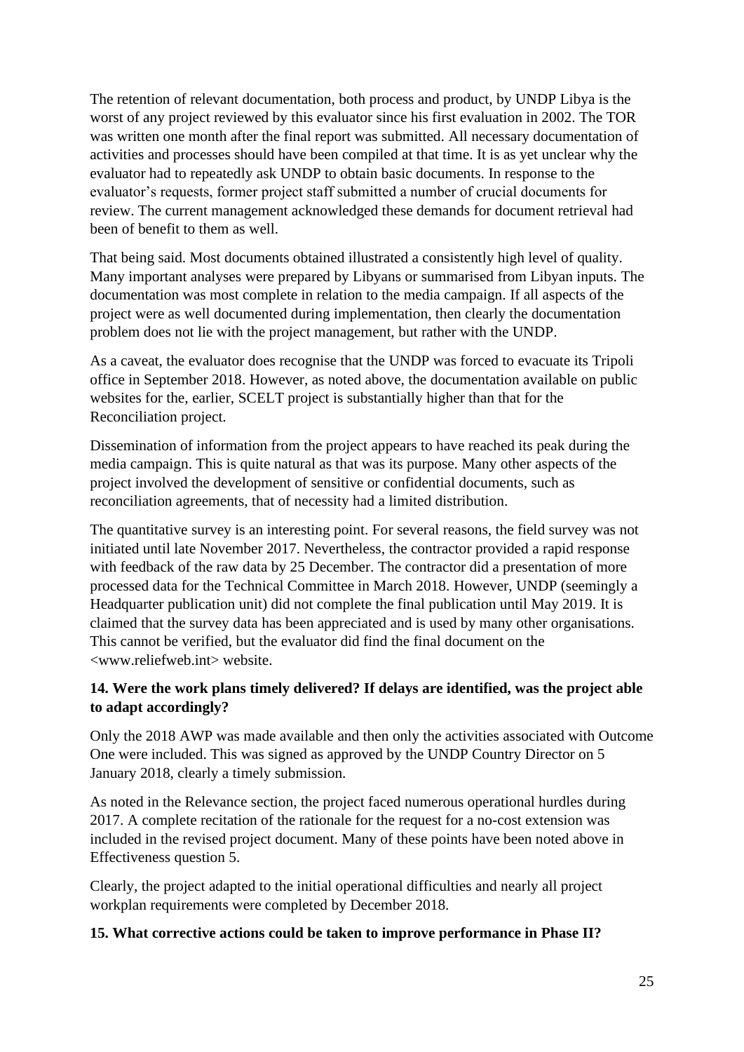The retention of relevant documentation, both process and product, by UNDP Libya is the worst of any project reviewed by this evaluator since his first evaluation in 2002. The TOR was written one month after the final report was submitted. All necessary documentation of activities and processes should have been compiled at that time. It is as yet unclear why the evaluator had to repeatedly ask UNDP to obtain basic documents. In response to the evaluator's requests, former project staff submitted a number of crucial documents for review. The current management acknowledged these demands for document retrieval had been of benefit to them as well.

That being said. Most documents obtained illustrated a consistently high level of quality. Many important analyses were prepared by Libyans or summarised from Libyan inputs. The documentation was most complete in relation to the media campaign. If all aspects of the project were as well documented during implementation, then clearly the documentation problem does not lie with the project management, but rather with the UNDP.

As a caveat, the evaluator does recognise that the UNDP was forced to evacuate its Tripoli office in September 2018. However, as noted above, the documentation available on public websites for the, earlier, SCELT project is substantially higher than that for the Reconciliation project.

Dissemination of information from the project appears to have reached its peak during the media campaign. This is quite natural as that was its purpose. Many other aspects of the project involved the development of sensitive or confidential documents, such as reconciliation agreements, that of necessity had a limited distribution.

The quantitative survey is an interesting point. For several reasons, the field survey was not initiated until late November 2017. Nevertheless, the contractor provided a rapid response with feedback of the raw data by 25 December. The contractor did a presentation of more processed data for the Technical Committee in March 2018. However, UNDP (seemingly a Headquarter publication unit) did not complete the final publication until May 2019. It is claimed that the survey data has been appreciated and is used by many other organisations. This cannot be verified, but the evaluator did find the final document on the <www.reliefweb.int> website.

**14. Were the work plans timely delivered? If delays are identified, was the project able to adapt accordingly?**

Only the 2018 AWP was made available and then only the activities associated with Outcome One were included. This was signed as approved by the UNDP Country Director on 5 January 2018, clearly a timely submission.

As noted in the Relevance section, the project faced numerous operational hurdles during 2017. A complete recitation of the rationale for the request for a no-cost extension was included in the revised project document. Many of these points have been noted above in Effectiveness question 5.

Clearly, the project adapted to the initial operational difficulties and nearly all project workplan requirements were completed by December 2018.

**15. What corrective actions could be taken to improve performance in Phase II?**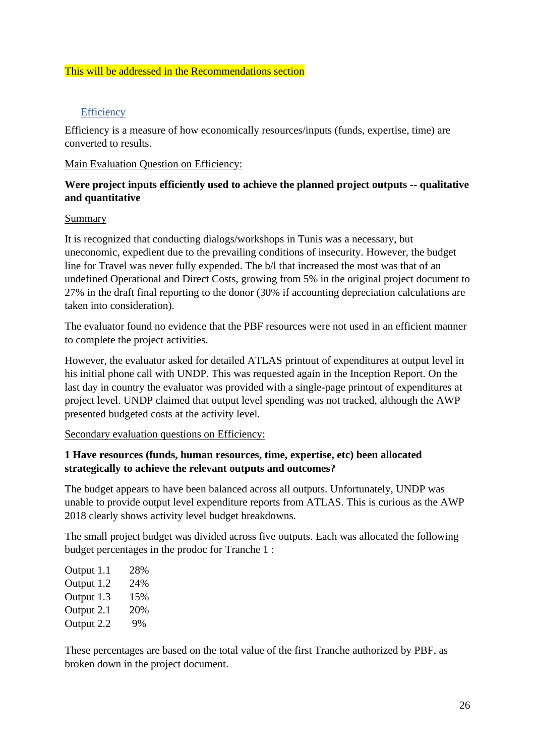This will be addressed in the Recommendations section

## Efficiency

Efficiency is a measure of how economically resources/inputs (funds, expertise, time) are converted to results.

Main Evaluation Question on Efficiency:

**Were project inputs efficiently used to achieve the planned project outputs -- qualitative and quantitative**

Summary

It is recognized that conducting dialogs/workshops in Tunis was a necessary, but uneconomic, expedient due to the prevailing conditions of insecurity. However, the budget line for Travel was never fully expended. The b/l that increased the most was that of an undefined Operational and Direct Costs, growing from 5% in the original project document to 27% in the draft final reporting to the donor (30% if accounting depreciation calculations are taken into consideration).

The evaluator found no evidence that the PBF resources were not used in an efficient manner to complete the project activities.

However, the evaluator asked for detailed ATLAS printout of expenditures at output level in his initial phone call with UNDP. This was requested again in the Inception Report. On the last day in country the evaluator was provided with a single-page printout of expenditures at project level. UNDP claimed that output level spending was not tracked, although the AWP presented budgeted costs at the activity level.

Secondary evaluation questions on Efficiency:

**1 Have resources (funds, human resources, time, expertise, etc) been allocated strategically to achieve the relevant outputs and outcomes?**

The budget appears to have been balanced across all outputs. Unfortunately, UNDP was unable to provide output level expenditure reports from ATLAS. This is curious as the AWP 2018 clearly shows activity level budget breakdowns.

The small project budget was divided across five outputs. Each was allocated the following budget percentages in the prodoc for Tranche 1 :

| | |
|---|---|
| Output 1.1 | 28% |
| Output 1.2 | 24% |
| Output 1.3 | 15% |
| Output 2.1 | 20% |
| Output 2.2 | 9% |

These percentages are based on the total value of the first Tranche authorized by PBF, as broken down in the project document.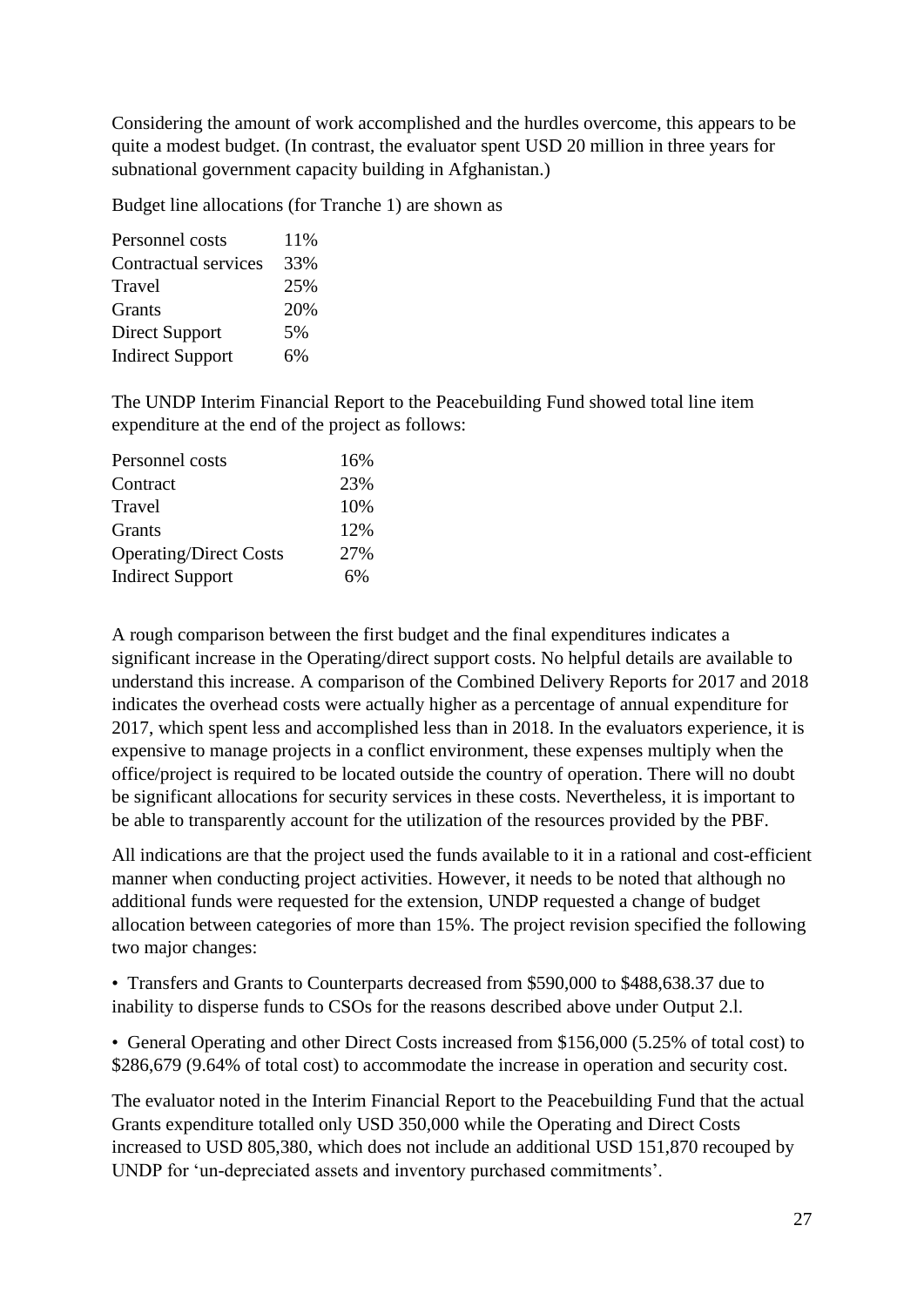Considering the amount of work accomplished and the hurdles overcome, this appears to be quite a modest budget. (In contrast, the evaluator spent USD 20 million in three years for subnational government capacity building in Afghanistan.)

Budget line allocations (for Tranche 1) are shown as

| | |
|---|---|
| Personnel costs | 11% |
| Contractual services | 33% |
| Travel | 25% |
| Grants | 20% |
| Direct Support | 5% |
| Indirect Support | 6% |

The UNDP Interim Financial Report to the Peacebuilding Fund showed total line item expenditure at the end of the project as follows:

| | |
|---|---|
| Personnel costs | 16% |
| Contract | 23% |
| Travel | 10% |
| Grants | 12% |
| Operating/Direct Costs | 27% |
| Indirect Support | 6% |

A rough comparison between the first budget and the final expenditures indicates a significant increase in the Operating/direct support costs. No helpful details are available to understand this increase. A comparison of the Combined Delivery Reports for 2017 and 2018 indicates the overhead costs were actually higher as a percentage of annual expenditure for 2017, which spent less and accomplished less than in 2018. In the evaluators experience, it is expensive to manage projects in a conflict environment, these expenses multiply when the office/project is required to be located outside the country of operation. There will no doubt be significant allocations for security services in these costs. Nevertheless, it is important to be able to transparently account for the utilization of the resources provided by the PBF.

All indications are that the project used the funds available to it in a rational and cost-efficient manner when conducting project activities. However, it needs to be noted that although no additional funds were requested for the extension, UNDP requested a change of budget allocation between categories of more than 15%. The project revision specified the following two major changes:

- Transfers and Grants to Counterparts decreased from $590,000 to $488,638.37 due to inability to disperse funds to CSOs for the reasons described above under Output 2.l.
- General Operating and other Direct Costs increased from $156,000 (5.25% of total cost) to $286,679 (9.64% of total cost) to accommodate the increase in operation and security cost.

The evaluator noted in the Interim Financial Report to the Peacebuilding Fund that the actual Grants expenditure totalled only USD 350,000 while the Operating and Direct Costs increased to USD 805,380, which does not include an additional USD 151,870 recouped by UNDP for 'un-depreciated assets and inventory purchased commitments'.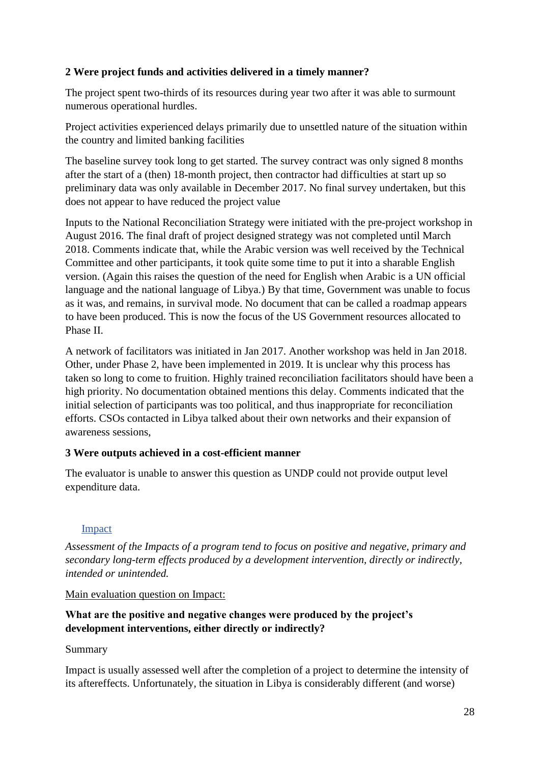**2 Were project funds and activities delivered in a timely manner?**

The project spent two-thirds of its resources during year two after it was able to surmount numerous operational hurdles.

Project activities experienced delays primarily due to unsettled nature of the situation within the country and limited banking facilities

The baseline survey took long to get started. The survey contract was only signed 8 months after the start of a (then) 18-month project, then contractor had difficulties at start up so preliminary data was only available in December 2017. No final survey undertaken, but this does not appear to have reduced the project value

Inputs to the National Reconciliation Strategy were initiated with the pre-project workshop in August 2016. The final draft of project designed strategy was not completed until March 2018. Comments indicate that, while the Arabic version was well received by the Technical Committee and other participants, it took quite some time to put it into a sharable English version. (Again this raises the question of the need for English when Arabic is a UN official language and the national language of Libya.) By that time, Government was unable to focus as it was, and remains, in survival mode. No document that can be called a roadmap appears to have been produced. This is now the focus of the US Government resources allocated to Phase II.

A network of facilitators was initiated in Jan 2017. Another workshop was held in Jan 2018. Other, under Phase 2, have been implemented in 2019. It is unclear why this process has taken so long to come to fruition. Highly trained reconciliation facilitators should have been a high priority. No documentation obtained mentions this delay. Comments indicated that the initial selection of participants was too political, and thus inappropriate for reconciliation efforts. CSOs contacted in Libya talked about their own networks and their expansion of awareness sessions,

**3 Were outputs achieved in a cost-efficient manner**

The evaluator is unable to answer this question as UNDP could not provide output level expenditure data.

## Impact

*Assessment of the Impacts of a program tend to focus on positive and negative, primary and secondary long-term effects produced by a development intervention, directly or indirectly, intended or unintended.*

Main evaluation question on Impact:

**What are the positive and negative changes were produced by the project's development interventions, either directly or indirectly?**

Summary

Impact is usually assessed well after the completion of a project to determine the intensity of its aftereffects. Unfortunately, the situation in Libya is considerably different (and worse)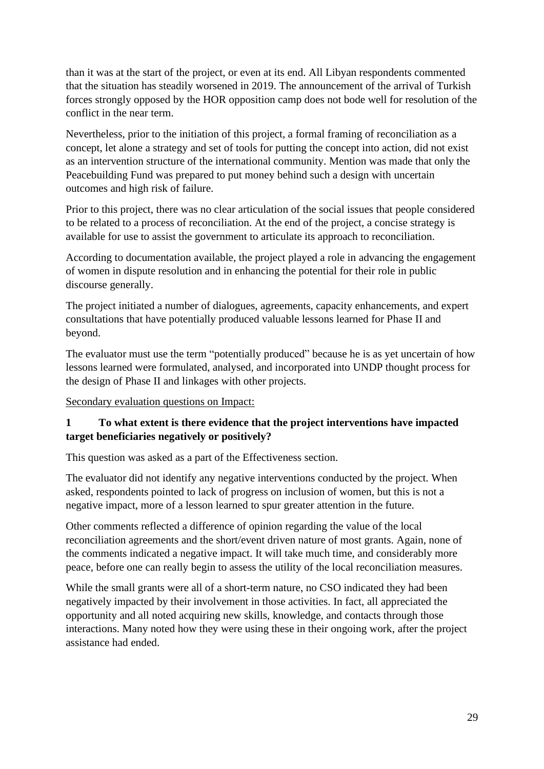than it was at the start of the project, or even at its end. All Libyan respondents commented that the situation has steadily worsened in 2019. The announcement of the arrival of Turkish forces strongly opposed by the HOR opposition camp does not bode well for resolution of the conflict in the near term.

Nevertheless, prior to the initiation of this project, a formal framing of reconciliation as a concept, let alone a strategy and set of tools for putting the concept into action, did not exist as an intervention structure of the international community. Mention was made that only the Peacebuilding Fund was prepared to put money behind such a design with uncertain outcomes and high risk of failure.

Prior to this project, there was no clear articulation of the social issues that people considered to be related to a process of reconciliation. At the end of the project, a concise strategy is available for use to assist the government to articulate its approach to reconciliation.

According to documentation available, the project played a role in advancing the engagement of women in dispute resolution and in enhancing the potential for their role in public discourse generally.

The project initiated a number of dialogues, agreements, capacity enhancements, and expert consultations that have potentially produced valuable lessons learned for Phase II and beyond.

The evaluator must use the term "potentially produced" because he is as yet uncertain of how lessons learned were formulated, analysed, and incorporated into UNDP thought process for the design of Phase II and linkages with other projects.

Secondary evaluation questions on Impact:

**1 To what extent is there evidence that the project interventions have impacted target beneficiaries negatively or positively?**

This question was asked as a part of the Effectiveness section.

The evaluator did not identify any negative interventions conducted by the project. When asked, respondents pointed to lack of progress on inclusion of women, but this is not a negative impact, more of a lesson learned to spur greater attention in the future.

Other comments reflected a difference of opinion regarding the value of the local reconciliation agreements and the short/event driven nature of most grants. Again, none of the comments indicated a negative impact. It will take much time, and considerably more peace, before one can really begin to assess the utility of the local reconciliation measures.

While the small grants were all of a short-term nature, no CSO indicated they had been negatively impacted by their involvement in those activities. In fact, all appreciated the opportunity and all noted acquiring new skills, knowledge, and contacts through those interactions. Many noted how they were using these in their ongoing work, after the project assistance had ended.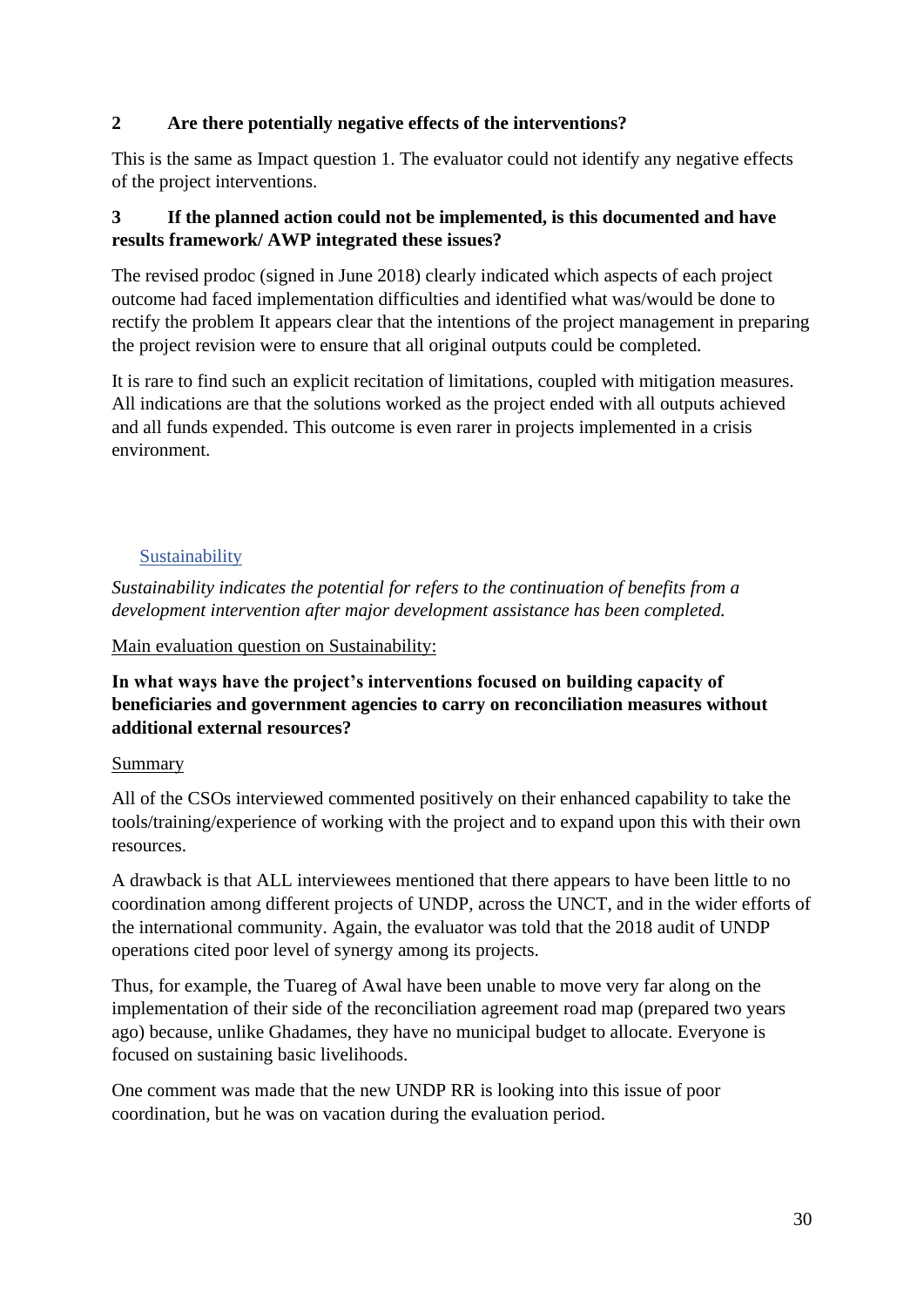**2 Are there potentially negative effects of the interventions?**

This is the same as Impact question 1. The evaluator could not identify any negative effects of the project interventions.

**3 If the planned action could not be implemented, is this documented and have results framework/ AWP integrated these issues?**

The revised prodoc (signed in June 2018) clearly indicated which aspects of each project outcome had faced implementation difficulties and identified what was/would be done to rectify the problem It appears clear that the intentions of the project management in preparing the project revision were to ensure that all original outputs could be completed.

It is rare to find such an explicit recitation of limitations, coupled with mitigation measures. All indications are that the solutions worked as the project ended with all outputs achieved and all funds expended. This outcome is even rarer in projects implemented in a crisis environment.

## Sustainability

*Sustainability indicates the potential for refers to the continuation of benefits from a development intervention after major development assistance has been completed.*

<u>Main evaluation question on Sustainability:</u>

**In what ways have the project's interventions focused on building capacity of beneficiaries and government agencies to carry on reconciliation measures without additional external resources?**

<u>Summary</u>

All of the CSOs interviewed commented positively on their enhanced capability to take the tools/training/experience of working with the project and to expand upon this with their own resources.

A drawback is that ALL interviewees mentioned that there appears to have been little to no coordination among different projects of UNDP, across the UNCT, and in the wider efforts of the international community. Again, the evaluator was told that the 2018 audit of UNDP operations cited poor level of synergy among its projects.

Thus, for example, the Tuareg of Awal have been unable to move very far along on the implementation of their side of the reconciliation agreement road map (prepared two years ago) because, unlike Ghadames, they have no municipal budget to allocate. Everyone is focused on sustaining basic livelihoods.

One comment was made that the new UNDP RR is looking into this issue of poor coordination, but he was on vacation during the evaluation period.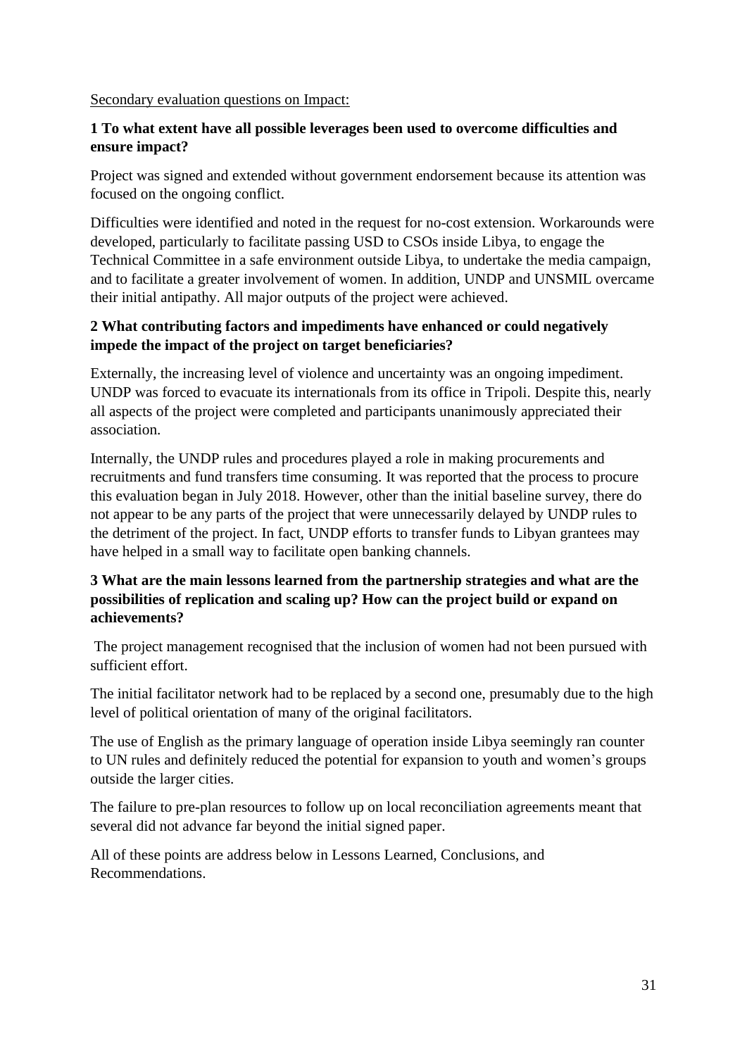Secondary evaluation questions on Impact:

**1 To what extent have all possible leverages been used to overcome difficulties and ensure impact?**

Project was signed and extended without government endorsement because its attention was focused on the ongoing conflict.

Difficulties were identified and noted in the request for no-cost extension. Workarounds were developed, particularly to facilitate passing USD to CSOs inside Libya, to engage the Technical Committee in a safe environment outside Libya, to undertake the media campaign, and to facilitate a greater involvement of women. In addition, UNDP and UNSMIL overcame their initial antipathy. All major outputs of the project were achieved.

**2 What contributing factors and impediments have enhanced or could negatively impede the impact of the project on target beneficiaries?**

Externally, the increasing level of violence and uncertainty was an ongoing impediment. UNDP was forced to evacuate its internationals from its office in Tripoli. Despite this, nearly all aspects of the project were completed and participants unanimously appreciated their association.

Internally, the UNDP rules and procedures played a role in making procurements and recruitments and fund transfers time consuming. It was reported that the process to procure this evaluation began in July 2018. However, other than the initial baseline survey, there do not appear to be any parts of the project that were unnecessarily delayed by UNDP rules to the detriment of the project. In fact, UNDP efforts to transfer funds to Libyan grantees may have helped in a small way to facilitate open banking channels.

**3 What are the main lessons learned from the partnership strategies and what are the possibilities of replication and scaling up? How can the project build or expand on achievements?**

The project management recognised that the inclusion of women had not been pursued with sufficient effort.

The initial facilitator network had to be replaced by a second one, presumably due to the high level of political orientation of many of the original facilitators.

The use of English as the primary language of operation inside Libya seemingly ran counter to UN rules and definitely reduced the potential for expansion to youth and women's groups outside the larger cities.

The failure to pre-plan resources to follow up on local reconciliation agreements meant that several did not advance far beyond the initial signed paper.

All of these points are address below in Lessons Learned, Conclusions, and Recommendations.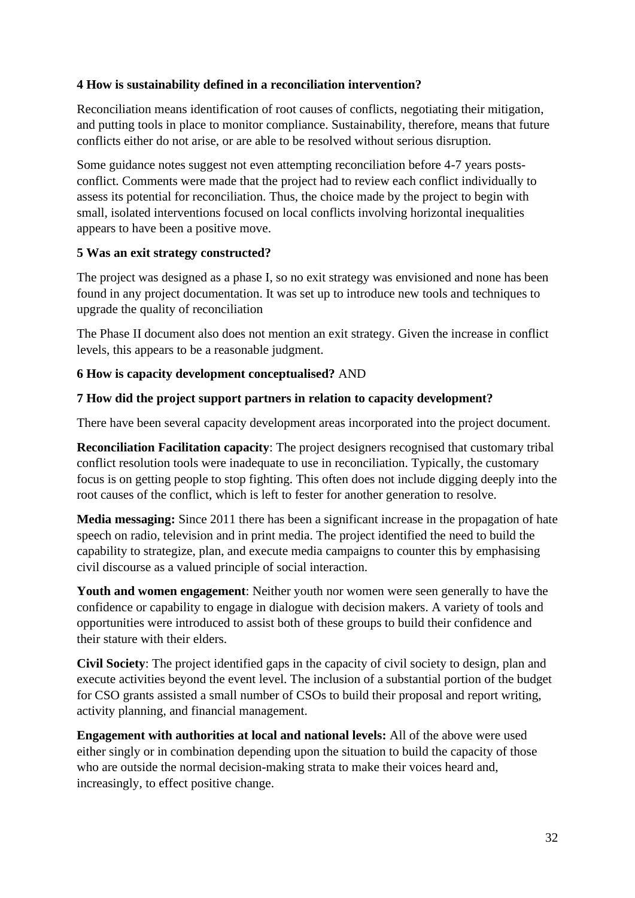**4 How is sustainability defined in a reconciliation intervention?**

Reconciliation means identification of root causes of conflicts, negotiating their mitigation, and putting tools in place to monitor compliance. Sustainability, therefore, means that future conflicts either do not arise, or are able to be resolved without serious disruption.

Some guidance notes suggest not even attempting reconciliation before 4-7 years posts-conflict. Comments were made that the project had to review each conflict individually to assess its potential for reconciliation. Thus, the choice made by the project to begin with small, isolated interventions focused on local conflicts involving horizontal inequalities appears to have been a positive move.

**5 Was an exit strategy constructed?**

The project was designed as a phase I, so no exit strategy was envisioned and none has been found in any project documentation. It was set up to introduce new tools and techniques to upgrade the quality of reconciliation

The Phase II document also does not mention an exit strategy. Given the increase in conflict levels, this appears to be a reasonable judgment.

**6 How is capacity development conceptualised?** AND

**7 How did the project support partners in relation to capacity development?**

There have been several capacity development areas incorporated into the project document.

**Reconciliation Facilitation capacity**: The project designers recognised that customary tribal conflict resolution tools were inadequate to use in reconciliation. Typically, the customary focus is on getting people to stop fighting. This often does not include digging deeply into the root causes of the conflict, which is left to fester for another generation to resolve.

**Media messaging:** Since 2011 there has been a significant increase in the propagation of hate speech on radio, television and in print media. The project identified the need to build the capability to strategize, plan, and execute media campaigns to counter this by emphasising civil discourse as a valued principle of social interaction.

**Youth and women engagement**: Neither youth nor women were seen generally to have the confidence or capability to engage in dialogue with decision makers. A variety of tools and opportunities were introduced to assist both of these groups to build their confidence and their stature with their elders.

**Civil Society**: The project identified gaps in the capacity of civil society to design, plan and execute activities beyond the event level. The inclusion of a substantial portion of the budget for CSO grants assisted a small number of CSOs to build their proposal and report writing, activity planning, and financial management.

**Engagement with authorities at local and national levels:** All of the above were used either singly or in combination depending upon the situation to build the capacity of those who are outside the normal decision-making strata to make their voices heard and, increasingly, to effect positive change.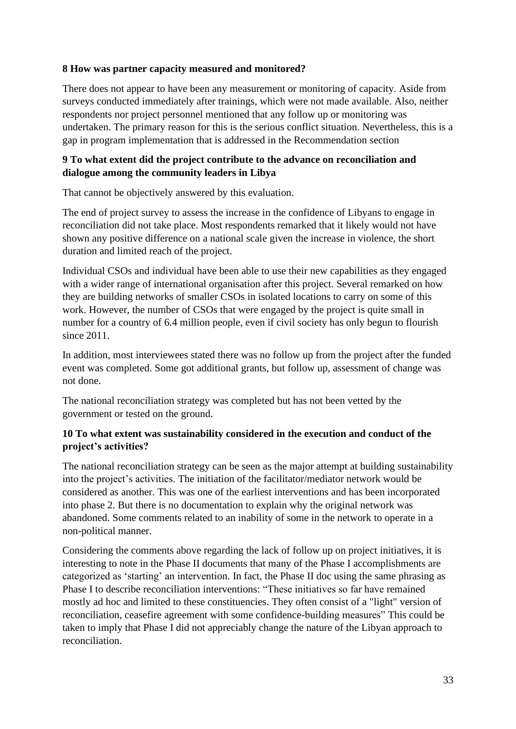**8 How was partner capacity measured and monitored?**

There does not appear to have been any measurement or monitoring of capacity. Aside from surveys conducted immediately after trainings, which were not made available. Also, neither respondents nor project personnel mentioned that any follow up or monitoring was undertaken. The primary reason for this is the serious conflict situation. Nevertheless, this is a gap in program implementation that is addressed in the Recommendation section

**9 To what extent did the project contribute to the advance on reconciliation and dialogue among the community leaders in Libya**

That cannot be objectively answered by this evaluation.

The end of project survey to assess the increase in the confidence of Libyans to engage in reconciliation did not take place. Most respondents remarked that it likely would not have shown any positive difference on a national scale given the increase in violence, the short duration and limited reach of the project.

Individual CSOs and individual have been able to use their new capabilities as they engaged with a wider range of international organisation after this project. Several remarked on how they are building networks of smaller CSOs in isolated locations to carry on some of this work. However, the number of CSOs that were engaged by the project is quite small in number for a country of 6.4 million people, even if civil society has only begun to flourish since 2011.

In addition, most interviewees stated there was no follow up from the project after the funded event was completed. Some got additional grants, but follow up, assessment of change was not done.

The national reconciliation strategy was completed but has not been vetted by the government or tested on the ground.

**10 To what extent was sustainability considered in the execution and conduct of the project's activities?**

The national reconciliation strategy can be seen as the major attempt at building sustainability into the project's activities. The initiation of the facilitator/mediator network would be considered as another. This was one of the earliest interventions and has been incorporated into phase 2. But there is no documentation to explain why the original network was abandoned. Some comments related to an inability of some in the network to operate in a non-political manner.

Considering the comments above regarding the lack of follow up on project initiatives, it is interesting to note in the Phase II documents that many of the Phase I accomplishments are categorized as 'starting' an intervention. In fact, the Phase II doc using the same phrasing as Phase I to describe reconciliation interventions: "These initiatives so far have remained mostly ad hoc and limited to these constituencies. They often consist of a "light" version of reconciliation, ceasefire agreement with some confidence-building measures" This could be taken to imply that Phase I did not appreciably change the nature of the Libyan approach to reconciliation.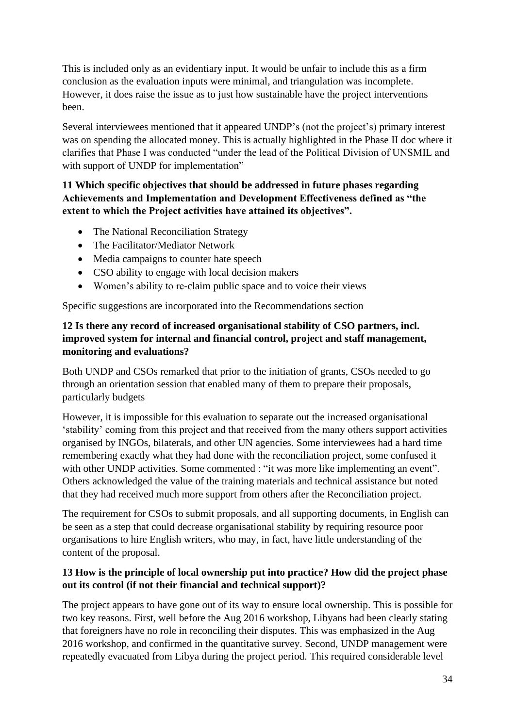This is included only as an evidentiary input. It would be unfair to include this as a firm conclusion as the evaluation inputs were minimal, and triangulation was incomplete. However, it does raise the issue as to just how sustainable have the project interventions been.

Several interviewees mentioned that it appeared UNDP's (not the project's) primary interest was on spending the allocated money. This is actually highlighted in the Phase II doc where it clarifies that Phase I was conducted "under the lead of the Political Division of UNSMIL and with support of UNDP for implementation"

**11 Which specific objectives that should be addressed in future phases regarding Achievements and Implementation and Development Effectiveness defined as "the extent to which the Project activities have attained its objectives".**

- The National Reconciliation Strategy
- The Facilitator/Mediator Network
- Media campaigns to counter hate speech
- CSO ability to engage with local decision makers
- Women's ability to re-claim public space and to voice their views

Specific suggestions are incorporated into the Recommendations section

**12 Is there any record of increased organisational stability of CSO partners, incl. improved system for internal and financial control, project and staff management, monitoring and evaluations?**

Both UNDP and CSOs remarked that prior to the initiation of grants, CSOs needed to go through an orientation session that enabled many of them to prepare their proposals, particularly budgets

However, it is impossible for this evaluation to separate out the increased organisational 'stability' coming from this project and that received from the many others support activities organised by INGOs, bilaterals, and other UN agencies. Some interviewees had a hard time remembering exactly what they had done with the reconciliation project, some confused it with other UNDP activities. Some commented : "it was more like implementing an event". Others acknowledged the value of the training materials and technical assistance but noted that they had received much more support from others after the Reconciliation project.

The requirement for CSOs to submit proposals, and all supporting documents, in English can be seen as a step that could decrease organisational stability by requiring resource poor organisations to hire English writers, who may, in fact, have little understanding of the content of the proposal.

**13 How is the principle of local ownership put into practice? How did the project phase out its control (if not their financial and technical support)?**

The project appears to have gone out of its way to ensure local ownership. This is possible for two key reasons. First, well before the Aug 2016 workshop, Libyans had been clearly stating that foreigners have no role in reconciling their disputes. This was emphasized in the Aug 2016 workshop, and confirmed in the quantitative survey. Second, UNDP management were repeatedly evacuated from Libya during the project period. This required considerable level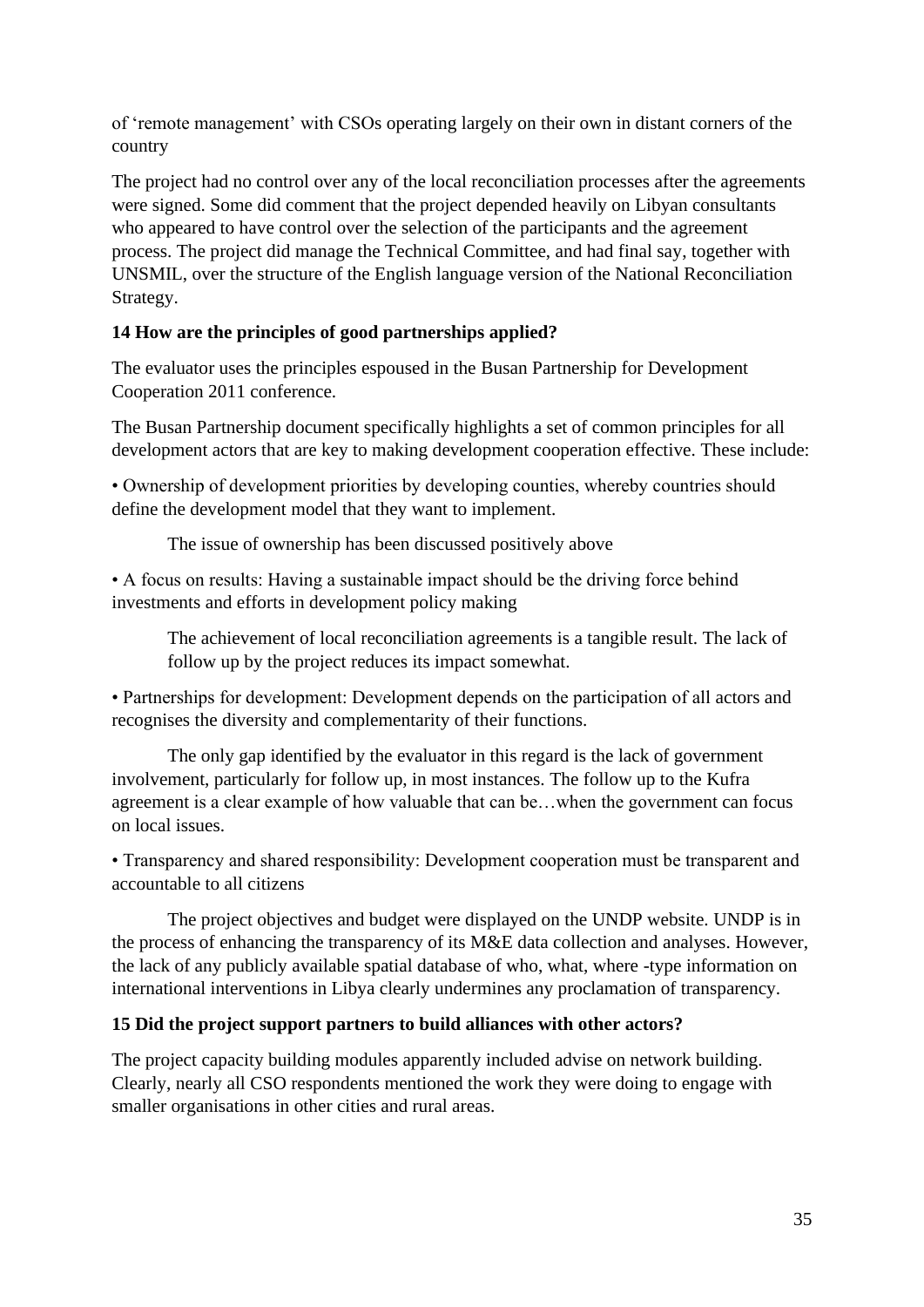of 'remote management' with CSOs operating largely on their own in distant corners of the country

The project had no control over any of the local reconciliation processes after the agreements were signed. Some did comment that the project depended heavily on Libyan consultants who appeared to have control over the selection of the participants and the agreement process. The project did manage the Technical Committee, and had final say, together with UNSMIL, over the structure of the English language version of the National Reconciliation Strategy.

**14 How are the principles of good partnerships applied?**

The evaluator uses the principles espoused in the Busan Partnership for Development Cooperation 2011 conference.

The Busan Partnership document specifically highlights a set of common principles for all development actors that are key to making development cooperation effective. These include:

• Ownership of development priorities by developing counties, whereby countries should define the development model that they want to implement.

> The issue of ownership has been discussed positively above

• A focus on results: Having a sustainable impact should be the driving force behind investments and efforts in development policy making

> The achievement of local reconciliation agreements is a tangible result. The lack of follow up by the project reduces its impact somewhat.

• Partnerships for development: Development depends on the participation of all actors and recognises the diversity and complementarity of their functions.

> The only gap identified by the evaluator in this regard is the lack of government involvement, particularly for follow up, in most instances. The follow up to the Kufra agreement is a clear example of how valuable that can be…when the government can focus on local issues.

• Transparency and shared responsibility: Development cooperation must be transparent and accountable to all citizens

> The project objectives and budget were displayed on the UNDP website. UNDP is in the process of enhancing the transparency of its M&E data collection and analyses. However, the lack of any publicly available spatial database of who, what, where -type information on international interventions in Libya clearly undermines any proclamation of transparency.

**15 Did the project support partners to build alliances with other actors?**

The project capacity building modules apparently included advise on network building. Clearly, nearly all CSO respondents mentioned the work they were doing to engage with smaller organisations in other cities and rural areas.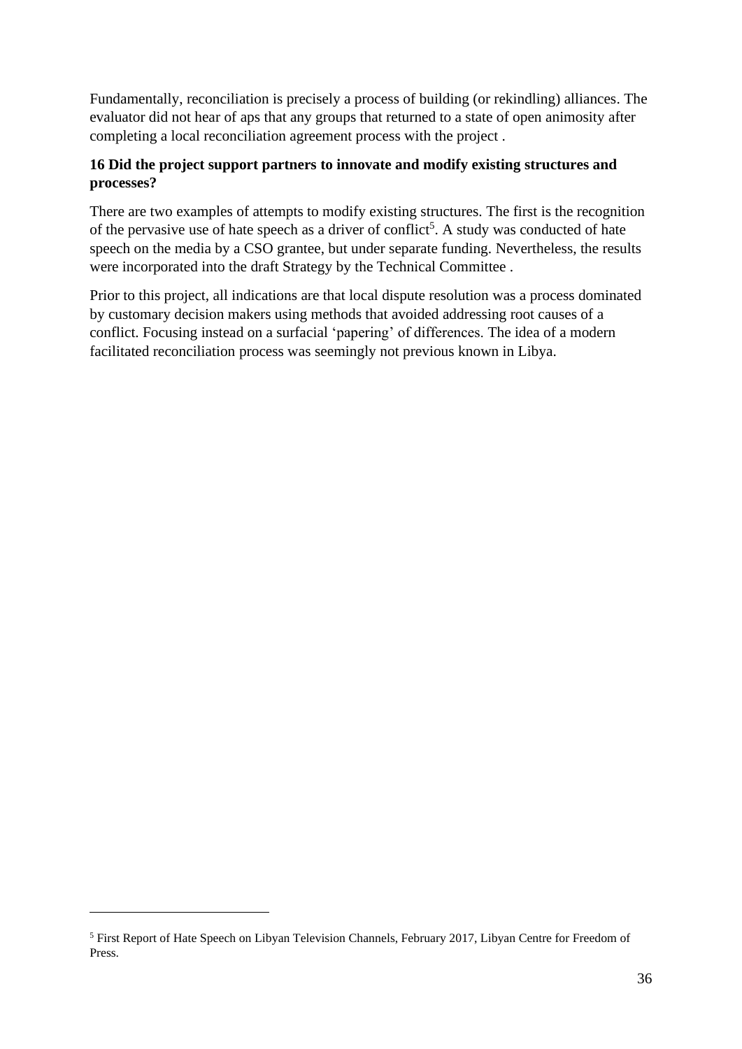Fundamentally, reconciliation is precisely a process of building (or rekindling) alliances. The evaluator did not hear of aps that any groups that returned to a state of open animosity after completing a local reconciliation agreement process with the project .

**16 Did the project support partners to innovate and modify existing structures and processes?**

There are two examples of attempts to modify existing structures. The first is the recognition of the pervasive use of hate speech as a driver of conflict[5]. A study was conducted of hate speech on the media by a CSO grantee, but under separate funding. Nevertheless, the results were incorporated into the draft Strategy by the Technical Committee .

Prior to this project, all indications are that local dispute resolution was a process dominated by customary decision makers using methods that avoided addressing root causes of a conflict. Focusing instead on a surfacial 'papering' of differences. The idea of a modern facilitated reconciliation process was seemingly not previous known in Libya.

---

[5] First Report of Hate Speech on Libyan Television Channels, February 2017, Libyan Centre for Freedom of Press.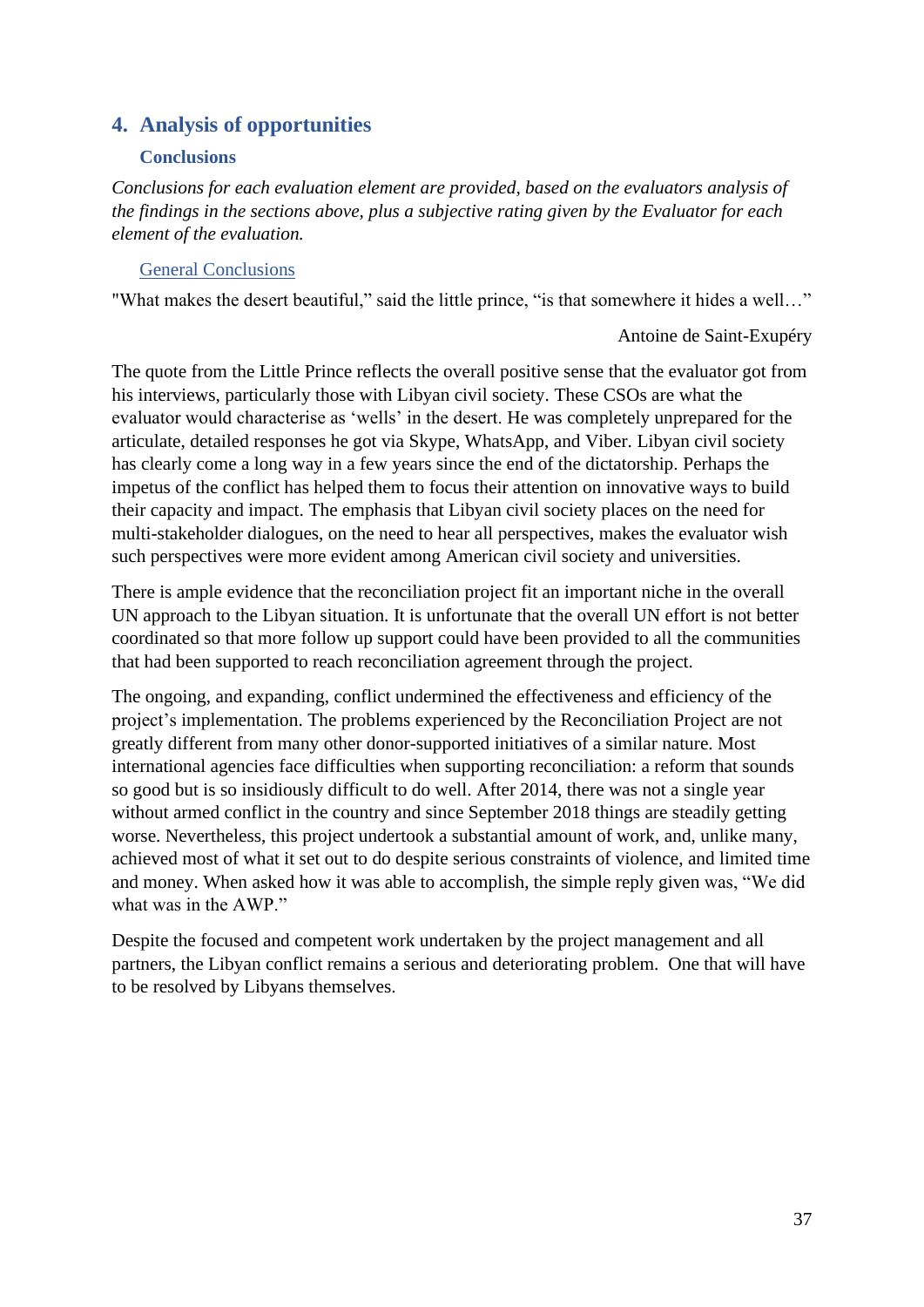## 4. Analysis of opportunities

### Conclusions

*Conclusions for each evaluation element are provided, based on the evaluators analysis of the findings in the sections above, plus a subjective rating given by the Evaluator for each element of the evaluation.*

#### General Conclusions

"What makes the desert beautiful," said the little prince, "is that somewhere it hides a well…"

Antoine de Saint-Exupéry

The quote from the Little Prince reflects the overall positive sense that the evaluator got from his interviews, particularly those with Libyan civil society. These CSOs are what the evaluator would characterise as 'wells' in the desert. He was completely unprepared for the articulate, detailed responses he got via Skype, WhatsApp, and Viber. Libyan civil society has clearly come a long way in a few years since the end of the dictatorship. Perhaps the impetus of the conflict has helped them to focus their attention on innovative ways to build their capacity and impact. The emphasis that Libyan civil society places on the need for multi-stakeholder dialogues, on the need to hear all perspectives, makes the evaluator wish such perspectives were more evident among American civil society and universities.

There is ample evidence that the reconciliation project fit an important niche in the overall UN approach to the Libyan situation. It is unfortunate that the overall UN effort is not better coordinated so that more follow up support could have been provided to all the communities that had been supported to reach reconciliation agreement through the project.

The ongoing, and expanding, conflict undermined the effectiveness and efficiency of the project's implementation. The problems experienced by the Reconciliation Project are not greatly different from many other donor-supported initiatives of a similar nature. Most international agencies face difficulties when supporting reconciliation: a reform that sounds so good but is so insidiously difficult to do well. After 2014, there was not a single year without armed conflict in the country and since September 2018 things are steadily getting worse. Nevertheless, this project undertook a substantial amount of work, and, unlike many, achieved most of what it set out to do despite serious constraints of violence, and limited time and money. When asked how it was able to accomplish, the simple reply given was, "We did what was in the AWP."

Despite the focused and competent work undertaken by the project management and all partners, the Libyan conflict remains a serious and deteriorating problem. One that will have to be resolved by Libyans themselves.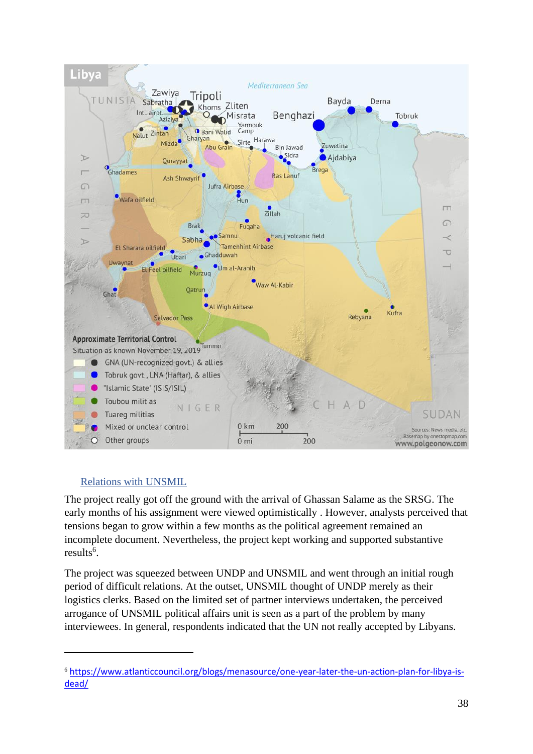Libya

Approximate Territorial Control

Situation as known November 19, 2019

GNA (UN-recognized govt.) & allies

Tobruk govt., LNA (Haftar), & allies

"Islamic State" (ISIS/ISIL)

Toubou militias

Tuareg militias

Mixed or unclear control

Other groups

Sources: News media, etc. Basemap by onestopmap.com

www.polgeonow.com

## Relations with UNSMIL

The project really got off the ground with the arrival of Ghassan Salame as the SRSG. The early months of his assignment were viewed optimistically . However, analysts perceived that tensions began to grow within a few months as the political agreement remained an incomplete document. Nevertheless, the project kept working and supported substantive results[6].

The project was squeezed between UNDP and UNSMIL and went through an initial rough period of difficult relations. At the outset, UNSMIL thought of UNDP merely as their logistics clerks. Based on the limited set of partner interviews undertaken, the perceived arrogance of UNSMIL political affairs unit is seen as a part of the problem by many interviewees. In general, respondents indicated that the UN not really accepted by Libyans.

---

[6] https://www.atlanticcouncil.org/blogs/menasource/one-year-later-the-un-action-plan-for-libya-is-dead/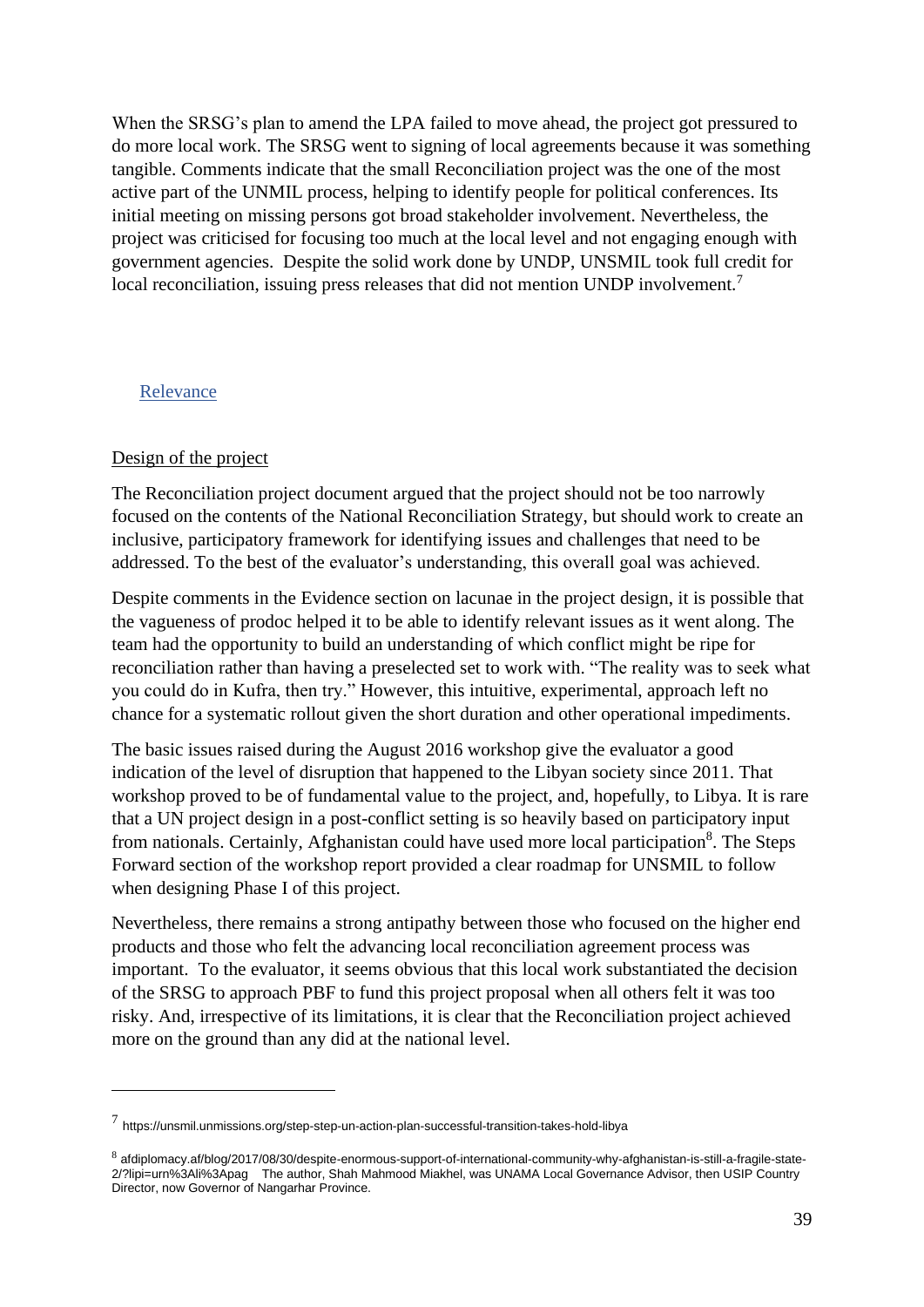When the SRSG's plan to amend the LPA failed to move ahead, the project got pressured to do more local work. The SRSG went to signing of local agreements because it was something tangible. Comments indicate that the small Reconciliation project was the one of the most active part of the UNMIL process, helping to identify people for political conferences. Its initial meeting on missing persons got broad stakeholder involvement. Nevertheless, the project was criticised for focusing too much at the local level and not engaging enough with government agencies. Despite the solid work done by UNDP, UNSMIL took full credit for local reconciliation, issuing press releases that did not mention UNDP involvement.[7]

## Relevance

### Design of the project

The Reconciliation project document argued that the project should not be too narrowly focused on the contents of the National Reconciliation Strategy, but should work to create an inclusive, participatory framework for identifying issues and challenges that need to be addressed. To the best of the evaluator's understanding, this overall goal was achieved.

Despite comments in the Evidence section on lacunae in the project design, it is possible that the vagueness of prodoc helped it to be able to identify relevant issues as it went along. The team had the opportunity to build an understanding of which conflict might be ripe for reconciliation rather than having a preselected set to work with. "The reality was to seek what you could do in Kufra, then try." However, this intuitive, experimental, approach left no chance for a systematic rollout given the short duration and other operational impediments.

The basic issues raised during the August 2016 workshop give the evaluator a good indication of the level of disruption that happened to the Libyan society since 2011. That workshop proved to be of fundamental value to the project, and, hopefully, to Libya. It is rare that a UN project design in a post-conflict setting is so heavily based on participatory input from nationals. Certainly, Afghanistan could have used more local participation[8]. The Steps Forward section of the workshop report provided a clear roadmap for UNSMIL to follow when designing Phase I of this project.

Nevertheless, there remains a strong antipathy between those who focused on the higher end products and those who felt the advancing local reconciliation agreement process was important. To the evaluator, it seems obvious that this local work substantiated the decision of the SRSG to approach PBF to fund this project proposal when all others felt it was too risky. And, irrespective of its limitations, it is clear that the Reconciliation project achieved more on the ground than any did at the national level.

---

[7] https://unsmil.unmissions.org/step-step-un-action-plan-successful-transition-takes-hold-libya

[8] afdiplomacy.af/blog/2017/08/30/despite-enormous-support-of-international-community-why-afghanistan-is-still-a-fragile-state-2/?lipi=urn%3Ali%3Apag The author, Shah Mahmood Miakhel, was UNAMA Local Governance Advisor, then USIP Country Director, now Governor of Nangarhar Province.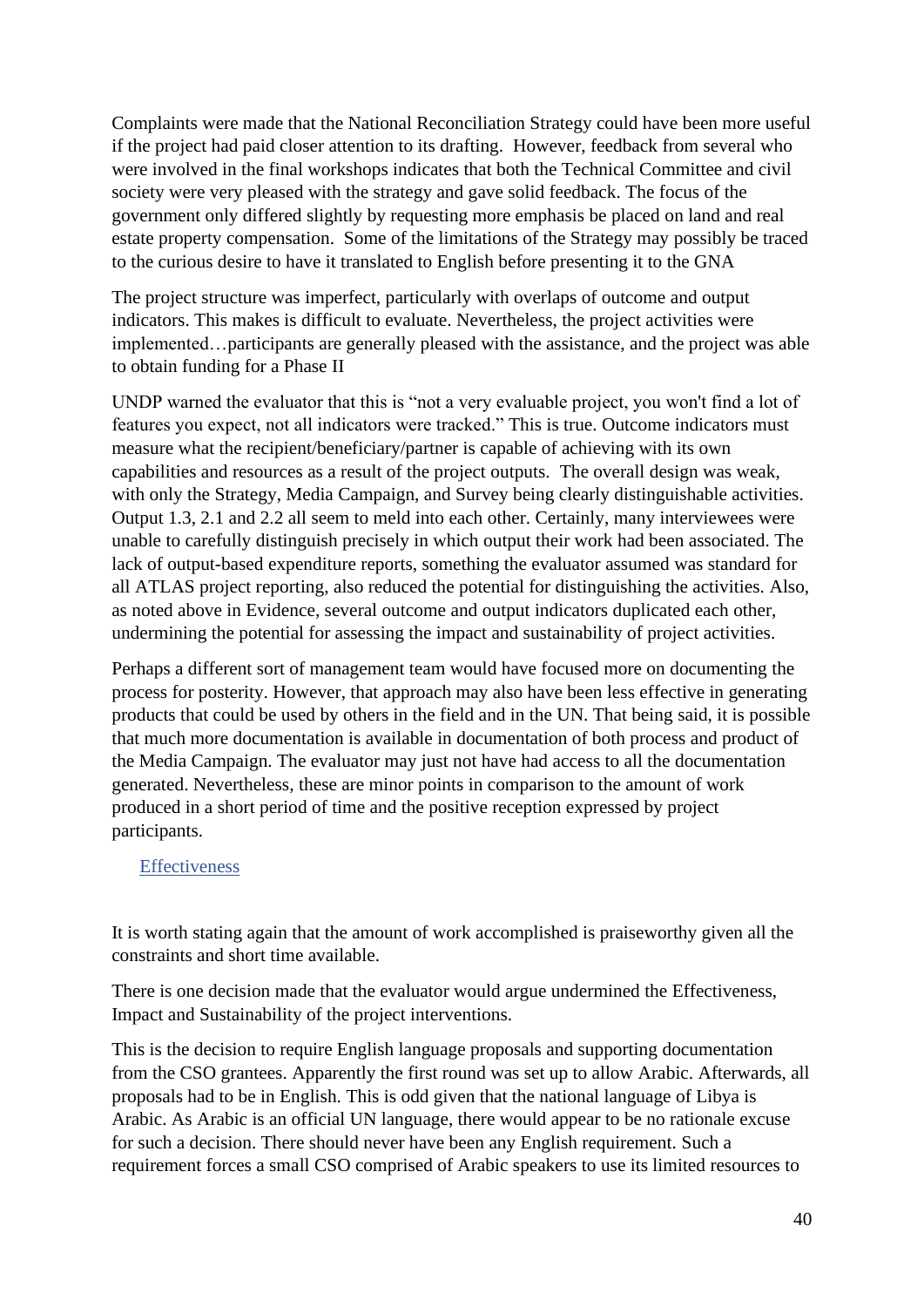Complaints were made that the National Reconciliation Strategy could have been more useful if the project had paid closer attention to its drafting. However, feedback from several who were involved in the final workshops indicates that both the Technical Committee and civil society were very pleased with the strategy and gave solid feedback. The focus of the government only differed slightly by requesting more emphasis be placed on land and real estate property compensation. Some of the limitations of the Strategy may possibly be traced to the curious desire to have it translated to English before presenting it to the GNA

The project structure was imperfect, particularly with overlaps of outcome and output indicators. This makes is difficult to evaluate. Nevertheless, the project activities were implemented…participants are generally pleased with the assistance, and the project was able to obtain funding for a Phase II

UNDP warned the evaluator that this is "not a very evaluable project, you won't find a lot of features you expect, not all indicators were tracked." This is true. Outcome indicators must measure what the recipient/beneficiary/partner is capable of achieving with its own capabilities and resources as a result of the project outputs. The overall design was weak, with only the Strategy, Media Campaign, and Survey being clearly distinguishable activities. Output 1.3, 2.1 and 2.2 all seem to meld into each other. Certainly, many interviewees were unable to carefully distinguish precisely in which output their work had been associated. The lack of output-based expenditure reports, something the evaluator assumed was standard for all ATLAS project reporting, also reduced the potential for distinguishing the activities. Also, as noted above in Evidence, several outcome and output indicators duplicated each other, undermining the potential for assessing the impact and sustainability of project activities.

Perhaps a different sort of management team would have focused more on documenting the process for posterity. However, that approach may also have been less effective in generating products that could be used by others in the field and in the UN. That being said, it is possible that much more documentation is available in documentation of both process and product of the Media Campaign. The evaluator may just not have had access to all the documentation generated. Nevertheless, these are minor points in comparison to the amount of work produced in a short period of time and the positive reception expressed by project participants.

## Effectiveness

It is worth stating again that the amount of work accomplished is praiseworthy given all the constraints and short time available.

There is one decision made that the evaluator would argue undermined the Effectiveness, Impact and Sustainability of the project interventions.

This is the decision to require English language proposals and supporting documentation from the CSO grantees. Apparently the first round was set up to allow Arabic. Afterwards, all proposals had to be in English. This is odd given that the national language of Libya is Arabic. As Arabic is an official UN language, there would appear to be no rationale excuse for such a decision. There should never have been any English requirement. Such a requirement forces a small CSO comprised of Arabic speakers to use its limited resources to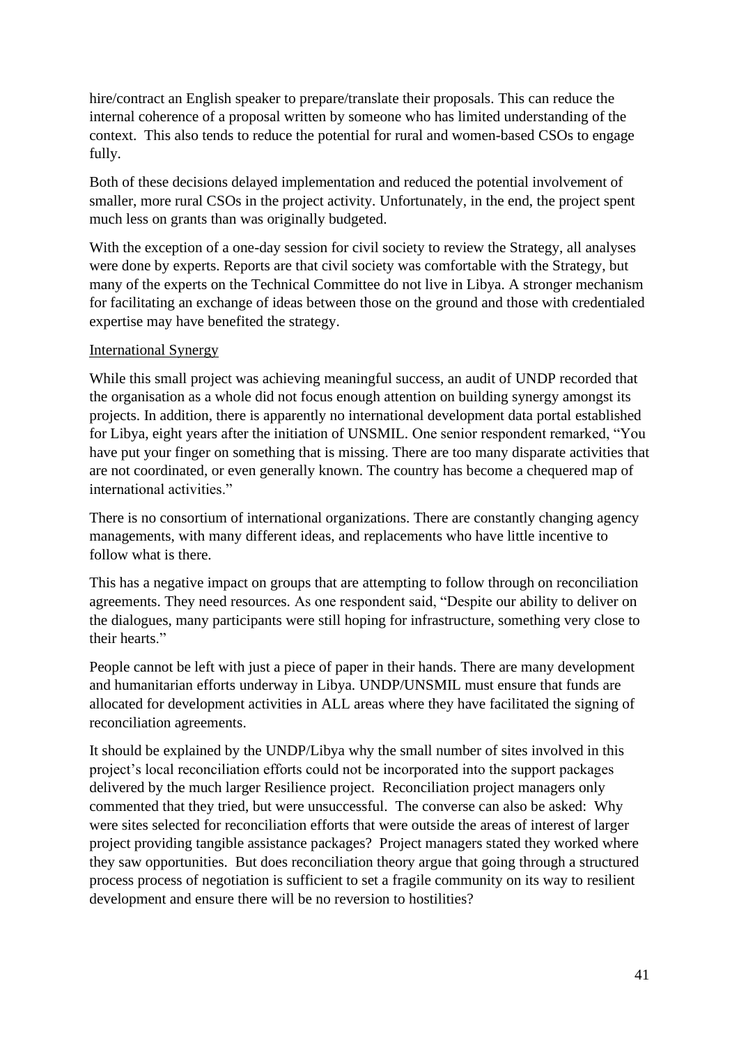hire/contract an English speaker to prepare/translate their proposals. This can reduce the internal coherence of a proposal written by someone who has limited understanding of the context. This also tends to reduce the potential for rural and women-based CSOs to engage fully.

Both of these decisions delayed implementation and reduced the potential involvement of smaller, more rural CSOs in the project activity. Unfortunately, in the end, the project spent much less on grants than was originally budgeted.

With the exception of a one-day session for civil society to review the Strategy, all analyses were done by experts. Reports are that civil society was comfortable with the Strategy, but many of the experts on the Technical Committee do not live in Libya. A stronger mechanism for facilitating an exchange of ideas between those on the ground and those with credentialed expertise may have benefited the strategy.

<u>International Synergy</u>

While this small project was achieving meaningful success, an audit of UNDP recorded that the organisation as a whole did not focus enough attention on building synergy amongst its projects. In addition, there is apparently no international development data portal established for Libya, eight years after the initiation of UNSMIL. One senior respondent remarked, "You have put your finger on something that is missing. There are too many disparate activities that are not coordinated, or even generally known. The country has become a chequered map of international activities."

There is no consortium of international organizations. There are constantly changing agency managements, with many different ideas, and replacements who have little incentive to follow what is there.

This has a negative impact on groups that are attempting to follow through on reconciliation agreements. They need resources. As one respondent said, "Despite our ability to deliver on the dialogues, many participants were still hoping for infrastructure, something very close to their hearts."

People cannot be left with just a piece of paper in their hands. There are many development and humanitarian efforts underway in Libya. UNDP/UNSMIL must ensure that funds are allocated for development activities in ALL areas where they have facilitated the signing of reconciliation agreements.

It should be explained by the UNDP/Libya why the small number of sites involved in this project's local reconciliation efforts could not be incorporated into the support packages delivered by the much larger Resilience project. Reconciliation project managers only commented that they tried, but were unsuccessful. The converse can also be asked: Why were sites selected for reconciliation efforts that were outside the areas of interest of larger project providing tangible assistance packages? Project managers stated they worked where they saw opportunities. But does reconciliation theory argue that going through a structured process process of negotiation is sufficient to set a fragile community on its way to resilient development and ensure there will be no reversion to hostilities?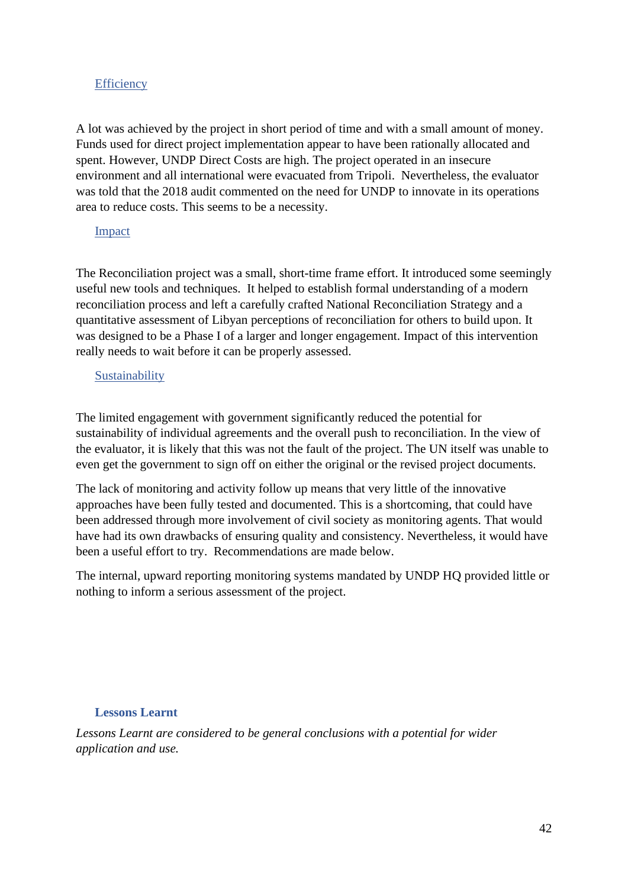### Efficiency

A lot was achieved by the project in short period of time and with a small amount of money. Funds used for direct project implementation appear to have been rationally allocated and spent. However, UNDP Direct Costs are high. The project operated in an insecure environment and all international were evacuated from Tripoli. Nevertheless, the evaluator was told that the 2018 audit commented on the need for UNDP to innovate in its operations area to reduce costs. This seems to be a necessity.

### Impact

The Reconciliation project was a small, short-time frame effort. It introduced some seemingly useful new tools and techniques. It helped to establish formal understanding of a modern reconciliation process and left a carefully crafted National Reconciliation Strategy and a quantitative assessment of Libyan perceptions of reconciliation for others to build upon. It was designed to be a Phase I of a larger and longer engagement. Impact of this intervention really needs to wait before it can be properly assessed.

### Sustainability

The limited engagement with government significantly reduced the potential for sustainability of individual agreements and the overall push to reconciliation. In the view of the evaluator, it is likely that this was not the fault of the project. The UN itself was unable to even get the government to sign off on either the original or the revised project documents.

The lack of monitoring and activity follow up means that very little of the innovative approaches have been fully tested and documented. This is a shortcoming, that could have been addressed through more involvement of civil society as monitoring agents. That would have had its own drawbacks of ensuring quality and consistency. Nevertheless, it would have been a useful effort to try. Recommendations are made below.

The internal, upward reporting monitoring systems mandated by UNDP HQ provided little or nothing to inform a serious assessment of the project.

## Lessons Learnt

*Lessons Learnt are considered to be general conclusions with a potential for wider application and use.*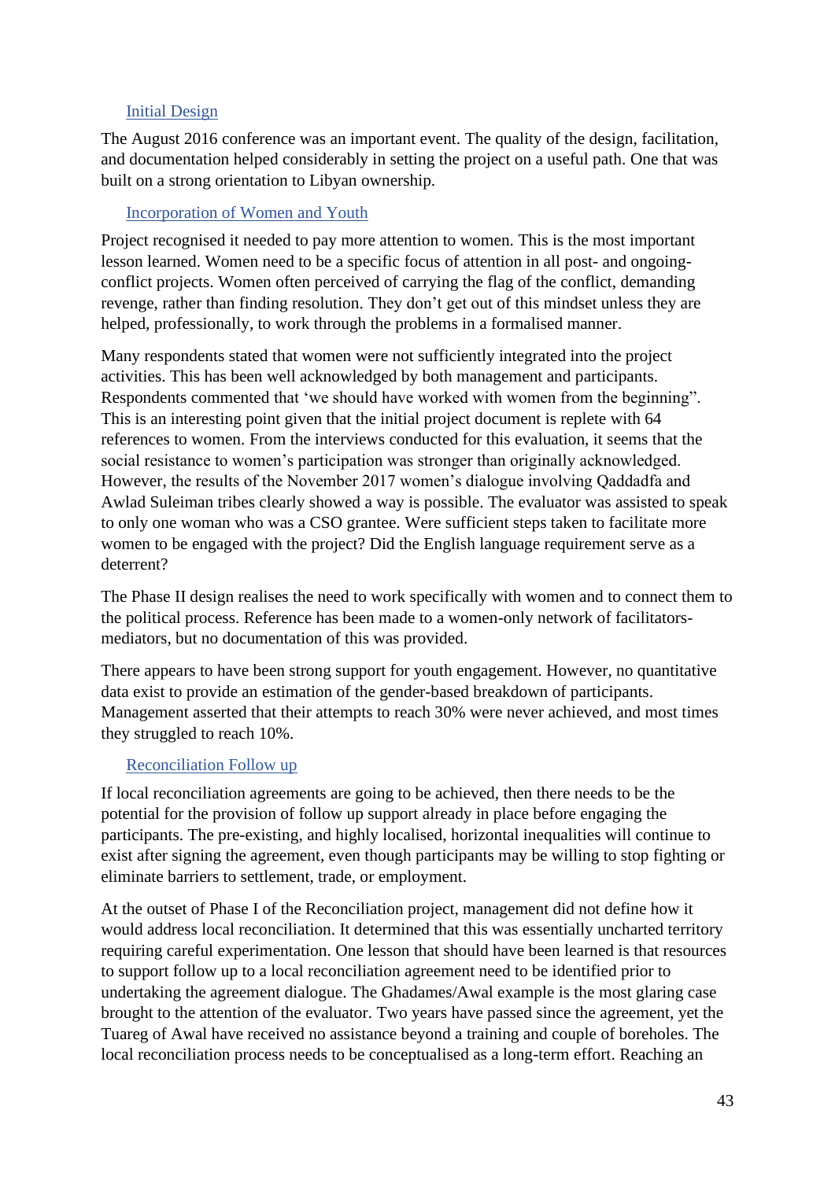### Initial Design

The August 2016 conference was an important event. The quality of the design, facilitation, and documentation helped considerably in setting the project on a useful path. One that was built on a strong orientation to Libyan ownership.

### Incorporation of Women and Youth

Project recognised it needed to pay more attention to women. This is the most important lesson learned. Women need to be a specific focus of attention in all post- and ongoing-conflict projects. Women often perceived of carrying the flag of the conflict, demanding revenge, rather than finding resolution. They don't get out of this mindset unless they are helped, professionally, to work through the problems in a formalised manner.

Many respondents stated that women were not sufficiently integrated into the project activities. This has been well acknowledged by both management and participants. Respondents commented that 'we should have worked with women from the beginning". This is an interesting point given that the initial project document is replete with 64 references to women. From the interviews conducted for this evaluation, it seems that the social resistance to women's participation was stronger than originally acknowledged. However, the results of the November 2017 women's dialogue involving Qaddadfa and Awlad Suleiman tribes clearly showed a way is possible. The evaluator was assisted to speak to only one woman who was a CSO grantee. Were sufficient steps taken to facilitate more women to be engaged with the project? Did the English language requirement serve as a deterrent?

The Phase II design realises the need to work specifically with women and to connect them to the political process. Reference has been made to a women-only network of facilitators-mediators, but no documentation of this was provided.

There appears to have been strong support for youth engagement. However, no quantitative data exist to provide an estimation of the gender-based breakdown of participants. Management asserted that their attempts to reach 30% were never achieved, and most times they struggled to reach 10%.

### Reconciliation Follow up

If local reconciliation agreements are going to be achieved, then there needs to be the potential for the provision of follow up support already in place before engaging the participants. The pre-existing, and highly localised, horizontal inequalities will continue to exist after signing the agreement, even though participants may be willing to stop fighting or eliminate barriers to settlement, trade, or employment.

At the outset of Phase I of the Reconciliation project, management did not define how it would address local reconciliation. It determined that this was essentially uncharted territory requiring careful experimentation. One lesson that should have been learned is that resources to support follow up to a local reconciliation agreement need to be identified prior to undertaking the agreement dialogue. The Ghadames/Awal example is the most glaring case brought to the attention of the evaluator. Two years have passed since the agreement, yet the Tuareg of Awal have received no assistance beyond a training and couple of boreholes. The local reconciliation process needs to be conceptualised as a long-term effort. Reaching an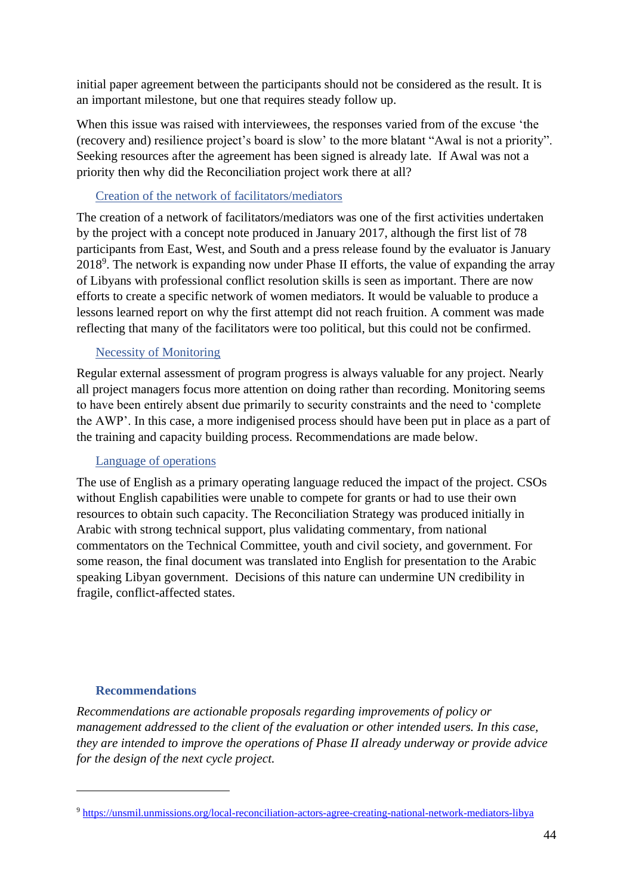initial paper agreement between the participants should not be considered as the result. It is an important milestone, but one that requires steady follow up.

When this issue was raised with interviewees, the responses varied from of the excuse 'the (recovery and) resilience project's board is slow' to the more blatant "Awal is not a priority". Seeking resources after the agreement has been signed is already late. If Awal was not a priority then why did the Reconciliation project work there at all?

### Creation of the network of facilitators/mediators

The creation of a network of facilitators/mediators was one of the first activities undertaken by the project with a concept note produced in January 2017, although the first list of 78 participants from East, West, and South and a press release found by the evaluator is January 2018[9]. The network is expanding now under Phase II efforts, the value of expanding the array of Libyans with professional conflict resolution skills is seen as important. There are now efforts to create a specific network of women mediators. It would be valuable to produce a lessons learned report on why the first attempt did not reach fruition. A comment was made reflecting that many of the facilitators were too political, but this could not be confirmed.

### Necessity of Monitoring

Regular external assessment of program progress is always valuable for any project. Nearly all project managers focus more attention on doing rather than recording. Monitoring seems to have been entirely absent due primarily to security constraints and the need to 'complete the AWP'. In this case, a more indigenised process should have been put in place as a part of the training and capacity building process. Recommendations are made below.

### Language of operations

The use of English as a primary operating language reduced the impact of the project. CSOs without English capabilities were unable to compete for grants or had to use their own resources to obtain such capacity. The Reconciliation Strategy was produced initially in Arabic with strong technical support, plus validating commentary, from national commentators on the Technical Committee, youth and civil society, and government. For some reason, the final document was translated into English for presentation to the Arabic speaking Libyan government. Decisions of this nature can undermine UN credibility in fragile, conflict-affected states.

## Recommendations

*Recommendations are actionable proposals regarding improvements of policy or management addressed to the client of the evaluation or other intended users. In this case, they are intended to improve the operations of Phase II already underway or provide advice for the design of the next cycle project.*

---

[9] https://unsmil.unmissions.org/local-reconciliation-actors-agree-creating-national-network-mediators-libya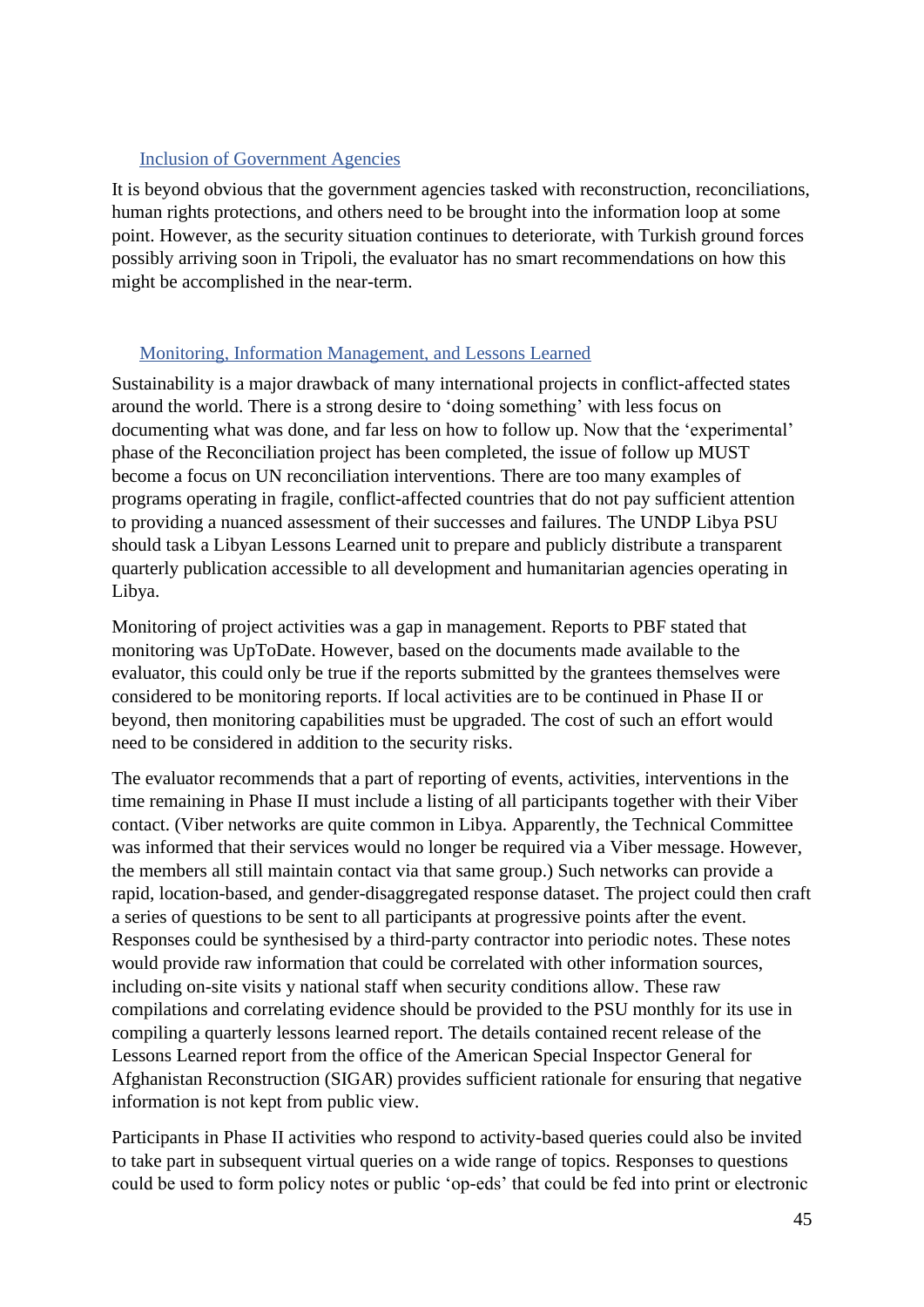### Inclusion of Government Agencies

It is beyond obvious that the government agencies tasked with reconstruction, reconciliations, human rights protections, and others need to be brought into the information loop at some point. However, as the security situation continues to deteriorate, with Turkish ground forces possibly arriving soon in Tripoli, the evaluator has no smart recommendations on how this might be accomplished in the near-term.

### Monitoring, Information Management, and Lessons Learned

Sustainability is a major drawback of many international projects in conflict-affected states around the world. There is a strong desire to 'doing something' with less focus on documenting what was done, and far less on how to follow up. Now that the 'experimental' phase of the Reconciliation project has been completed, the issue of follow up MUST become a focus on UN reconciliation interventions. There are too many examples of programs operating in fragile, conflict-affected countries that do not pay sufficient attention to providing a nuanced assessment of their successes and failures. The UNDP Libya PSU should task a Libyan Lessons Learned unit to prepare and publicly distribute a transparent quarterly publication accessible to all development and humanitarian agencies operating in Libya.

Monitoring of project activities was a gap in management. Reports to PBF stated that monitoring was UpToDate. However, based on the documents made available to the evaluator, this could only be true if the reports submitted by the grantees themselves were considered to be monitoring reports. If local activities are to be continued in Phase II or beyond, then monitoring capabilities must be upgraded. The cost of such an effort would need to be considered in addition to the security risks.

The evaluator recommends that a part of reporting of events, activities, interventions in the time remaining in Phase II must include a listing of all participants together with their Viber contact. (Viber networks are quite common in Libya. Apparently, the Technical Committee was informed that their services would no longer be required via a Viber message. However, the members all still maintain contact via that same group.) Such networks can provide a rapid, location-based, and gender-disaggregated response dataset. The project could then craft a series of questions to be sent to all participants at progressive points after the event. Responses could be synthesised by a third-party contractor into periodic notes. These notes would provide raw information that could be correlated with other information sources, including on-site visits y national staff when security conditions allow. These raw compilations and correlating evidence should be provided to the PSU monthly for its use in compiling a quarterly lessons learned report. The details contained recent release of the Lessons Learned report from the office of the American Special Inspector General for Afghanistan Reconstruction (SIGAR) provides sufficient rationale for ensuring that negative information is not kept from public view.

Participants in Phase II activities who respond to activity-based queries could also be invited to take part in subsequent virtual queries on a wide range of topics. Responses to questions could be used to form policy notes or public 'op-eds' that could be fed into print or electronic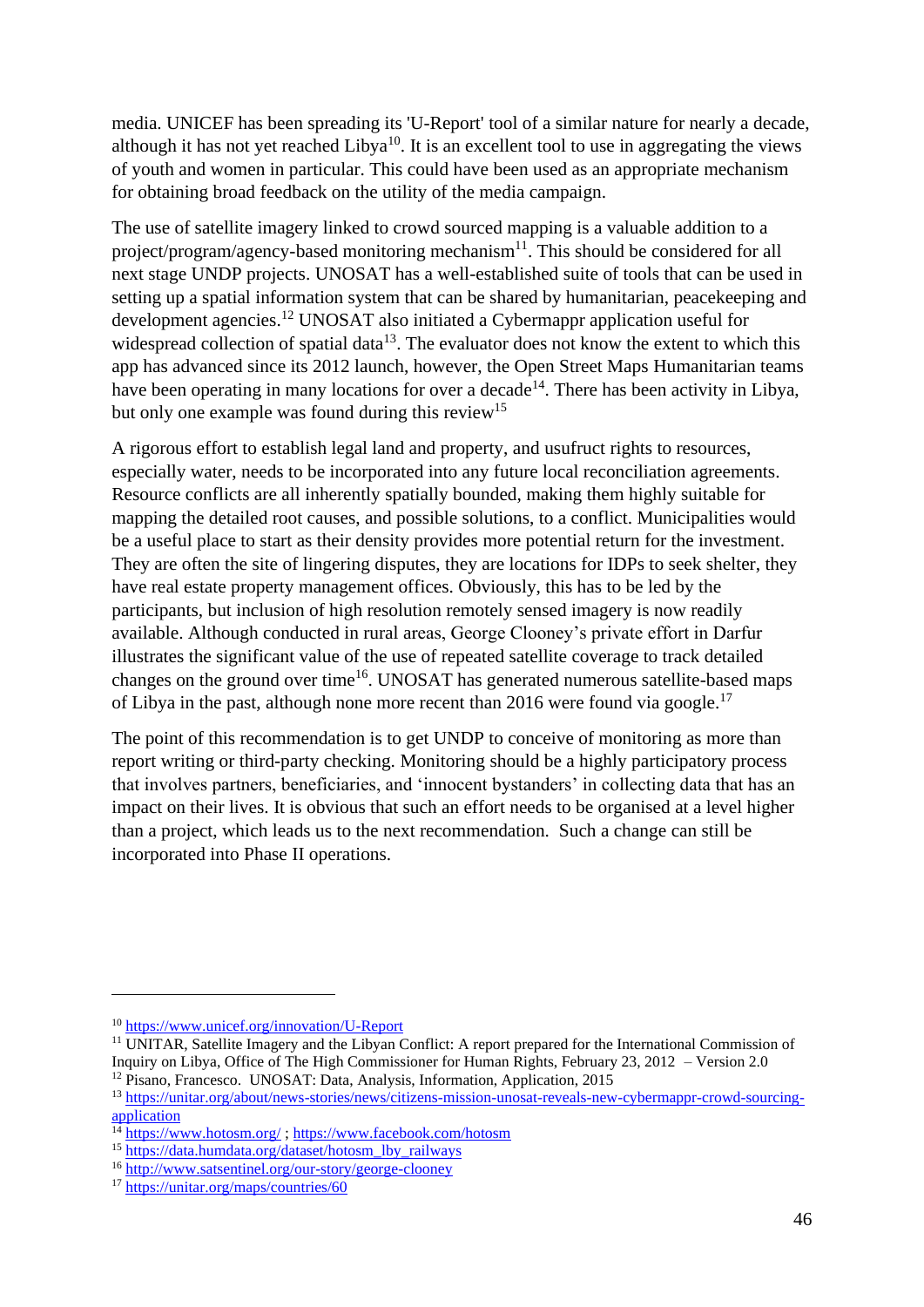media. UNICEF has been spreading its 'U-Report' tool of a similar nature for nearly a decade, although it has not yet reached Libya[10]. It is an excellent tool to use in aggregating the views of youth and women in particular. This could have been used as an appropriate mechanism for obtaining broad feedback on the utility of the media campaign.

The use of satellite imagery linked to crowd sourced mapping is a valuable addition to a project/program/agency-based monitoring mechanism[11]. This should be considered for all next stage UNDP projects. UNOSAT has a well-established suite of tools that can be used in setting up a spatial information system that can be shared by humanitarian, peacekeeping and development agencies.[12] UNOSAT also initiated a Cybermappr application useful for widespread collection of spatial data[13]. The evaluator does not know the extent to which this app has advanced since its 2012 launch, however, the Open Street Maps Humanitarian teams have been operating in many locations for over a decade[14]. There has been activity in Libya, but only one example was found during this review[15]

A rigorous effort to establish legal land and property, and usufruct rights to resources, especially water, needs to be incorporated into any future local reconciliation agreements. Resource conflicts are all inherently spatially bounded, making them highly suitable for mapping the detailed root causes, and possible solutions, to a conflict. Municipalities would be a useful place to start as their density provides more potential return for the investment. They are often the site of lingering disputes, they are locations for IDPs to seek shelter, they have real estate property management offices. Obviously, this has to be led by the participants, but inclusion of high resolution remotely sensed imagery is now readily available. Although conducted in rural areas, George Clooney's private effort in Darfur illustrates the significant value of the use of repeated satellite coverage to track detailed changes on the ground over time[16]. UNOSAT has generated numerous satellite-based maps of Libya in the past, although none more recent than 2016 were found via google.[17]

The point of this recommendation is to get UNDP to conceive of monitoring as more than report writing or third-party checking. Monitoring should be a highly participatory process that involves partners, beneficiaries, and 'innocent bystanders' in collecting data that has an impact on their lives. It is obvious that such an effort needs to be organised at a level higher than a project, which leads us to the next recommendation. Such a change can still be incorporated into Phase II operations.

---

[10] https://www.unicef.org/innovation/U-Report

[11] UNITAR, Satellite Imagery and the Libyan Conflict: A report prepared for the International Commission of Inquiry on Libya, Office of The High Commissioner for Human Rights, February 23, 2012 – Version 2.0

[12] Pisano, Francesco. UNOSAT: Data, Analysis, Information, Application, 2015

[13] https://unitar.org/about/news-stories/news/citizens-mission-unosat-reveals-new-cybermappr-crowd-sourcing-application

[14] https://www.hotosm.org/ ; https://www.facebook.com/hotosm

[15] https://data.humdata.org/dataset/hotosm_lby_railways

[16] http://www.satsentinel.org/our-story/george-clooney

[17] https://unitar.org/maps/countries/60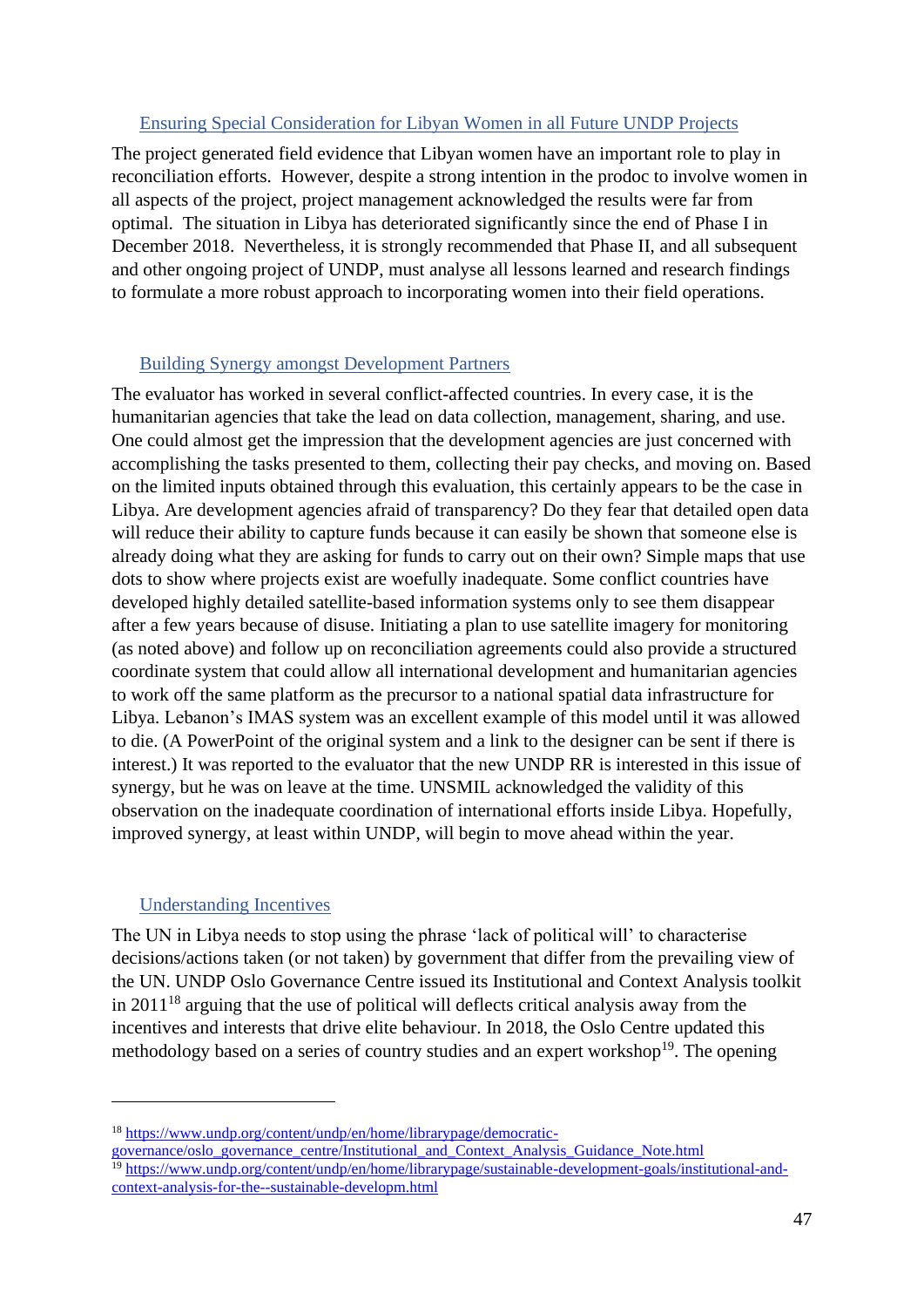### Ensuring Special Consideration for Libyan Women in all Future UNDP Projects

The project generated field evidence that Libyan women have an important role to play in reconciliation efforts. However, despite a strong intention in the prodoc to involve women in all aspects of the project, project management acknowledged the results were far from optimal. The situation in Libya has deteriorated significantly since the end of Phase I in December 2018. Nevertheless, it is strongly recommended that Phase II, and all subsequent and other ongoing project of UNDP, must analyse all lessons learned and research findings to formulate a more robust approach to incorporating women into their field operations.

### Building Synergy amongst Development Partners

The evaluator has worked in several conflict-affected countries. In every case, it is the humanitarian agencies that take the lead on data collection, management, sharing, and use. One could almost get the impression that the development agencies are just concerned with accomplishing the tasks presented to them, collecting their pay checks, and moving on. Based on the limited inputs obtained through this evaluation, this certainly appears to be the case in Libya. Are development agencies afraid of transparency? Do they fear that detailed open data will reduce their ability to capture funds because it can easily be shown that someone else is already doing what they are asking for funds to carry out on their own? Simple maps that use dots to show where projects exist are woefully inadequate. Some conflict countries have developed highly detailed satellite-based information systems only to see them disappear after a few years because of disuse. Initiating a plan to use satellite imagery for monitoring (as noted above) and follow up on reconciliation agreements could also provide a structured coordinate system that could allow all international development and humanitarian agencies to work off the same platform as the precursor to a national spatial data infrastructure for Libya. Lebanon's IMAS system was an excellent example of this model until it was allowed to die. (A PowerPoint of the original system and a link to the designer can be sent if there is interest.) It was reported to the evaluator that the new UNDP RR is interested in this issue of synergy, but he was on leave at the time. UNSMIL acknowledged the validity of this observation on the inadequate coordination of international efforts inside Libya. Hopefully, improved synergy, at least within UNDP, will begin to move ahead within the year.

### Understanding Incentives

The UN in Libya needs to stop using the phrase 'lack of political will' to characterise decisions/actions taken (or not taken) by government that differ from the prevailing view of the UN. UNDP Oslo Governance Centre issued its Institutional and Context Analysis toolkit in 2011[18] arguing that the use of political will deflects critical analysis away from the incentives and interests that drive elite behaviour. In 2018, the Oslo Centre updated this methodology based on a series of country studies and an expert workshop[19]. The opening

---

[18] https://www.undp.org/content/undp/en/home/librarypage/democratic-governance/oslo_governance_centre/Institutional_and_Context_Analysis_Guidance_Note.html

[19] https://www.undp.org/content/undp/en/home/librarypage/sustainable-development-goals/institutional-and-context-analysis-for-the--sustainable-developm.html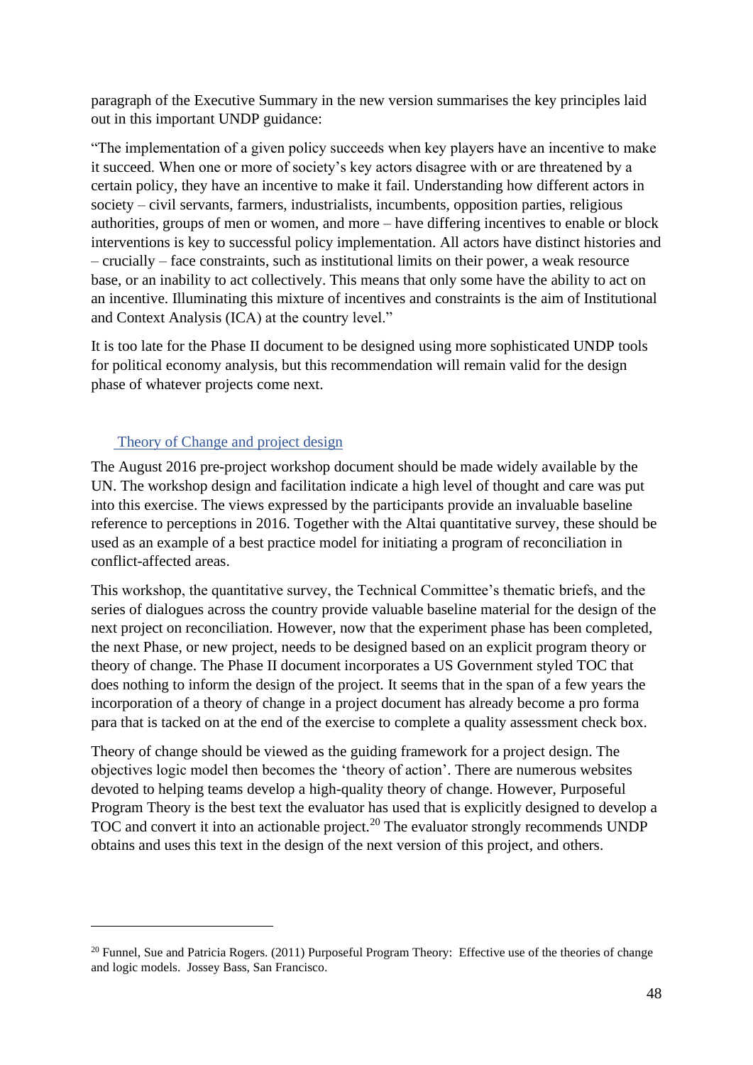paragraph of the Executive Summary in the new version summarises the key principles laid out in this important UNDP guidance:

"The implementation of a given policy succeeds when key players have an incentive to make it succeed. When one or more of society's key actors disagree with or are threatened by a certain policy, they have an incentive to make it fail. Understanding how different actors in society – civil servants, farmers, industrialists, incumbents, opposition parties, religious authorities, groups of men or women, and more – have differing incentives to enable or block interventions is key to successful policy implementation. All actors have distinct histories and – crucially – face constraints, such as institutional limits on their power, a weak resource base, or an inability to act collectively. This means that only some have the ability to act on an incentive. Illuminating this mixture of incentives and constraints is the aim of Institutional and Context Analysis (ICA) at the country level."

It is too late for the Phase II document to be designed using more sophisticated UNDP tools for political economy analysis, but this recommendation will remain valid for the design phase of whatever projects come next.

### Theory of Change and project design

The August 2016 pre-project workshop document should be made widely available by the UN. The workshop design and facilitation indicate a high level of thought and care was put into this exercise. The views expressed by the participants provide an invaluable baseline reference to perceptions in 2016. Together with the Altai quantitative survey, these should be used as an example of a best practice model for initiating a program of reconciliation in conflict-affected areas.

This workshop, the quantitative survey, the Technical Committee's thematic briefs, and the series of dialogues across the country provide valuable baseline material for the design of the next project on reconciliation. However, now that the experiment phase has been completed, the next Phase, or new project, needs to be designed based on an explicit program theory or theory of change. The Phase II document incorporates a US Government styled TOC that does nothing to inform the design of the project. It seems that in the span of a few years the incorporation of a theory of change in a project document has already become a pro forma para that is tacked on at the end of the exercise to complete a quality assessment check box.

Theory of change should be viewed as the guiding framework for a project design. The objectives logic model then becomes the 'theory of action'. There are numerous websites devoted to helping teams develop a high-quality theory of change. However, Purposeful Program Theory is the best text the evaluator has used that is explicitly designed to develop a TOC and convert it into an actionable project.[20] The evaluator strongly recommends UNDP obtains and uses this text in the design of the next version of this project, and others.

[20] Funnel, Sue and Patricia Rogers. (2011) Purposeful Program Theory: Effective use of the theories of change and logic models. Jossey Bass, San Francisco.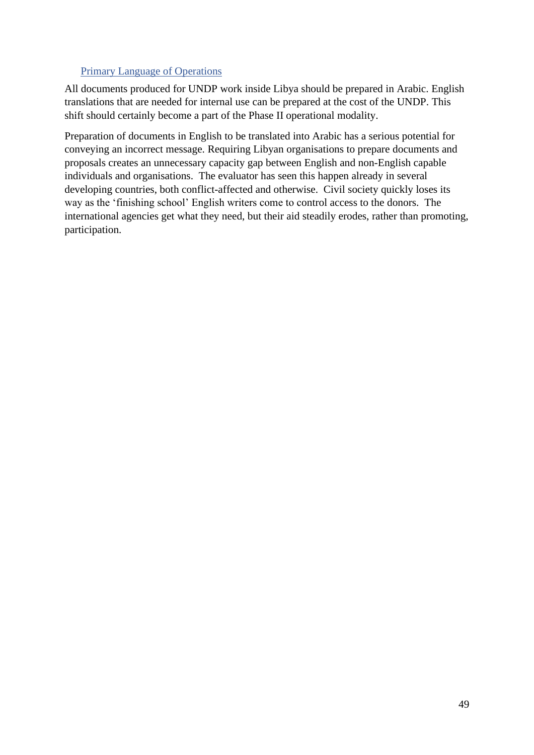### Primary Language of Operations

All documents produced for UNDP work inside Libya should be prepared in Arabic. English translations that are needed for internal use can be prepared at the cost of the UNDP. This shift should certainly become a part of the Phase II operational modality.

Preparation of documents in English to be translated into Arabic has a serious potential for conveying an incorrect message. Requiring Libyan organisations to prepare documents and proposals creates an unnecessary capacity gap between English and non-English capable individuals and organisations. The evaluator has seen this happen already in several developing countries, both conflict-affected and otherwise. Civil society quickly loses its way as the 'finishing school' English writers come to control access to the donors. The international agencies get what they need, but their aid steadily erodes, rather than promoting, participation.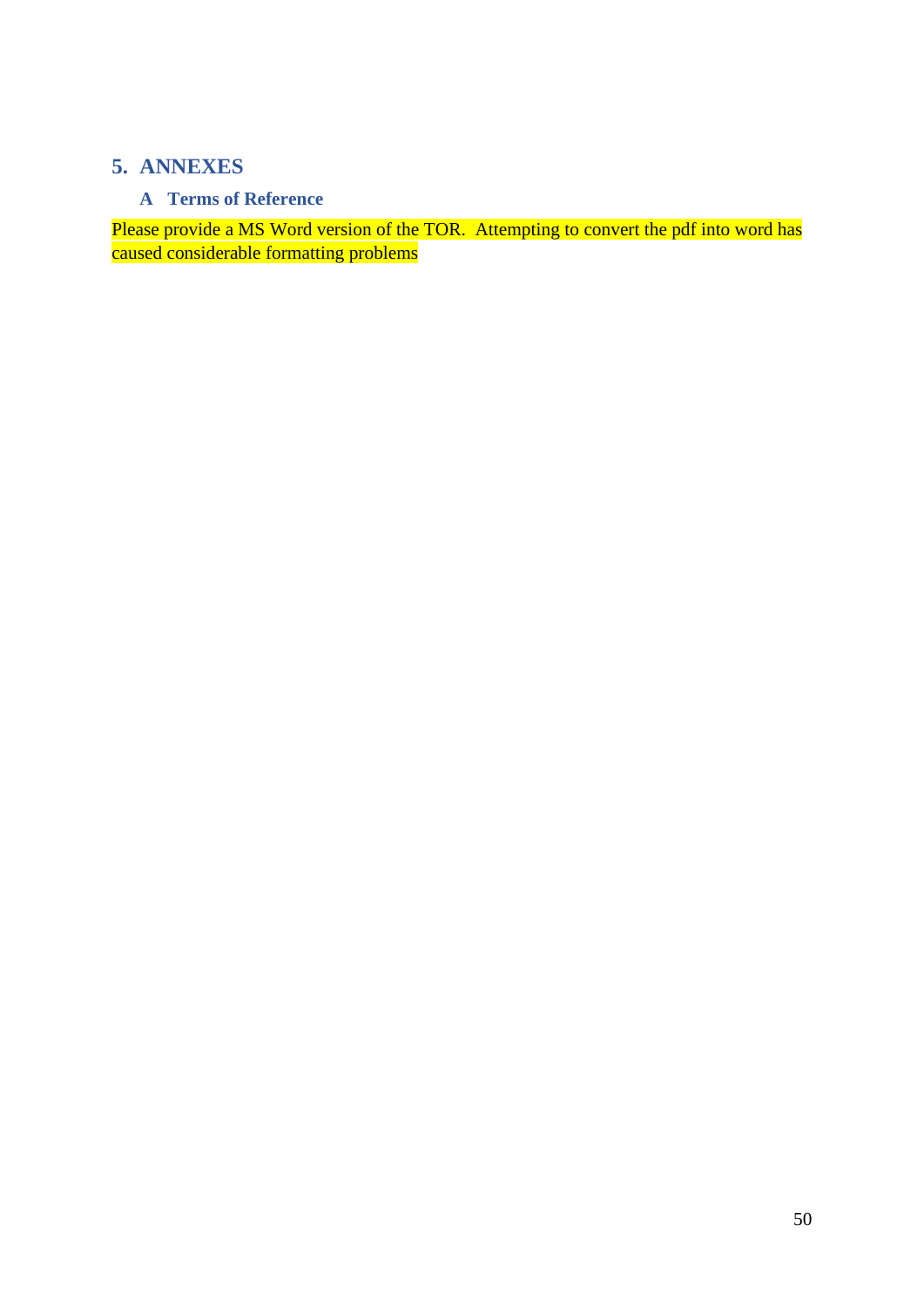# 5. ANNEXES

## A Terms of Reference

Please provide a MS Word version of the TOR.  Attempting to convert the pdf into word has caused considerable formatting problems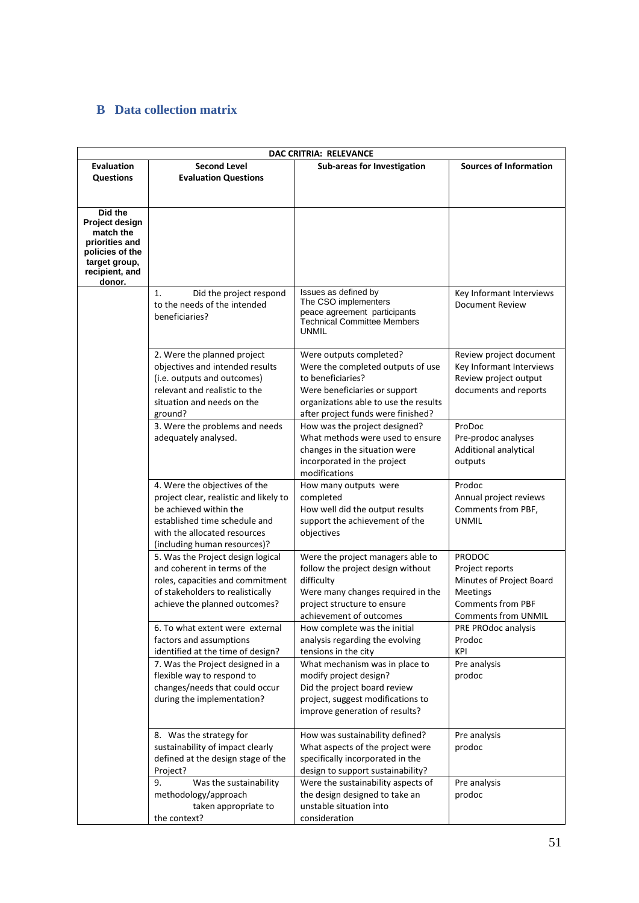## B Data collection matrix

| DAC CRITRIA: RELEVANCE | | | |
|---|---|---|---|
| **Evaluation Questions** | **Second Level Evaluation Questions** | **Sub-areas for Investigation** | **Sources of Information** |
| **Did the Project design match the priorities and policies of the target group, recipient, and donor.** | | | |
| | 1. Did the project respond to the needs of the intended beneficiaries? | Issues as defined by<br>The CSO implementers<br>peace agreement participants<br>Technical Committee Members<br>UNMIL | Key Informant Interviews<br>Document Review |
| | 2. Were the planned project objectives and intended results (i.e. outputs and outcomes) relevant and realistic to the situation and needs on the ground? | Were outputs completed?<br>Were the completed outputs of use to beneficiaries?<br>Were beneficiaries or support organizations able to use the results after project funds were finished? | Review project document<br>Key Informant Interviews<br>Review project output documents and reports |
| | 3. Were the problems and needs adequately analysed. | How was the project designed?<br>What methods were used to ensure changes in the situation were incorporated in the project modifications | ProDoc<br>Pre-prodoc analyses<br>Additional analytical outputs |
| | 4. Were the objectives of the project clear, realistic and likely to be achieved within the established time schedule and with the allocated resources (including human resources)? | How many outputs were completed<br>How well did the output results support the achievement of the objectives | Prodoc<br>Annual project reviews<br>Comments from PBF, UNMIL |
| | 5. Was the Project design logical and coherent in terms of the roles, capacities and commitment of stakeholders to realistically achieve the planned outcomes? | Were the project managers able to follow the project design without difficulty<br>Were many changes required in the project structure to ensure achievement of outcomes | PRODOC<br>Project reports<br>Minutes of Project Board Meetings<br>Comments from PBF<br>Comments from UNMIL |
| | 6. To what extent were external factors and assumptions identified at the time of design? | How complete was the initial analysis regarding the evolving tensions in the city | PRE PROdoc analysis<br>Prodoc<br>KPI |
| | 7. Was the Project designed in a flexible way to respond to changes/needs that could occur during the implementation? | What mechanism was in place to modify project design?<br>Did the project board review project, suggest modifications to improve generation of results? | Pre analysis<br>prodoc |
| | 8. Was the strategy for sustainability of impact clearly defined at the design stage of the Project? | How was sustainability defined?<br>What aspects of the project were specifically incorporated in the design to support sustainability? | Pre analysis<br>prodoc |
| | 9. Was the sustainability methodology/approach taken appropriate to the context? | Were the sustainability aspects of the design designed to take an unstable situation into consideration | Pre analysis<br>prodoc |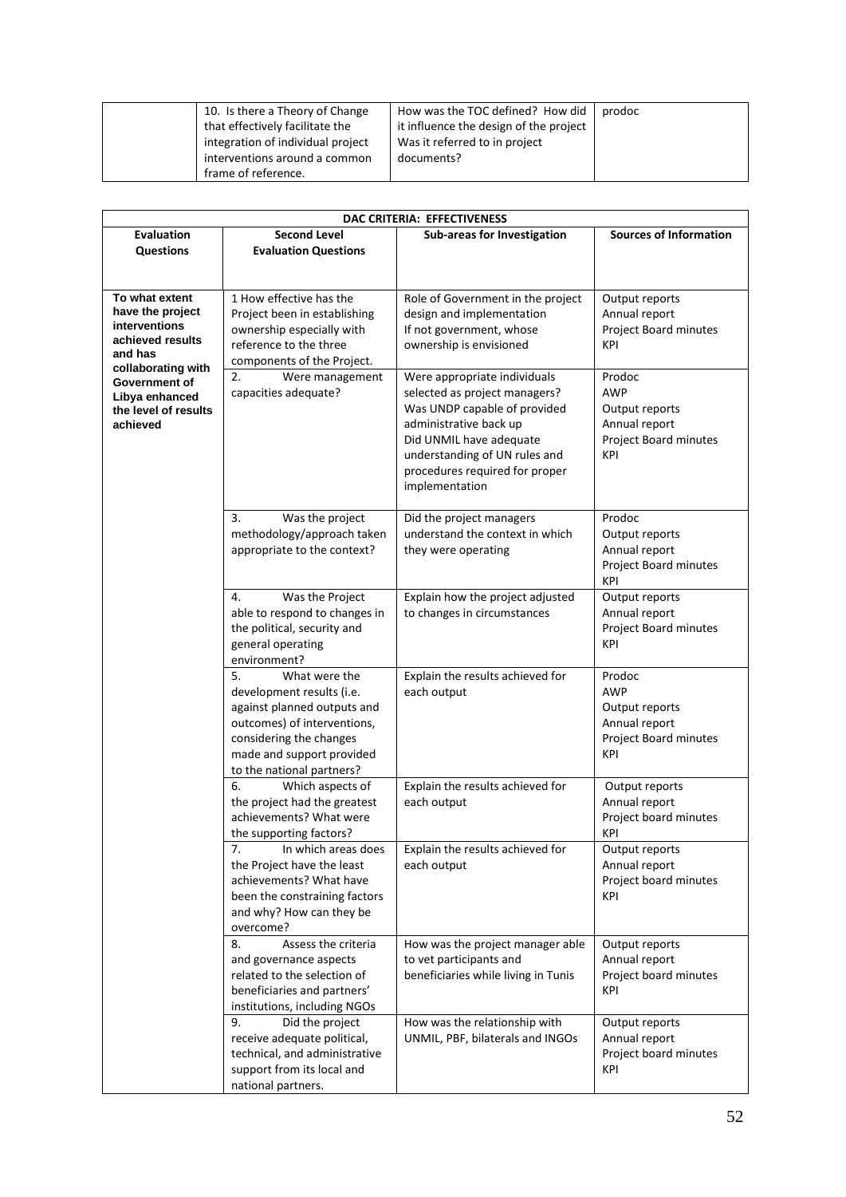| | | | |
|---|---|---|---|
| | 10. Is there a Theory of Change that effectively facilitate the integration of individual project interventions around a common frame of reference. | How was the TOC defined? How did it influence the design of the project Was it referred to in project documents? | prodoc |

| DAC CRITERIA: EFFECTIVENESS | | | |
|---|---|---|---|
| **Evaluation Questions** | **Second Level Evaluation Questions** | **Sub-areas for Investigation** | **Sources of Information** |
| **To what extent have the project interventions achieved results and has collaborating with Government of Libya enhanced the level of results achieved** | 1 How effective has the Project been in establishing ownership especially with reference to the three components of the Project. | Role of Government in the project design and implementation<br>If not government, whose ownership is envisioned | Output reports<br>Annual report<br>Project Board minutes<br>KPI |
| | 2. Were management capacities adequate? | Were appropriate individuals selected as project managers?<br>Was UNDP capable of provided administrative back up<br>Did UNMIL have adequate understanding of UN rules and procedures required for proper implementation | Prodoc<br>AWP<br>Output reports<br>Annual report<br>Project Board minutes<br>KPI |
| | 3. Was the project methodology/approach taken appropriate to the context? | Did the project managers understand the context in which they were operating | Prodoc<br>Output reports<br>Annual report<br>Project Board minutes<br>KPI |
| | 4. Was the Project able to respond to changes in the political, security and general operating environment? | Explain how the project adjusted to changes in circumstances | Output reports<br>Annual report<br>Project Board minutes<br>KPI |
| | 5. What were the development results (i.e. against planned outputs and outcomes) of interventions, considering the changes made and support provided to the national partners? | Explain the results achieved for each output | Prodoc<br>AWP<br>Output reports<br>Annual report<br>Project Board minutes<br>KPI |
| | 6. Which aspects of the project had the greatest achievements? What were the supporting factors? | Explain the results achieved for each output | Output reports<br>Annual report<br>Project board minutes<br>KPI |
| | 7. In which areas does the Project have the least achievements? What have been the constraining factors and why? How can they be overcome? | Explain the results achieved for each output | Output reports<br>Annual report<br>Project board minutes<br>KPI |
| | 8. Assess the criteria and governance aspects related to the selection of beneficiaries and partners' institutions, including NGOs | How was the project manager able to vet participants and beneficiaries while living in Tunis | Output reports<br>Annual report<br>Project board minutes<br>KPI |
| | 9. Did the project receive adequate political, technical, and administrative support from its local and national partners. | How was the relationship with UNMIL, PBF, bilaterals and INGOs | Output reports<br>Annual report<br>Project board minutes<br>KPI |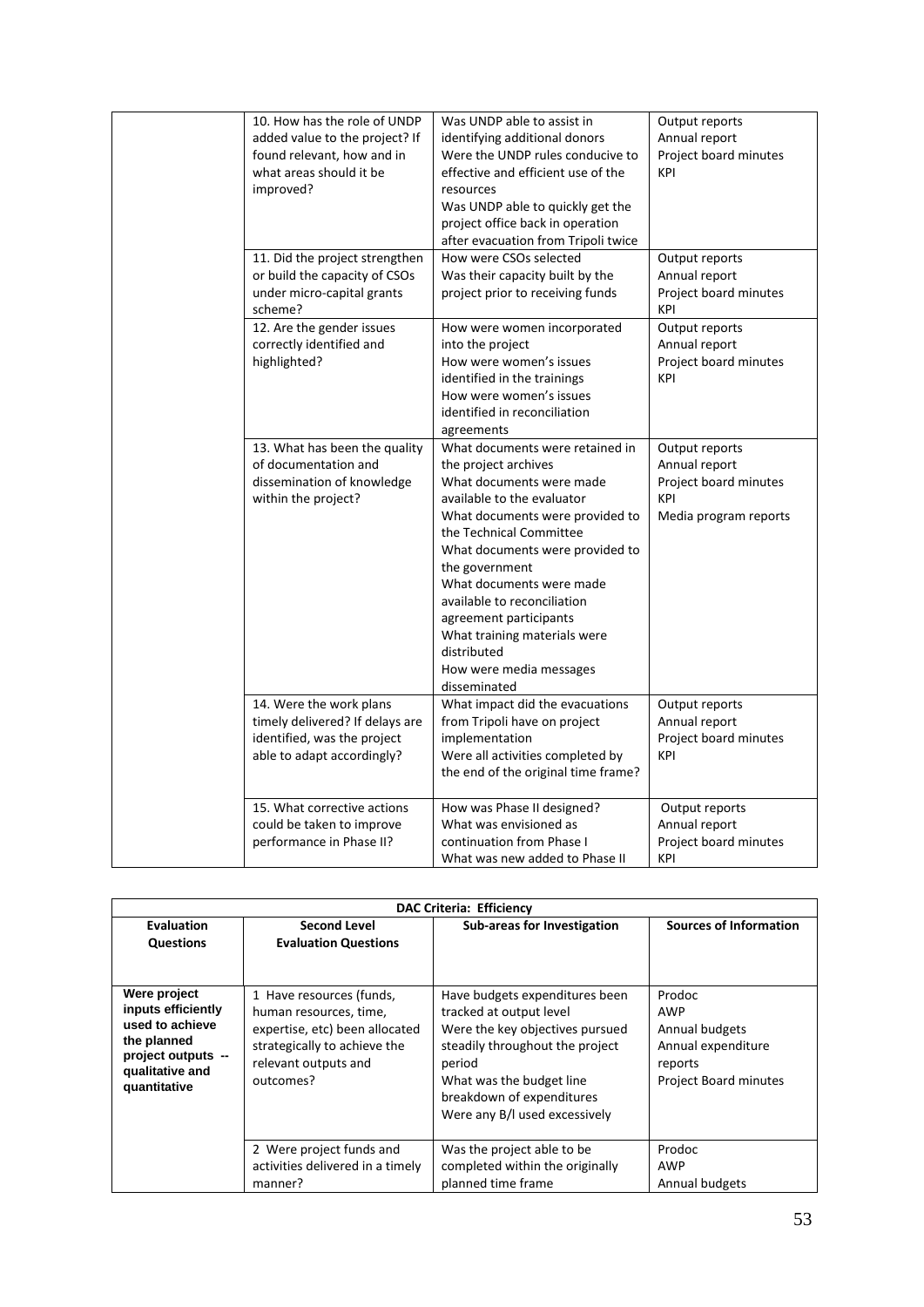| | | | |
|---|---|---|---|
| | 10. How has the role of UNDP added value to the project? If found relevant, how and in what areas should it be improved? | Was UNDP able to assist in identifying additional donors<br>Were the UNDP rules conducive to effective and efficient use of the resources<br>Was UNDP able to quickly get the project office back in operation after evacuation from Tripoli twice | Output reports<br>Annual report<br>Project board minutes<br>KPI |
| | 11. Did the project strengthen or build the capacity of CSOs under micro-capital grants scheme? | How were CSOs selected<br>Was their capacity built by the project prior to receiving funds | Output reports<br>Annual report<br>Project board minutes<br>KPI |
| | 12. Are the gender issues correctly identified and highlighted? | How were women incorporated into the project<br>How were women's issues identified in the trainings<br>How were women's issues identified in reconciliation agreements | Output reports<br>Annual report<br>Project board minutes<br>KPI |
| | 13. What has been the quality of documentation and dissemination of knowledge within the project? | What documents were retained in the project archives<br>What documents were made available to the evaluator<br>What documents were provided to the Technical Committee<br>What documents were provided to the government<br>What documents were made available to reconciliation agreement participants<br>What training materials were distributed<br>How were media messages disseminated | Output reports<br>Annual report<br>Project board minutes<br>KPI<br>Media program reports |
| | 14. Were the work plans timely delivered? If delays are identified, was the project able to adapt accordingly? | What impact did the evacuations from Tripoli have on project implementation<br>Were all activities completed by the end of the original time frame? | Output reports<br>Annual report<br>Project board minutes<br>KPI |
| | 15. What corrective actions could be taken to improve performance in Phase II? | How was Phase II designed?<br>What was envisioned as continuation from Phase I<br>What was new added to Phase II | Output reports<br>Annual report<br>Project board minutes<br>KPI |

| DAC Criteria: Efficiency | | | |
|---|---|---|---|
| **Evaluation Questions** | **Second Level Evaluation Questions** | **Sub-areas for Investigation** | **Sources of Information** |
| **Were project inputs efficiently used to achieve the planned project outputs -- qualitative and quantitative** | 1 Have resources (funds, human resources, time, expertise, etc) been allocated strategically to achieve the relevant outputs and outcomes? | Have budgets expenditures been tracked at output level<br>Were the key objectives pursued steadily throughout the project period<br>What was the budget line breakdown of expenditures<br>Were any B/l used excessively | Prodoc<br>AWP<br>Annual budgets<br>Annual expenditure reports<br>Project Board minutes |
| | 2 Were project funds and activities delivered in a timely manner? | Was the project able to be completed within the originally planned time frame | Prodoc<br>AWP<br>Annual budgets |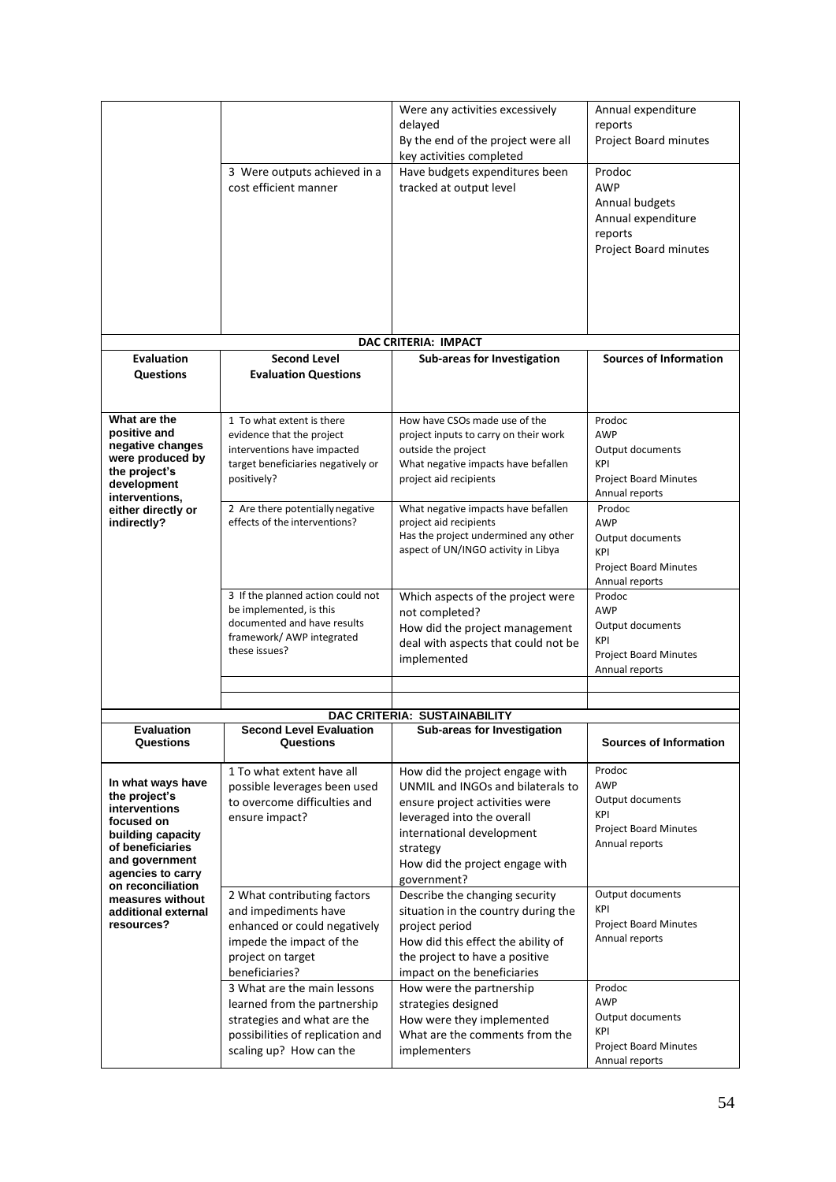| | | | |
|---|---|---|---|
| | | Were any activities excessively delayed<br>By the end of the project were all key activities completed | Annual expenditure reports<br>Project Board minutes |
| | 3 Were outputs achieved in a cost efficient manner | Have budgets expenditures been tracked at output level | Prodoc<br>AWP<br>Annual budgets<br>Annual expenditure reports<br>Project Board minutes |

**DAC CRITERIA: IMPACT**

| Evaluation Questions | Second Level Evaluation Questions | Sub-areas for Investigation | Sources of Information |
|---|---|---|---|
| **What are the positive and negative changes were produced by the project's development interventions, either directly or indirectly?** | 1 To what extent is there evidence that the project interventions have impacted target beneficiaries negatively or positively? | How have CSOs made use of the project inputs to carry on their work outside the project<br>What negative impacts have befallen project aid recipients | Prodoc<br>AWP<br>Output documents<br>KPI<br>Project Board Minutes<br>Annual reports |
| | 2 Are there potentially negative effects of the interventions? | What negative impacts have befallen project aid recipients<br>Has the project undermined any other aspect of UN/INGO activity in Libya | Prodoc<br>AWP<br>Output documents<br>KPI<br>Project Board Minutes<br>Annual reports |
| | 3 If the planned action could not be implemented, is this documented and have results framework/ AWP integrated these issues? | Which aspects of the project were not completed?<br>How did the project management deal with aspects that could not be implemented | Prodoc<br>AWP<br>Output documents<br>KPI<br>Project Board Minutes<br>Annual reports |
| | | | |

**DAC CRITERIA: SUSTAINABILITY**

| Evaluation Questions | Second Level Evaluation Questions | Sub-areas for Investigation | Sources of Information |
|---|---|---|---|
| **In what ways have the project's interventions focused on building capacity of beneficiaries and government agencies to carry on reconciliation measures without additional external resources?** | 1 To what extent have all possible leverages been used to overcome difficulties and ensure impact? | How did the project engage with UNMIL and INGOs and bilaterals to ensure project activities were leveraged into the overall international development strategy<br>How did the project engage with government? | Prodoc<br>AWP<br>Output documents<br>KPI<br>Project Board Minutes<br>Annual reports |
| | 2 What contributing factors and impediments have enhanced or could negatively impede the impact of the project on target beneficiaries? | Describe the changing security situation in the country during the project period<br>How did this effect the ability of the project to have a positive impact on the beneficiaries | Output documents<br>KPI<br>Project Board Minutes<br>Annual reports |
| | 3 What are the main lessons learned from the partnership strategies and what are the possibilities of replication and scaling up? How can the | How were the partnership strategies designed<br>How were they implemented<br>What are the comments from the implementers | Prodoc<br>AWP<br>Output documents<br>KPI<br>Project Board Minutes<br>Annual reports |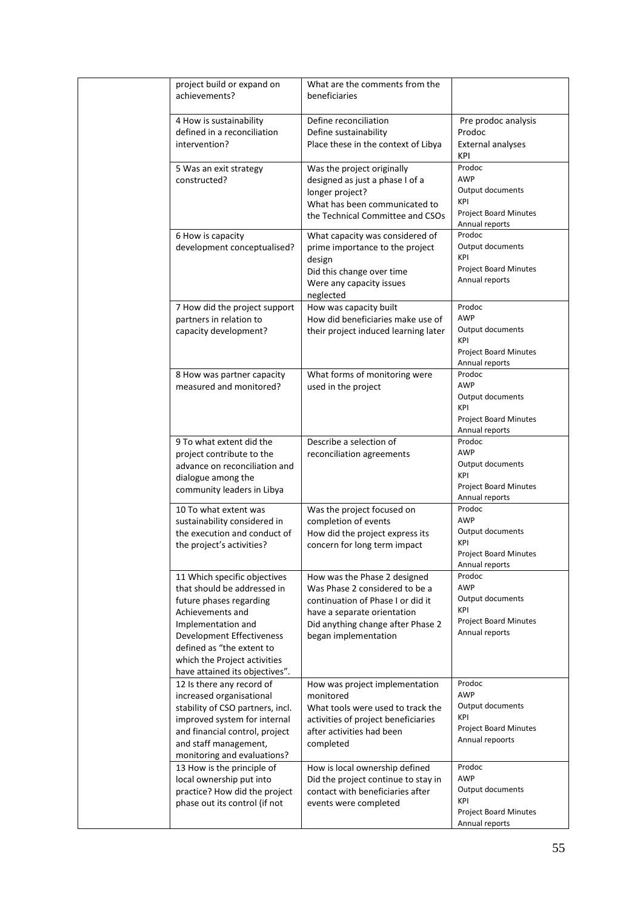| | | | |
|---|---|---|---|
| | project build or expand on achievements? | What are the comments from the beneficiaries | |
| | 4 How is sustainability defined in a reconciliation intervention? | Define reconciliation<br>Define sustainability<br>Place these in the context of Libya | Pre prodoc analysis<br>Prodoc<br>External analyses<br>KPI |
| | 5 Was an exit strategy constructed? | Was the project originally designed as just a phase I of a longer project?<br>What has been communicated to the Technical Committee and CSOs | Prodoc<br>AWP<br>Output documents<br>KPI<br>Project Board Minutes<br>Annual reports |
| | 6 How is capacity development conceptualised? | What capacity was considered of prime importance to the project design<br>Did this change over time<br>Were any capacity issues neglected | Prodoc<br>Output documents<br>KPI<br>Project Board Minutes<br>Annual reports |
| | 7 How did the project support partners in relation to capacity development? | How was capacity built<br>How did beneficiaries make use of their project induced learning later | Prodoc<br>AWP<br>Output documents<br>KPI<br>Project Board Minutes<br>Annual reports |
| | 8 How was partner capacity measured and monitored? | What forms of monitoring were used in the project | Prodoc<br>AWP<br>Output documents<br>KPI<br>Project Board Minutes<br>Annual reports |
| | 9 To what extent did the project contribute to the advance on reconciliation and dialogue among the community leaders in Libya | Describe a selection of reconciliation agreements | Prodoc<br>AWP<br>Output documents<br>KPI<br>Project Board Minutes<br>Annual reports |
| | 10 To what extent was sustainability considered in the execution and conduct of the project's activities? | Was the project focused on completion of events<br>How did the project express its concern for long term impact | Prodoc<br>AWP<br>Output documents<br>KPI<br>Project Board Minutes<br>Annual reports |
| | 11 Which specific objectives that should be addressed in future phases regarding Achievements and Implementation and Development Effectiveness defined as "the extent to which the Project activities have attained its objectives". | How was the Phase 2 designed<br>Was Phase 2 considered to be a continuation of Phase I or did it have a separate orientation<br>Did anything change after Phase 2 began implementation | Prodoc<br>AWP<br>Output documents<br>KPI<br>Project Board Minutes<br>Annual reports |
| | 12 Is there any record of increased organisational stability of CSO partners, incl. improved system for internal and financial control, project and staff management, monitoring and evaluations? | How was project implementation monitored<br>What tools were used to track the activities of project beneficiaries after activities had been completed | Prodoc<br>AWP<br>Output documents<br>KPI<br>Project Board Minutes<br>Annual repoorts |
| | 13 How is the principle of local ownership put into practice? How did the project phase out its control (if not | How is local ownership defined<br>Did the project continue to stay in contact with beneficiaries after events were completed | Prodoc<br>AWP<br>Output documents<br>KPI<br>Project Board Minutes<br>Annual reports |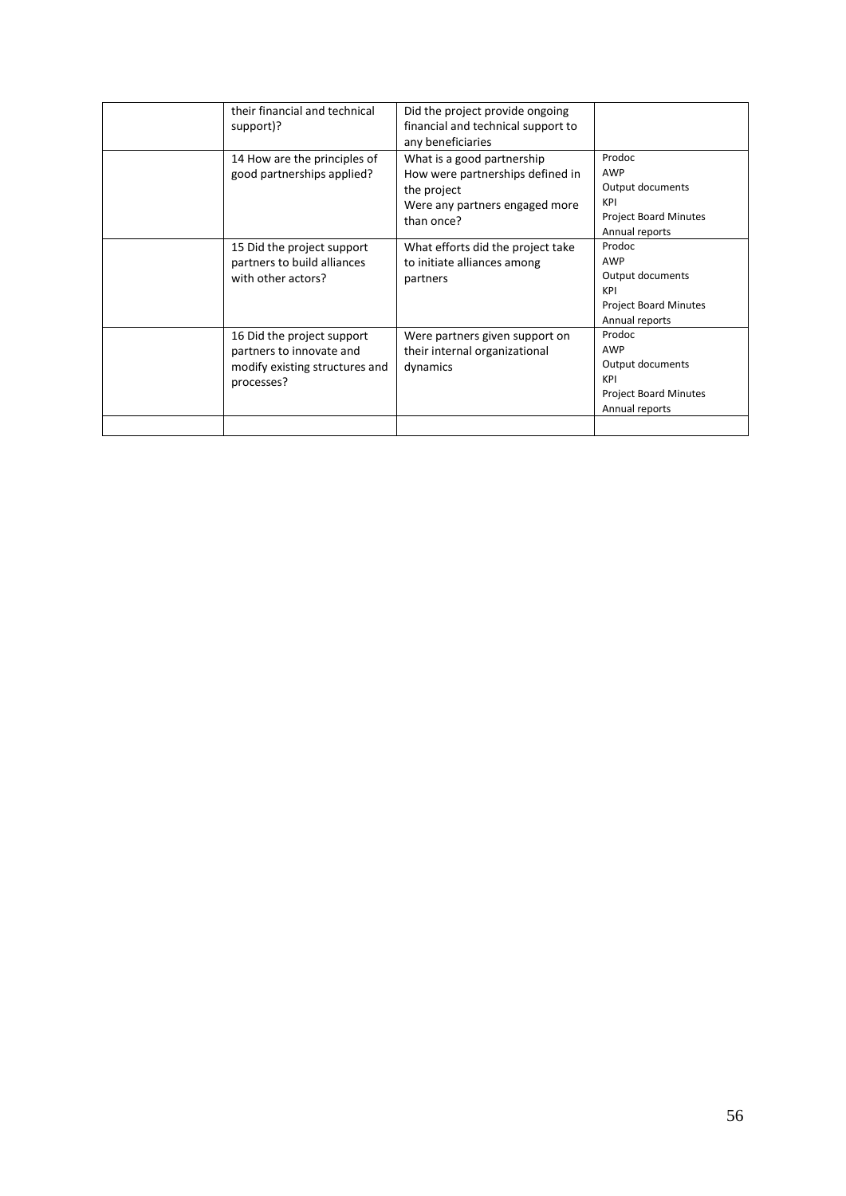| | | | |
|---|---|---|---|
| | their financial and technical support)? | Did the project provide ongoing financial and technical support to any beneficiaries | |
| | 14 How are the principles of good partnerships applied? | What is a good partnership<br>How were partnerships defined in the project<br>Were any partners engaged more than once? | Prodoc<br>AWP<br>Output documents<br>KPI<br>Project Board Minutes<br>Annual reports |
| | 15 Did the project support partners to build alliances with other actors? | What efforts did the project take to initiate alliances among partners | Prodoc<br>AWP<br>Output documents<br>KPI<br>Project Board Minutes<br>Annual reports |
| | 16 Did the project support partners to innovate and modify existing structures and processes? | Were partners given support on their internal organizational dynamics | Prodoc<br>AWP<br>Output documents<br>KPI<br>Project Board Minutes<br>Annual reports |
| | | | |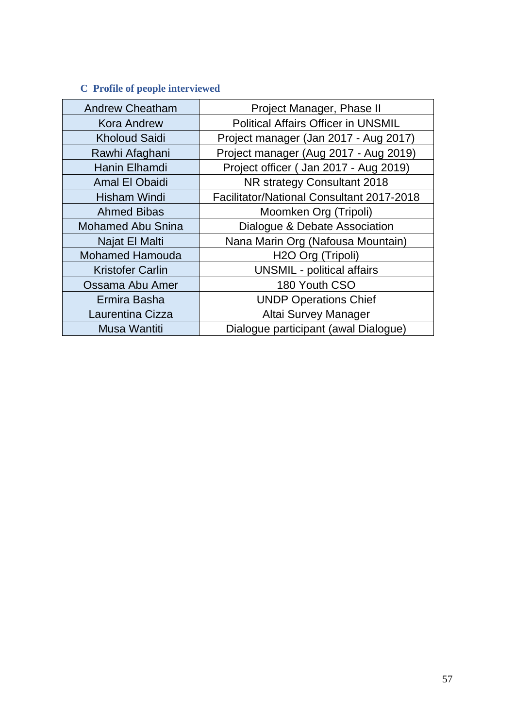### C Profile of people interviewed

| | |
|---|---|
| Andrew Cheatham | Project Manager, Phase II |
| Kora Andrew | Political Affairs Officer in UNSMIL |
| Kholoud Saidi | Project manager (Jan 2017 - Aug 2017) |
| Rawhi Afaghani | Project manager (Aug 2017 - Aug 2019) |
| Hanin Elhamdi | Project officer ( Jan 2017 - Aug 2019) |
| Amal El Obaidi | NR strategy Consultant 2018 |
| Hisham Windi | Facilitator/National Consultant 2017-2018 |
| Ahmed Bibas | Moomken Org (Tripoli) |
| Mohamed Abu Snina | Dialogue & Debate Association |
| Najat El Malti | Nana Marin Org (Nafousa Mountain) |
| Mohamed Hamouda | H2O Org (Tripoli) |
| Kristofer Carlin | UNSMIL - political affairs |
| Ossama Abu Amer | 180 Youth CSO |
| Ermira Basha | UNDP Operations Chief |
| Laurentina Cizza | Altai Survey Manager |
| Musa Wantiti | Dialogue participant (awal Dialogue) |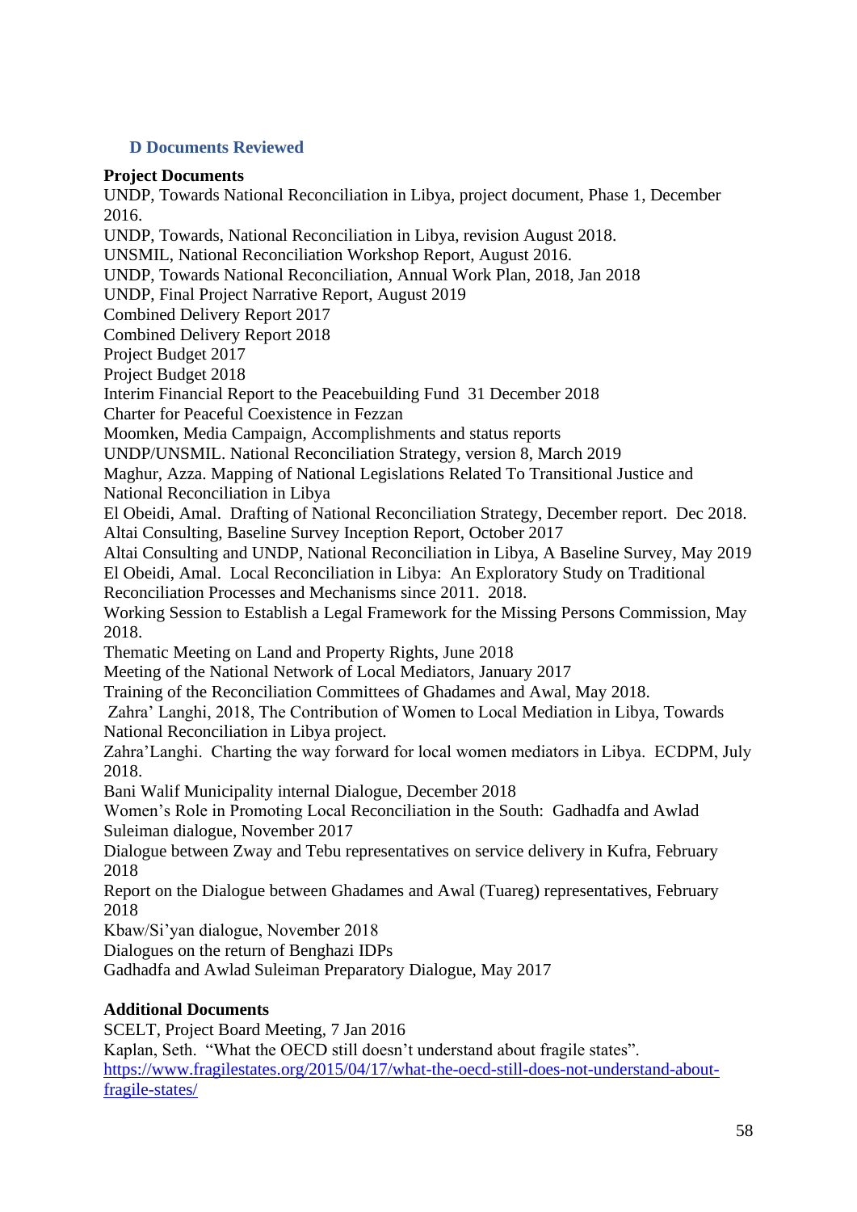## D Documents Reviewed

**Project Documents**

UNDP, Towards National Reconciliation in Libya, project document, Phase 1, December 2016.
UNDP, Towards, National Reconciliation in Libya, revision August 2018.
UNSMIL, National Reconciliation Workshop Report, August 2016.
UNDP, Towards National Reconciliation, Annual Work Plan, 2018, Jan 2018
UNDP, Final Project Narrative Report, August 2019
Combined Delivery Report 2017
Combined Delivery Report 2018
Project Budget 2017
Project Budget 2018
Interim Financial Report to the Peacebuilding Fund 31 December 2018
Charter for Peaceful Coexistence in Fezzan
Moomken, Media Campaign, Accomplishments and status reports
UNDP/UNSMIL. National Reconciliation Strategy, version 8, March 2019
Maghur, Azza. Mapping of National Legislations Related To Transitional Justice and National Reconciliation in Libya
El Obeidi, Amal. Drafting of National Reconciliation Strategy, December report. Dec 2018.
Altai Consulting, Baseline Survey Inception Report, October 2017
Altai Consulting and UNDP, National Reconciliation in Libya, A Baseline Survey, May 2019
El Obeidi, Amal. Local Reconciliation in Libya: An Exploratory Study on Traditional Reconciliation Processes and Mechanisms since 2011. 2018.
Working Session to Establish a Legal Framework for the Missing Persons Commission, May 2018.
Thematic Meeting on Land and Property Rights, June 2018
Meeting of the National Network of Local Mediators, January 2017
Training of the Reconciliation Committees of Ghadames and Awal, May 2018.
Zahra' Langhi, 2018, The Contribution of Women to Local Mediation in Libya, Towards National Reconciliation in Libya project.
Zahra'Langhi. Charting the way forward for local women mediators in Libya. ECDPM, July 2018.
Bani Walif Municipality internal Dialogue, December 2018
Women's Role in Promoting Local Reconciliation in the South: Gadhadfa and Awlad Suleiman dialogue, November 2017
Dialogue between Zway and Tebu representatives on service delivery in Kufra, February 2018
Report on the Dialogue between Ghadames and Awal (Tuareg) representatives, February 2018
Kbaw/Si'yan dialogue, November 2018
Dialogues on the return of Benghazi IDPs
Gadhadfa and Awlad Suleiman Preparatory Dialogue, May 2017

**Additional Documents**

SCELT, Project Board Meeting, 7 Jan 2016
Kaplan, Seth. "What the OECD still doesn't understand about fragile states". https://www.fragilestates.org/2015/04/17/what-the-oecd-still-does-not-understand-about-fragile-states/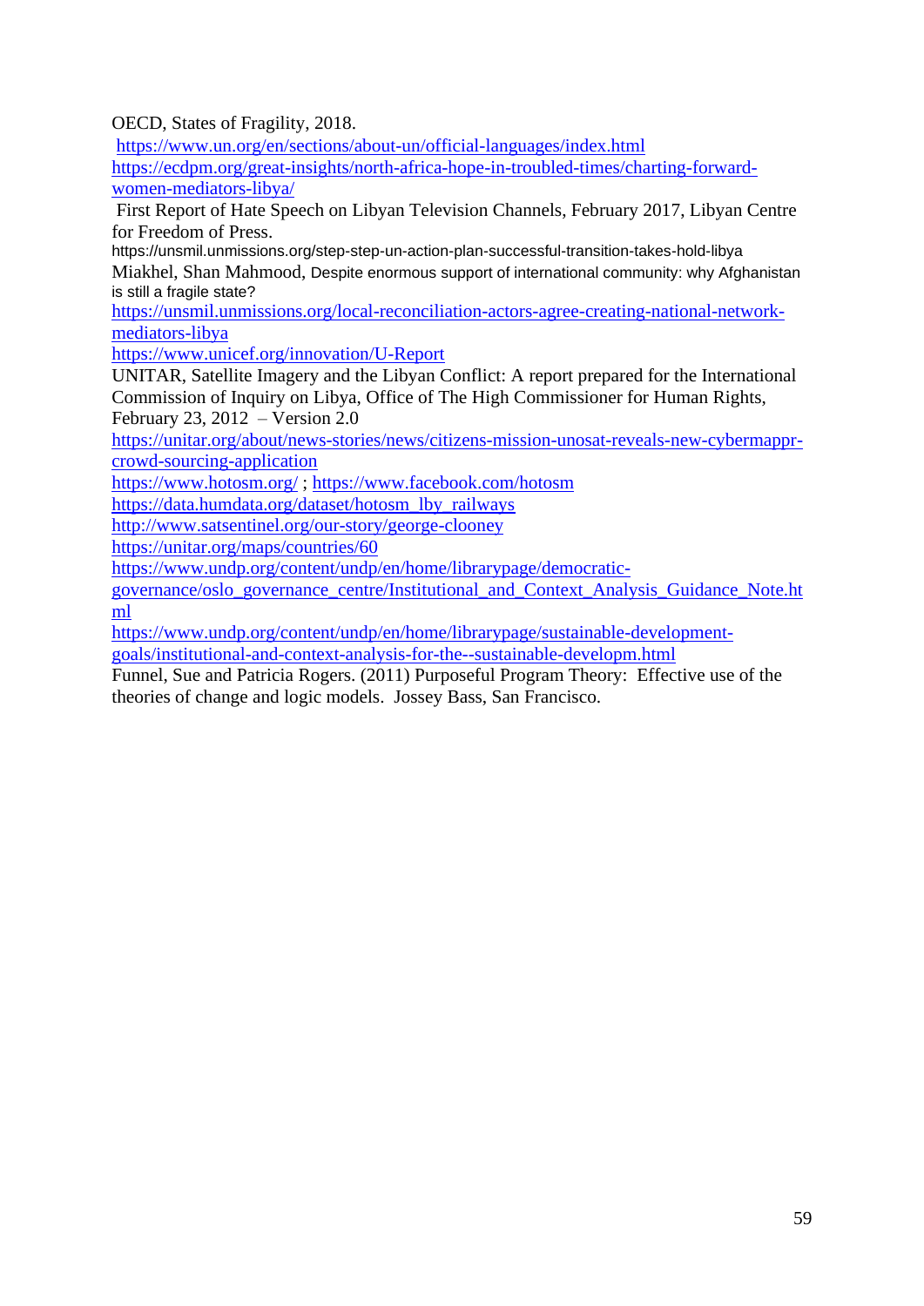OECD, States of Fragility, 2018.

https://www.un.org/en/sections/about-un/official-languages/index.html

https://ecdpm.org/great-insights/north-africa-hope-in-troubled-times/charting-forward-women-mediators-libya/

First Report of Hate Speech on Libyan Television Channels, February 2017, Libyan Centre for Freedom of Press.

https://unsmil.unmissions.org/step-step-un-action-plan-successful-transition-takes-hold-libya

Miakhel, Shan Mahmood, Despite enormous support of international community: why Afghanistan is still a fragile state?

https://unsmil.unmissions.org/local-reconciliation-actors-agree-creating-national-network-mediators-libya

https://www.unicef.org/innovation/U-Report

UNITAR, Satellite Imagery and the Libyan Conflict: A report prepared for the International Commission of Inquiry on Libya, Office of The High Commissioner for Human Rights, February 23, 2012 – Version 2.0

https://unitar.org/about/news-stories/news/citizens-mission-unosat-reveals-new-cybermappr-crowd-sourcing-application

https://www.hotosm.org/ ; https://www.facebook.com/hotosm

https://data.humdata.org/dataset/hotosm_lby_railways

http://www.satsentinel.org/our-story/george-clooney

https://unitar.org/maps/countries/60

https://www.undp.org/content/undp/en/home/librarypage/democratic-governance/oslo_governance_centre/Institutional_and_Context_Analysis_Guidance_Note.html

https://www.undp.org/content/undp/en/home/librarypage/sustainable-development-goals/institutional-and-context-analysis-for-the--sustainable-developm.html

Funnel, Sue and Patricia Rogers. (2011) Purposeful Program Theory: Effective use of the theories of change and logic models. Jossey Bass, San Francisco.